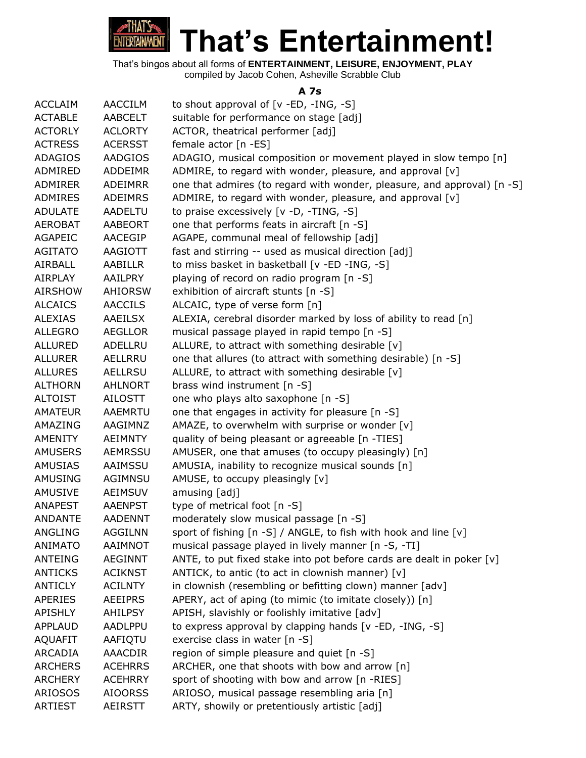# That's Entertainment!

That's bingos about all forms of **ENTERTAINMENT, LEISURE, ENJOYMENT, PLAY**
compiled by Jacob Cohen, Asheville Scrabble Club

### A 7s

| | | |
|---|---|---|
| ACCLAIM | AACCILM | to shout approval of [v -ED, -ING, -S] |
| ACTABLE | AABCELT | suitable for performance on stage [adj] |
| ACTORLY | ACLORTY | ACTOR, theatrical performer [adj] |
| ACTRESS | ACERSST | female actor [n -ES] |
| ADAGIOS | AADGIOS | ADAGIO, musical composition or movement played in slow tempo [n] |
| ADMIRED | ADDEIMR | ADMIRE, to regard with wonder, pleasure, and approval [v] |
| ADMIRER | ADEIMRR | one that admires (to regard with wonder, pleasure, and approval) [n -S] |
| ADMIRES | ADEIMRS | ADMIRE, to regard with wonder, pleasure, and approval [v] |
| ADULATE | AADELTU | to praise excessively [v -D, -TING, -S] |
| AEROBAT | AABEORT | one that performs feats in aircraft [n -S] |
| AGAPEIC | AACEGIP | AGAPE, communal meal of fellowship [adj] |
| AGITATO | AAGIOTT | fast and stirring -- used as musical direction [adj] |
| AIRBALL | AABILLR | to miss basket in basketball [v -ED -ING, -S] |
| AIRPLAY | AAILPRY | playing of record on radio program [n -S] |
| AIRSHOW | AHIORSW | exhibition of aircraft stunts [n -S] |
| ALCAICS | AACCILS | ALCAIC, type of verse form [n] |
| ALEXIAS | AAEILSX | ALEXIA, cerebral disorder marked by loss of ability to read [n] |
| ALLEGRO | AEGLLOR | musical passage played in rapid tempo [n -S] |
| ALLURED | ADELLRU | ALLURE, to attract with something desirable [v] |
| ALLURER | AELLRRU | one that allures (to attract with something desirable) [n -S] |
| ALLURES | AELLRSU | ALLURE, to attract with something desirable [v] |
| ALTHORN | AHLNORT | brass wind instrument [n -S] |
| ALTOIST | AILOSTT | one who plays alto saxophone [n -S] |
| AMATEUR | AAEMRTU | one that engages in activity for pleasure [n -S] |
| AMAZING | AAGIMNZ | AMAZE, to overwhelm with surprise or wonder [v] |
| AMENITY | AEIMNTY | quality of being pleasant or agreeable [n -TIES] |
| AMUSERS | AEMRSSU | AMUSER, one that amuses (to occupy pleasingly) [n] |
| AMUSIAS | AAIMSSU | AMUSIA, inability to recognize musical sounds [n] |
| AMUSING | AGIMNSU | AMUSE, to occupy pleasingly [v] |
| AMUSIVE | AEIMSUV | amusing [adj] |
| ANAPEST | AAENPST | type of metrical foot [n -S] |
| ANDANTE | AADENNT | moderately slow musical passage [n -S] |
| ANGLING | AGGILNN | sport of fishing [n -S] / ANGLE, to fish with hook and line [v] |
| ANIMATO | AAIMNOT | musical passage played in lively manner [n -S, -TI] |
| ANTEING | AEGINNT | ANTE, to put fixed stake into pot before cards are dealt in poker [v] |
| ANTICKS | ACIKNST | ANTICK, to antic (to act in clownish manner) [v] |
| ANTICLY | ACILNTY | in clownish (resembling or befitting clown) manner [adv] |
| APERIES | AEEIPRS | APERY, act of aping (to mimic (to imitate closely)) [n] |
| APISHLY | AHILPSY | APISH, slavishly or foolishly imitative [adv] |
| APPLAUD | AADLPPU | to express approval by clapping hands [v -ED, -ING, -S] |
| AQUAFIT | AAFIQTU | exercise class in water [n -S] |
| ARCADIA | AAACDIR | region of simple pleasure and quiet [n -S] |
| ARCHERS | ACEHRRS | ARCHER, one that shoots with bow and arrow [n] |
| ARCHERY | ACEHRRY | sport of shooting with bow and arrow [n -RIES] |
| ARIOSOS | AIOORSS | ARIOSO, musical passage resembling aria [n] |
| ARTIEST | AEIRSTT | ARTY, showily or pretentiously artistic [adj] |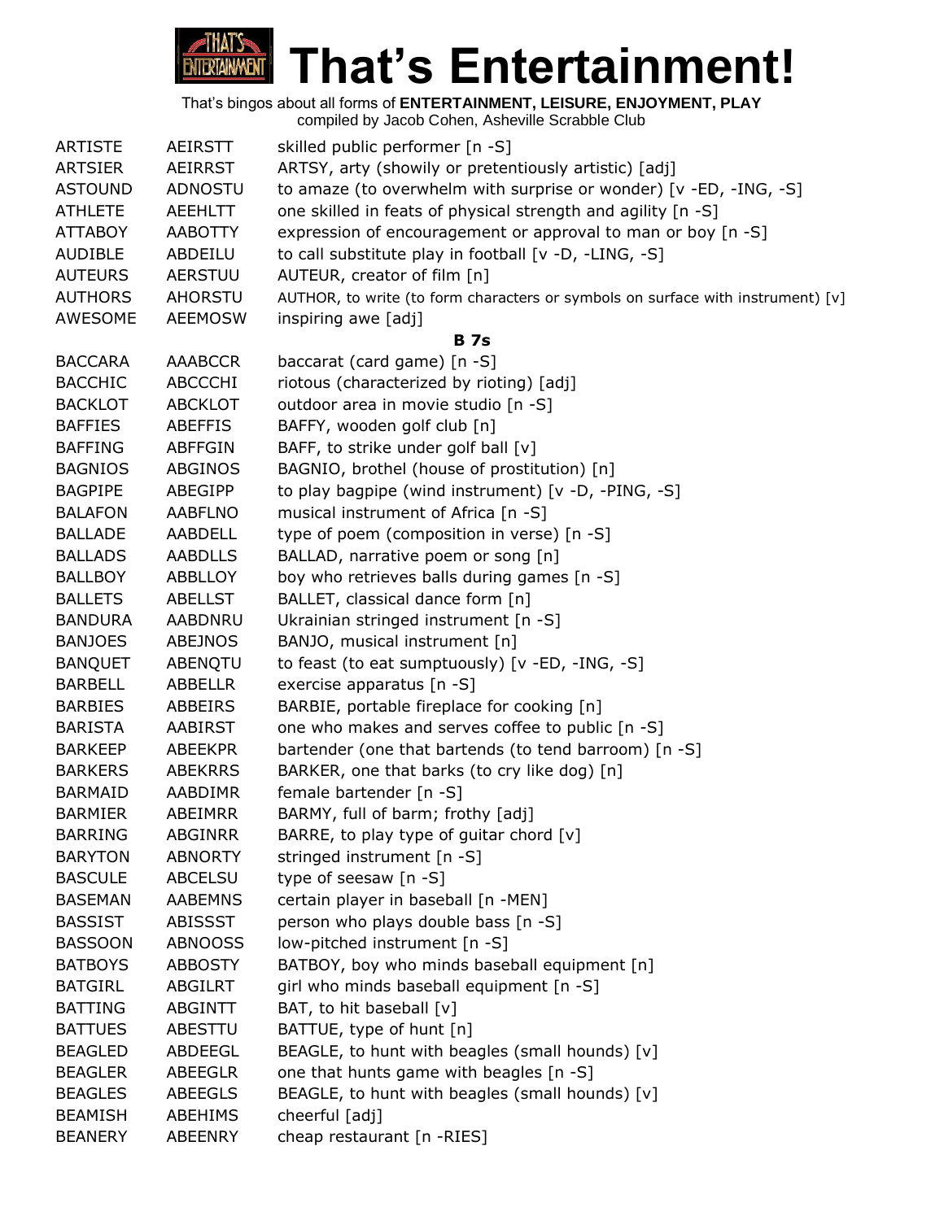# That's Entertainment!

That's bingos about all forms of **ENTERTAINMENT, LEISURE, ENJOYMENT, PLAY**
compiled by Jacob Cohen, Asheville Scrabble Club

| | | |
|---|---|---|
| ARTISTE | AEIRSTT | skilled public performer [n -S] |
| ARTSIER | AEIRRST | ARTSY, arty (showily or pretentiously artistic) [adj] |
| ASTOUND | ADNOSTU | to amaze (to overwhelm with surprise or wonder) [v -ED, -ING, -S] |
| ATHLETE | AEEHLTT | one skilled in feats of physical strength and agility [n -S] |
| ATTABOY | AABOTTY | expression of encouragement or approval to man or boy [n -S] |
| AUDIBLE | ABDEILU | to call substitute play in football [v -D, -LING, -S] |
| AUTEURS | AERSTUU | AUTEUR, creator of film [n] |
| AUTHORS | AHORSTU | AUTHOR, to write (to form characters or symbols on surface with instrument) [v] |
| AWESOME | AEEMOSW | inspiring awe [adj] |
| | | **B 7s** |
| BACCARA | AAABCCR | baccarat (card game) [n -S] |
| BACCHIC | ABCCCHI | riotous (characterized by rioting) [adj] |
| BACKLOT | ABCKLOT | outdoor area in movie studio [n -S] |
| BAFFIES | ABEFFIS | BAFFY, wooden golf club [n] |
| BAFFING | ABFFGIN | BAFF, to strike under golf ball [v] |
| BAGNIOS | ABGINOS | BAGNIO, brothel (house of prostitution) [n] |
| BAGPIPE | ABEGIPP | to play bagpipe (wind instrument) [v -D, -PING, -S] |
| BALAFON | AABFLNO | musical instrument of Africa [n -S] |
| BALLADE | AABDELL | type of poem (composition in verse) [n -S] |
| BALLADS | AABDLLS | BALLAD, narrative poem or song [n] |
| BALLBOY | ABBLLOY | boy who retrieves balls during games [n -S] |
| BALLETS | ABELLST | BALLET, classical dance form [n] |
| BANDURA | AABDNRU | Ukrainian stringed instrument [n -S] |
| BANJOES | ABEJNOS | BANJO, musical instrument [n] |
| BANQUET | ABENQTU | to feast (to eat sumptuously) [v -ED, -ING, -S] |
| BARBELL | ABBELLR | exercise apparatus [n -S] |
| BARBIES | ABBEIRS | BARBIE, portable fireplace for cooking [n] |
| BARISTA | AABIRST | one who makes and serves coffee to public [n -S] |
| BARKEEP | ABEEKPR | bartender (one that bartends (to tend barroom) [n -S] |
| BARKERS | ABEKRRS | BARKER, one that barks (to cry like dog) [n] |
| BARMAID | AABDIMR | female bartender [n -S] |
| BARMIER | ABEIMRR | BARMY, full of barm; frothy [adj] |
| BARRING | ABGINRR | BARRE, to play type of guitar chord [v] |
| BARYTON | ABNORTY | stringed instrument [n -S] |
| BASCULE | ABCELSU | type of seesaw [n -S] |
| BASEMAN | AABEMNS | certain player in baseball [n -MEN] |
| BASSIST | ABISSST | person who plays double bass [n -S] |
| BASSOON | ABNOOSS | low-pitched instrument [n -S] |
| BATBOYS | ABBOSTY | BATBOY, boy who minds baseball equipment [n] |
| BATGIRL | ABGILRT | girl who minds baseball equipment [n -S] |
| BATTING | ABGINTT | BAT, to hit baseball [v] |
| BATTUES | ABESTTU | BATTUE, type of hunt [n] |
| BEAGLED | ABDEEGL | BEAGLE, to hunt with beagles (small hounds) [v] |
| BEAGLER | ABEEGLR | one that hunts game with beagles [n -S] |
| BEAGLES | ABEEGLS | BEAGLE, to hunt with beagles (small hounds) [v] |
| BEAMISH | ABEHIMS | cheerful [adj] |
| BEANERY | ABEENRY | cheap restaurant [n -RIES] |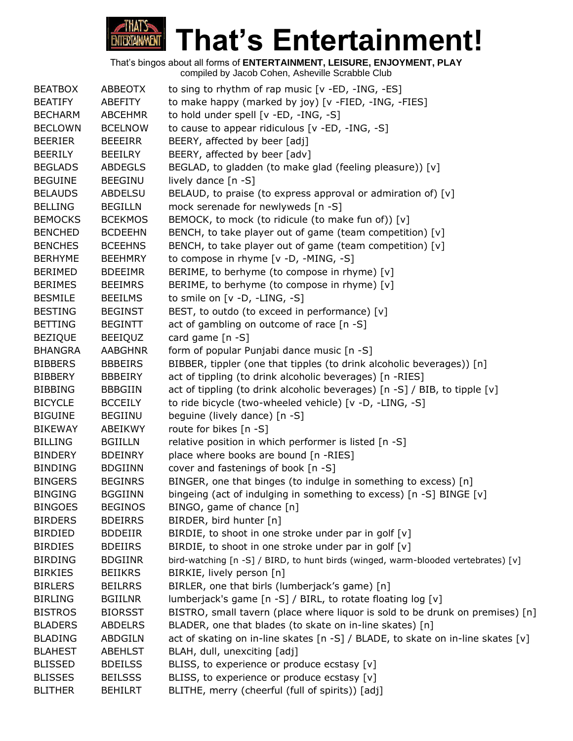# That's Entertainment!

That's bingos about all forms of **ENTERTAINMENT, LEISURE, ENJOYMENT, PLAY**
compiled by Jacob Cohen, Asheville Scrabble Club

| | | |
|---|---|---|
| BEATBOX | ABBEOTX | to sing to rhythm of rap music [v -ED, -ING, -ES] |
| BEATIFY | ABEFITY | to make happy (marked by joy) [v -FIED, -ING, -FIES] |
| BECHARM | ABCEHMR | to hold under spell [v -ED, -ING, -S] |
| BECLOWN | BCELNOW | to cause to appear ridiculous [v -ED, -ING, -S] |
| BEERIER | BEEEIRR | BEERY, affected by beer [adj] |
| BEERILY | BEEILRY | BEERY, affected by beer [adv] |
| BEGLADS | ABDEGLS | BEGLAD, to gladden (to make glad (feeling pleasure)) [v] |
| BEGUINE | BEEGINU | lively dance [n -S] |
| BELAUDS | ABDELSU | BELAUD, to praise (to express approval or admiration of) [v] |
| BELLING | BEGILLN | mock serenade for newlyweds [n -S] |
| BEMOCKS | BCEKMOS | BEMOCK, to mock (to ridicule (to make fun of)) [v] |
| BENCHED | BCDEEHN | BENCH, to take player out of game (team competition) [v] |
| BENCHES | BCEEHNS | BENCH, to take player out of game (team competition) [v] |
| BERHYME | BEEHMRY | to compose in rhyme [v -D, -MING, -S] |
| BERIMED | BDEEIMR | BERIME, to berhyme (to compose in rhyme) [v] |
| BERIMES | BEEIMRS | BERIME, to berhyme (to compose in rhyme) [v] |
| BESMILE | BEEILMS | to smile on [v -D, -LING, -S] |
| BESTING | BEGINST | BEST, to outdo (to exceed in performance) [v] |
| BETTING | BEGINTT | act of gambling on outcome of race [n -S] |
| BEZIQUE | BEEIQUZ | card game [n -S] |
| BHANGRA | AABGHNR | form of popular Punjabi dance music [n -S] |
| BIBBERS | BBBEIRS | BIBBER, tippler (one that tipples (to drink alcoholic beverages)) [n] |
| BIBBERY | BBBEIRY | act of tippling (to drink alcoholic beverages) [n -RIES] |
| BIBBING | BBBGIIN | act of tippling (to drink alcoholic beverages) [n -S] / BIB, to tipple [v] |
| BICYCLE | BCCEILY | to ride bicycle (two-wheeled vehicle) [v -D, -LING, -S] |
| BIGUINE | BEGIINU | beguine (lively dance) [n -S] |
| BIKEWAY | ABEIKWY | route for bikes [n -S] |
| BILLING | BGIILLN | relative position in which performer is listed [n -S] |
| BINDERY | BDEINRY | place where books are bound [n -RIES] |
| BINDING | BDGIINN | cover and fastenings of book [n -S] |
| BINGERS | BEGINRS | BINGER, one that binges (to indulge in something to excess) [n] |
| BINGING | BGGIINN | bingeing (act of indulging in something to excess) [n -S] BINGE [v] |
| BINGOES | BEGINOS | BINGO, game of chance [n] |
| BIRDERS | BDEIRRS | BIRDER, bird hunter [n] |
| BIRDIED | BDDEIIR | BIRDIE, to shoot in one stroke under par in golf [v] |
| BIRDIES | BDEIIRS | BIRDIE, to shoot in one stroke under par in golf [v] |
| BIRDING | BDGIINR | bird-watching [n -S] / BIRD, to hunt birds (winged, warm-blooded vertebrates) [v] |
| BIRKIES | BEIIKRS | BIRKIE, lively person [n] |
| BIRLERS | BEILRRS | BIRLER, one that birls (lumberjack's game) [n] |
| BIRLING | BGIILNR | lumberjack's game [n -S] / BIRL, to rotate floating log [v] |
| BISTROS | BIORSST | BISTRO, small tavern (place where liquor is sold to be drunk on premises) [n] |
| BLADERS | ABDELRS | BLADER, one that blades (to skate on in-line skates) [n] |
| BLADING | ABDGILN | act of skating on in-line skates [n -S] / BLADE, to skate on in-line skates [v] |
| BLAHEST | ABEHLST | BLAH, dull, unexciting [adj] |
| BLISSED | BDEILSS | BLISS, to experience or produce ecstasy [v] |
| BLISSES | BEILSSS | BLISS, to experience or produce ecstasy [v] |
| BLITHER | BEHILRT | BLITHE, merry (cheerful (full of spirits)) [adj] |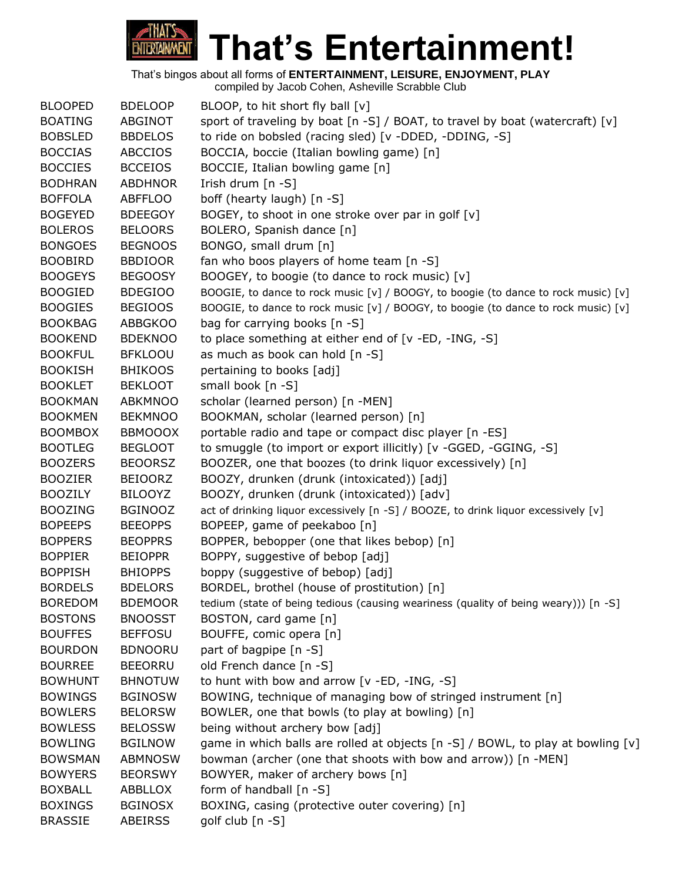# That's Entertainment!

That's bingos about all forms of **ENTERTAINMENT, LEISURE, ENJOYMENT, PLAY**
compiled by Jacob Cohen, Asheville Scrabble Club

| | | |
|---|---|---|
| BLOOPED | BDELOOP | BLOOP, to hit short fly ball [v] |
| BOATING | ABGINOT | sport of traveling by boat [n -S] / BOAT, to travel by boat (watercraft) [v] |
| BOBSLED | BBDELOS | to ride on bobsled (racing sled) [v -DDED, -DDING, -S] |
| BOCCIAS | ABCCIOS | BOCCIA, boccie (Italian bowling game) [n] |
| BOCCIES | BCCEIOS | BOCCIE, Italian bowling game [n] |
| BODHRAN | ABDHNOR | Irish drum [n -S] |
| BOFFOLA | ABFFLOO | boff (hearty laugh) [n -S] |
| BOGEYED | BDEEGOY | BOGEY, to shoot in one stroke over par in golf [v] |
| BOLEROS | BELOORS | BOLERO, Spanish dance [n] |
| BONGOES | BEGNOOS | BONGO, small drum [n] |
| BOOBIRD | BBDIOOR | fan who boos players of home team [n -S] |
| BOOGEYS | BEGOOSY | BOOGEY, to boogie (to dance to rock music) [v] |
| BOOGIED | BDEGIOO | BOOGIE, to dance to rock music [v] / BOOGY, to boogie (to dance to rock music) [v] |
| BOOGIES | BEGIOOS | BOOGIE, to dance to rock music [v] / BOOGY, to boogie (to dance to rock music) [v] |
| BOOKBAG | ABBGKOO | bag for carrying books [n -S] |
| BOOKEND | BDEKNOO | to place something at either end of [v -ED, -ING, -S] |
| BOOKFUL | BFKLOOU | as much as book can hold [n -S] |
| BOOKISH | BHIKOOS | pertaining to books [adj] |
| BOOKLET | BEKLOOT | small book [n -S] |
| BOOKMAN | ABKMNOO | scholar (learned person) [n -MEN] |
| BOOKMEN | BEKMNOO | BOOKMAN, scholar (learned person) [n] |
| BOOMBOX | BBMOOOX | portable radio and tape or compact disc player [n -ES] |
| BOOTLEG | BEGLOOT | to smuggle (to import or export illicitly) [v -GGED, -GGING, -S] |
| BOOZERS | BEOORSZ | BOOZER, one that boozes (to drink liquor excessively) [n] |
| BOOZIER | BEIOORZ | BOOZY, drunken (drunk (intoxicated)) [adj] |
| BOOZILY | BILOOYZ | BOOZY, drunken (drunk (intoxicated)) [adv] |
| BOOZING | BGINOOZ | act of drinking liquor excessively [n -S] / BOOZE, to drink liquor excessively [v] |
| BOPEEPS | BEEOPPS | BOPEEP, game of peekaboo [n] |
| BOPPERS | BEOPPRS | BOPPER, bebopper (one that likes bebop) [n] |
| BOPPIER | BEIOPPR | BOPPY, suggestive of bebop [adj] |
| BOPPISH | BHIOPPS | boppy (suggestive of bebop) [adj] |
| BORDELS | BDELORS | BORDEL, brothel (house of prostitution) [n] |
| BOREDOM | BDEMOOR | tedium (state of being tedious (causing weariness (quality of being weary))) [n -S] |
| BOSTONS | BNOOSST | BOSTON, card game [n] |
| BOUFFES | BEFFOSU | BOUFFE, comic opera [n] |
| BOURDON | BDNOORU | part of bagpipe [n -S] |
| BOURREE | BEEORRU | old French dance [n -S] |
| BOWHUNT | BHNOTUW | to hunt with bow and arrow [v -ED, -ING, -S] |
| BOWINGS | BGINOSW | BOWING, technique of managing bow of stringed instrument [n] |
| BOWLERS | BELORSW | BOWLER, one that bowls (to play at bowling) [n] |
| BOWLESS | BELOSSW | being without archery bow [adj] |
| BOWLING | BGILNOW | game in which balls are rolled at objects [n -S] / BOWL, to play at bowling [v] |
| BOWSMAN | ABMNOSW | bowman (archer (one that shoots with bow and arrow)) [n -MEN] |
| BOWYERS | BEORSWY | BOWYER, maker of archery bows [n] |
| BOXBALL | ABBLLOX | form of handball [n -S] |
| BOXINGS | BGINOSX | BOXING, casing (protective outer covering) [n] |
| BRASSIE | ABEIRSS | golf club [n -S] |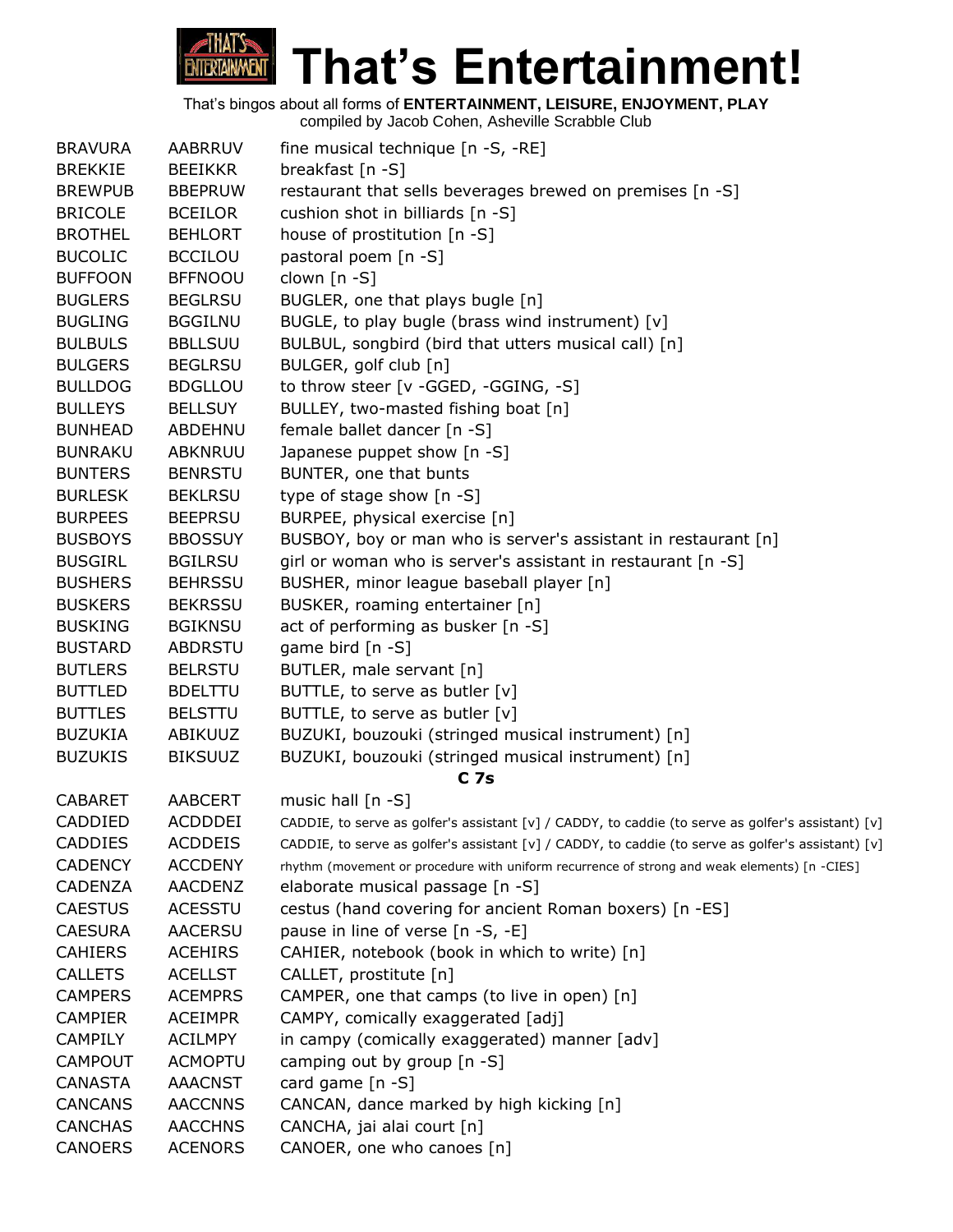# That's Entertainment!

That's bingos about all forms of **ENTERTAINMENT, LEISURE, ENJOYMENT, PLAY**
compiled by Jacob Cohen, Asheville Scrabble Club

| | | |
|---|---|---|
| BRAVURA | AABRRUV | fine musical technique [n -S, -RE] |
| BREKKIE | BEEIKKR | breakfast [n -S] |
| BREWPUB | BBEPRUW | restaurant that sells beverages brewed on premises [n -S] |
| BRICOLE | BCEILOR | cushion shot in billiards [n -S] |
| BROTHEL | BEHLORT | house of prostitution [n -S] |
| BUCOLIC | BCCILOU | pastoral poem [n -S] |
| BUFFOON | BFFNOOU | clown [n -S] |
| BUGLERS | BEGLRSU | BUGLER, one that plays bugle [n] |
| BUGLING | BGGILNU | BUGLE, to play bugle (brass wind instrument) [v] |
| BULBULS | BBLLSUU | BULBUL, songbird (bird that utters musical call) [n] |
| BULGERS | BEGLRSU | BULGER, golf club [n] |
| BULLDOG | BDGLLOU | to throw steer [v -GGED, -GGING, -S] |
| BULLEYS | BELLSUY | BULLEY, two-masted fishing boat [n] |
| BUNHEAD | ABDEHNU | female ballet dancer [n -S] |
| BUNRAKU | ABKNRUU | Japanese puppet show [n -S] |
| BUNTERS | BENRSTU | BUNTER, one that bunts |
| BURLESK | BEKLRSU | type of stage show [n -S] |
| BURPEES | BEEPRSU | BURPEE, physical exercise [n] |
| BUSBOYS | BBOSSUY | BUSBOY, boy or man who is server's assistant in restaurant [n] |
| BUSGIRL | BGILRSU | girl or woman who is server's assistant in restaurant [n -S] |
| BUSHERS | BEHRSSU | BUSHER, minor league baseball player [n] |
| BUSKERS | BEKRSSU | BUSKER, roaming entertainer [n] |
| BUSKING | BGIKNSU | act of performing as busker [n -S] |
| BUSTARD | ABDRSTU | game bird [n -S] |
| BUTLERS | BELRSTU | BUTLER, male servant [n] |
| BUTTLED | BDELTTU | BUTTLE, to serve as butler [v] |
| BUTTLES | BELSTTU | BUTTLE, to serve as butler [v] |
| BUZUKIA | ABIKUUZ | BUZUKI, bouzouki (stringed musical instrument) [n] |
| BUZUKIS | BIKSUUZ | BUZUKI, bouzouki (stringed musical instrument) [n] |

**C 7s**

| | | |
|---|---|---|
| CABARET | AABCERT | music hall [n -S] |
| CADDIED | ACDDDEI | CADDIE, to serve as golfer's assistant [v] / CADDY, to caddie (to serve as golfer's assistant) [v] |
| CADDIES | ACDDEIS | CADDIE, to serve as golfer's assistant [v] / CADDY, to caddie (to serve as golfer's assistant) [v] |
| CADENCY | ACCDENY | rhythm (movement or procedure with uniform recurrence of strong and weak elements) [n -CIES] |
| CADENZA | AACDENZ | elaborate musical passage [n -S] |
| CAESTUS | ACESSTU | cestus (hand covering for ancient Roman boxers) [n -ES] |
| CAESURA | AACERSU | pause in line of verse [n -S, -E] |
| CAHIERS | ACEHIRS | CAHIER, notebook (book in which to write) [n] |
| CALLETS | ACELLST | CALLET, prostitute [n] |
| CAMPERS | ACEMPRS | CAMPER, one that camps (to live in open) [n] |
| CAMPIER | ACEIMPR | CAMPY, comically exaggerated [adj] |
| CAMPILY | ACILMPY | in campy (comically exaggerated) manner [adv] |
| CAMPOUT | ACMOPTU | camping out by group [n -S] |
| CANASTA | AAACNST | card game [n -S] |
| CANCANS | AACCNNS | CANCAN, dance marked by high kicking [n] |
| CANCHAS | AACCHNS | CANCHA, jai alai court [n] |
| CANOERS | ACENORS | CANOER, one who canoes [n] |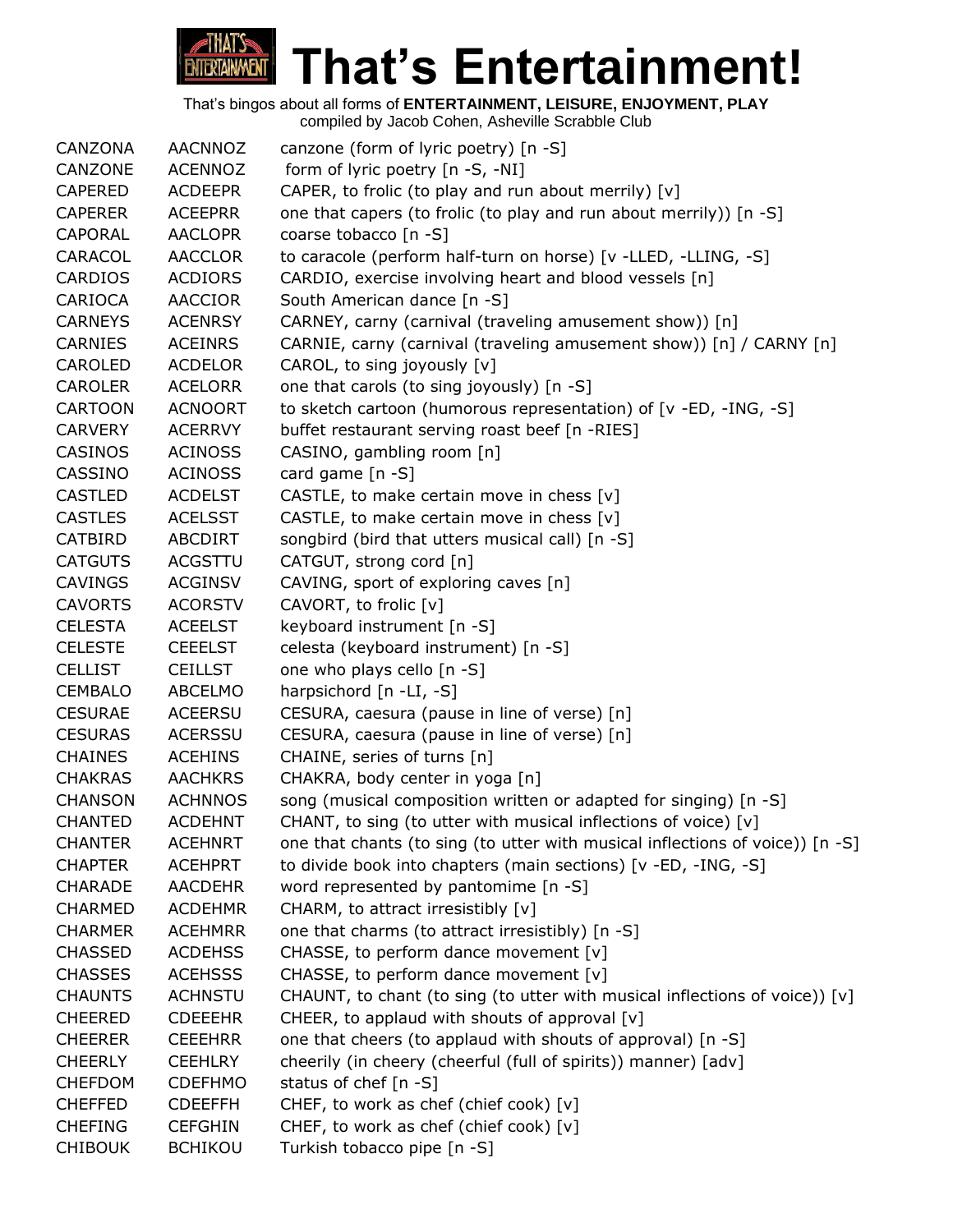# That's Entertainment!

That's bingos about all forms of **ENTERTAINMENT, LEISURE, ENJOYMENT, PLAY**
compiled by Jacob Cohen, Asheville Scrabble Club

| | | |
|---|---|---|
| CANZONA | AACNNOZ | canzone (form of lyric poetry) [n -S] |
| CANZONE | ACENNOZ | form of lyric poetry [n -S, -NI] |
| CAPERED | ACDEEPR | CAPER, to frolic (to play and run about merrily) [v] |
| CAPERER | ACEEPRR | one that capers (to frolic (to play and run about merrily)) [n -S] |
| CAPORAL | AACLOPR | coarse tobacco [n -S] |
| CARACOL | AACCLOR | to caracole (perform half-turn on horse) [v -LLED, -LLING, -S] |
| CARDIOS | ACDIORS | CARDIO, exercise involving heart and blood vessels [n] |
| CARIOCA | AACCIOR | South American dance [n -S] |
| CARNEYS | ACENRSY | CARNEY, carny (carnival (traveling amusement show)) [n] |
| CARNIES | ACEINRS | CARNIE, carny (carnival (traveling amusement show)) [n] / CARNY [n] |
| CAROLED | ACDELOR | CAROL, to sing joyously [v] |
| CAROLER | ACELORR | one that carols (to sing joyously) [n -S] |
| CARTOON | ACNOORT | to sketch cartoon (humorous representation) of [v -ED, -ING, -S] |
| CARVERY | ACERRVY | buffet restaurant serving roast beef [n -RIES] |
| CASINOS | ACINOSS | CASINO, gambling room [n] |
| CASSINO | ACINOSS | card game [n -S] |
| CASTLED | ACDELST | CASTLE, to make certain move in chess [v] |
| CASTLES | ACELSST | CASTLE, to make certain move in chess [v] |
| CATBIRD | ABCDIRT | songbird (bird that utters musical call) [n -S] |
| CATGUTS | ACGSTTU | CATGUT, strong cord [n] |
| CAVINGS | ACGINSV | CAVING, sport of exploring caves [n] |
| CAVORTS | ACORSTV | CAVORT, to frolic [v] |
| CELESTA | ACEELST | keyboard instrument [n -S] |
| CELESTE | CEEELST | celesta (keyboard instrument) [n -S] |
| CELLIST | CEILLST | one who plays cello [n -S] |
| CEMBALO | ABCELMO | harpsichord [n -LI, -S] |
| CESURAE | ACEERSU | CESURA, caesura (pause in line of verse) [n] |
| CESURAS | ACERSSU | CESURA, caesura (pause in line of verse) [n] |
| CHAINES | ACEHINS | CHAINE, series of turns [n] |
| CHAKRAS | AACHKRS | CHAKRA, body center in yoga [n] |
| CHANSON | ACHNNOS | song (musical composition written or adapted for singing) [n -S] |
| CHANTED | ACDEHNT | CHANT, to sing (to utter with musical inflections of voice) [v] |
| CHANTER | ACEHNRT | one that chants (to sing (to utter with musical inflections of voice)) [n -S] |
| CHAPTER | ACEHPRT | to divide book into chapters (main sections) [v -ED, -ING, -S] |
| CHARADE | AACDEHR | word represented by pantomime [n -S] |
| CHARMED | ACDEHMR | CHARM, to attract irresistibly [v] |
| CHARMER | ACEHMRR | one that charms (to attract irresistibly) [n -S] |
| CHASSED | ACDEHSS | CHASSE, to perform dance movement [v] |
| CHASSES | ACEHSSS | CHASSE, to perform dance movement [v] |
| CHAUNTS | ACHNSTU | CHAUNT, to chant (to sing (to utter with musical inflections of voice)) [v] |
| CHEERED | CDEEEHR | CHEER, to applaud with shouts of approval [v] |
| CHEERER | CEEEHRR | one that cheers (to applaud with shouts of approval) [n -S] |
| CHEERLY | CEEHLRY | cheerily (in cheery (cheerful (full of spirits)) manner) [adv] |
| CHEFDOM | CDEFHMO | status of chef [n -S] |
| CHEFFED | CDEEFFH | CHEF, to work as chef (chief cook) [v] |
| CHEFING | CEFGHIN | CHEF, to work as chef (chief cook) [v] |
| CHIBOUK | BCHIKOU | Turkish tobacco pipe [n -S] |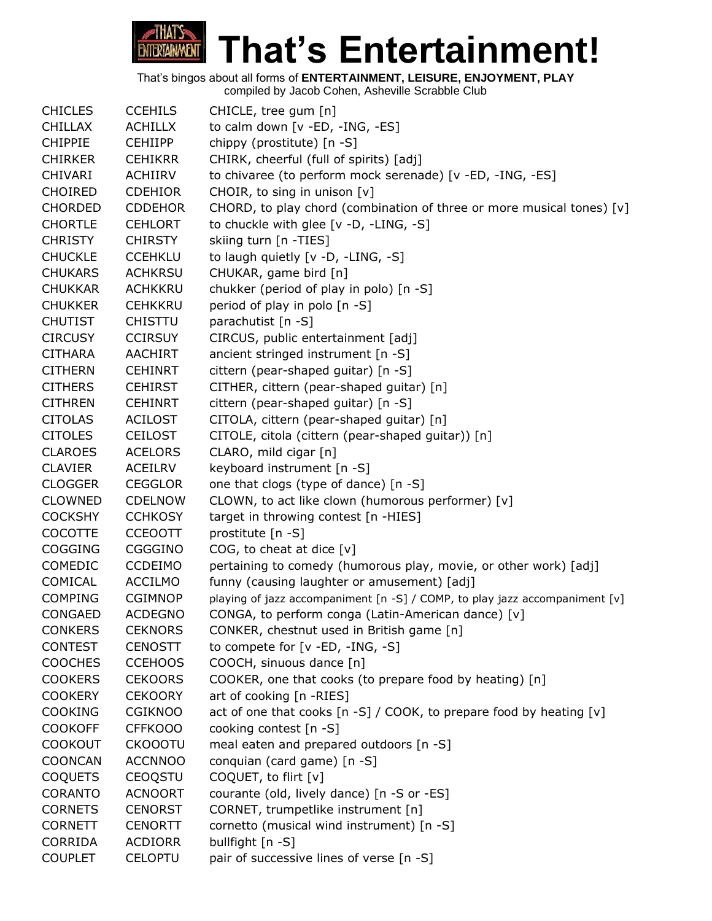# That's Entertainment!

That's bingos about all forms of **ENTERTAINMENT, LEISURE, ENJOYMENT, PLAY**
compiled by Jacob Cohen, Asheville Scrabble Club

| | | |
|---|---|---|
| CHICLES | CCEHILS | CHICLE, tree gum [n] |
| CHILLAX | ACHILLX | to calm down [v -ED, -ING, -ES] |
| CHIPPIE | CEHIIPP | chippy (prostitute) [n -S] |
| CHIRKER | CEHIKRR | CHIRK, cheerful (full of spirits) [adj] |
| CHIVARI | ACHIIRV | to chivaree (to perform mock serenade) [v -ED, -ING, -ES] |
| CHOIRED | CDEHIOR | CHOIR, to sing in unison [v] |
| CHORDED | CDDEHOR | CHORD, to play chord (combination of three or more musical tones) [v] |
| CHORTLE | CEHLORT | to chuckle with glee [v -D, -LING, -S] |
| CHRISTY | CHIRSTY | skiing turn [n -TIES] |
| CHUCKLE | CCEHKLU | to laugh quietly [v -D, -LING, -S] |
| CHUKARS | ACHKRSU | CHUKAR, game bird [n] |
| CHUKKAR | ACHKKRU | chukker (period of play in polo) [n -S] |
| CHUKKER | CEHKKRU | period of play in polo [n -S] |
| CHUTIST | CHISTTU | parachutist [n -S] |
| CIRCUSY | CCIRSUY | CIRCUS, public entertainment [adj] |
| CITHARA | AACHIRT | ancient stringed instrument [n -S] |
| CITHERN | CEHINRT | cittern (pear-shaped guitar) [n -S] |
| CITHERS | CEHIRST | CITHER, cittern (pear-shaped guitar) [n] |
| CITHREN | CEHINRT | cittern (pear-shaped guitar) [n -S] |
| CITOLAS | ACILOST | CITOLA, cittern (pear-shaped guitar) [n] |
| CITOLES | CEILOST | CITOLE, citola (cittern (pear-shaped guitar)) [n] |
| CLAROES | ACELORS | CLARO, mild cigar [n] |
| CLAVIER | ACEILRV | keyboard instrument [n -S] |
| CLOGGER | CEGGLOR | one that clogs (type of dance) [n -S] |
| CLOWNED | CDELNOW | CLOWN, to act like clown (humorous performer) [v] |
| COCKSHY | CCHKOSY | target in throwing contest [n -HIES] |
| COCOTTE | CCEOOTT | prostitute [n -S] |
| COGGING | CGGGINO | COG, to cheat at dice [v] |
| COMEDIC | CCDEIMO | pertaining to comedy (humorous play, movie, or other work) [adj] |
| COMICAL | ACCILMO | funny (causing laughter or amusement) [adj] |
| COMPING | CGIMNOP | playing of jazz accompaniment [n -S] / COMP, to play jazz accompaniment [v] |
| CONGAED | ACDEGNO | CONGA, to perform conga (Latin-American dance) [v] |
| CONKERS | CEKNORS | CONKER, chestnut used in British game [n] |
| CONTEST | CENOSTT | to compete for [v -ED, -ING, -S] |
| COOCHES | CCEHOOS | COOCH, sinuous dance [n] |
| COOKERS | CEKOORS | COOKER, one that cooks (to prepare food by heating) [n] |
| COOKERY | CEKOORY | art of cooking [n -RIES] |
| COOKING | CGIKNOO | act of one that cooks [n -S] / COOK, to prepare food by heating [v] |
| COOKOFF | CFFKOOO | cooking contest [n -S] |
| COOKOUT | CKOOOTU | meal eaten and prepared outdoors [n -S] |
| COONCAN | ACCNNOO | conquian (card game) [n -S] |
| COQUETS | CEOQSTU | COQUET, to flirt [v] |
| CORANTO | ACNOORT | courante (old, lively dance) [n -S or -ES] |
| CORNETS | CENORST | CORNET, trumpetlike instrument [n] |
| CORNETT | CENORTT | cornetto (musical wind instrument) [n -S] |
| CORRIDA | ACDIORR | bullfight [n -S] |
| COUPLET | CELOPTU | pair of successive lines of verse [n -S] |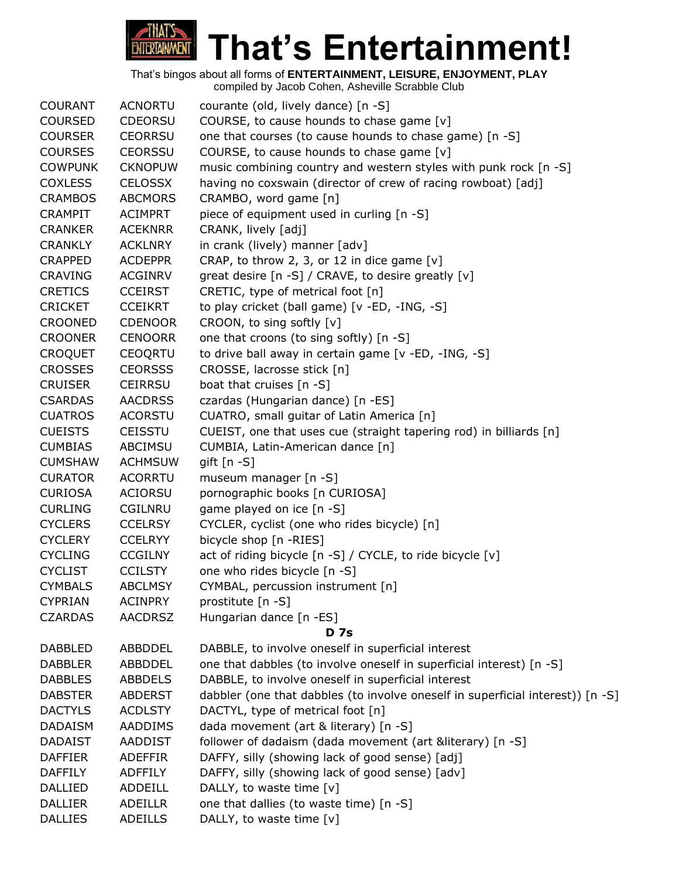# That's Entertainment!

That's bingos about all forms of **ENTERTAINMENT, LEISURE, ENJOYMENT, PLAY**
compiled by Jacob Cohen, Asheville Scrabble Club

| | | |
|---|---|---|
| COURANT | ACNORTU | courante (old, lively dance) [n -S] |
| COURSED | CDEORSU | COURSE, to cause hounds to chase game [v] |
| COURSER | CEORRSU | one that courses (to cause hounds to chase game) [n -S] |
| COURSES | CEORSSU | COURSE, to cause hounds to chase game [v] |
| COWPUNK | CKNOPUW | music combining country and western styles with punk rock [n -S] |
| COXLESS | CELOSSX | having no coxswain (director of crew of racing rowboat) [adj] |
| CRAMBOS | ABCMORS | CRAMBO, word game [n] |
| CRAMPIT | ACIMPRT | piece of equipment used in curling [n -S] |
| CRANKER | ACEKNRR | CRANK, lively [adj] |
| CRANKLY | ACKLNRY | in crank (lively) manner [adv] |
| CRAPPED | ACDEPPR | CRAP, to throw 2, 3, or 12 in dice game [v] |
| CRAVING | ACGINRV | great desire [n -S] / CRAVE, to desire greatly [v] |
| CRETICS | CCEIRST | CRETIC, type of metrical foot [n] |
| CRICKET | CCEIKRT | to play cricket (ball game) [v -ED, -ING, -S] |
| CROONED | CDENOOR | CROON, to sing softly [v] |
| CROONER | CENOORR | one that croons (to sing softly) [n -S] |
| CROQUET | CEOQRTU | to drive ball away in certain game [v -ED, -ING, -S] |
| CROSSES | CEORSSS | CROSSE, lacrosse stick [n] |
| CRUISER | CEIRRSU | boat that cruises [n -S] |
| CSARDAS | AACDRSS | czardas (Hungarian dance) [n -ES] |
| CUATROS | ACORSTU | CUATRO, small guitar of Latin America [n] |
| CUEISTS | CEISSTU | CUEIST, one that uses cue (straight tapering rod) in billiards [n] |
| CUMBIAS | ABCIMSU | CUMBIA, Latin-American dance [n] |
| CUMSHAW | ACHMSUW | gift [n -S] |
| CURATOR | ACORRTU | museum manager [n -S] |
| CURIOSA | ACIORSU | pornographic books [n CURIOSA] |
| CURLING | CGILNRU | game played on ice [n -S] |
| CYCLERS | CCELRSY | CYCLER, cyclist (one who rides bicycle) [n] |
| CYCLERY | CCELRYY | bicycle shop [n -RIES] |
| CYCLING | CCGILNY | act of riding bicycle [n -S] / CYCLE, to ride bicycle [v] |
| CYCLIST | CCILSTY | one who rides bicycle [n -S] |
| CYMBALS | ABCLMSY | CYMBAL, percussion instrument [n] |
| CYPRIAN | ACINPRY | prostitute [n -S] |
| CZARDAS | AACDRSZ | Hungarian dance [n -ES] |

**D 7s**

| | | |
|---|---|---|
| DABBLED | ABBDDEL | DABBLE, to involve oneself in superficial interest |
| DABBLER | ABBDDEL | one that dabbles (to involve oneself in superficial interest) [n -S] |
| DABBLES | ABBDELS | DABBLE, to involve oneself in superficial interest |
| DABSTER | ABDERST | dabbler (one that dabbles (to involve oneself in superficial interest)) [n -S] |
| DACTYLS | ACDLSTY | DACTYL, type of metrical foot [n] |
| DADAISM | AADDIMS | dada movement (art & literary) [n -S] |
| DADAIST | AADDIST | follower of dadaism (dada movement (art &literary) [n -S] |
| DAFFIER | ADEFFIR | DAFFY, silly (showing lack of good sense) [adj] |
| DAFFILY | ADFFILY | DAFFY, silly (showing lack of good sense) [adv] |
| DALLIED | ADDEILL | DALLY, to waste time [v] |
| DALLIER | ADEILLR | one that dallies (to waste time) [n -S] |
| DALLIES | ADEILLS | DALLY, to waste time [v] |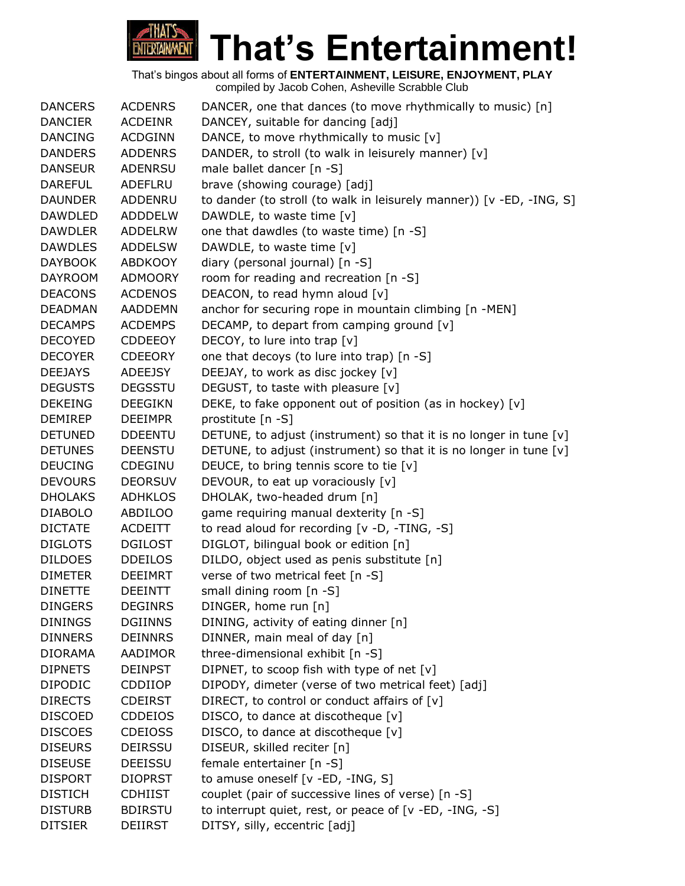# That's Entertainment!

That's bingos about all forms of **ENTERTAINMENT, LEISURE, ENJOYMENT, PLAY**
compiled by Jacob Cohen, Asheville Scrabble Club

| | | |
|---|---|---|
| DANCERS | ACDENRS | DANCER, one that dances (to move rhythmically to music) [n] |
| DANCIER | ACDEINR | DANCEY, suitable for dancing [adj] |
| DANCING | ACDGINN | DANCE, to move rhythmically to music [v] |
| DANDERS | ADDENRS | DANDER, to stroll (to walk in leisurely manner) [v] |
| DANSEUR | ADENRSU | male ballet dancer [n -S] |
| DAREFUL | ADEFLRU | brave (showing courage) [adj] |
| DAUNDER | ADDENRU | to dander (to stroll (to walk in leisurely manner)) [v -ED, -ING, S] |
| DAWDLED | ADDDELW | DAWDLE, to waste time [v] |
| DAWDLER | ADDELRW | one that dawdles (to waste time) [n -S] |
| DAWDLES | ADDELSW | DAWDLE, to waste time [v] |
| DAYBOOK | ABDKOOY | diary (personal journal) [n -S] |
| DAYROOM | ADMOORY | room for reading and recreation [n -S] |
| DEACONS | ACDENOS | DEACON, to read hymn aloud [v] |
| DEADMAN | AADDEMN | anchor for securing rope in mountain climbing [n -MEN] |
| DECAMPS | ACDEMPS | DECAMP, to depart from camping ground [v] |
| DECOYED | CDDEEOY | DECOY, to lure into trap [v] |
| DECOYER | CDEEORY | one that decoys (to lure into trap) [n -S] |
| DEEJAYS | ADEEJSY | DEEJAY, to work as disc jockey [v] |
| DEGUSTS | DEGSSTU | DEGUST, to taste with pleasure [v] |
| DEKEING | DEEGIKN | DEKE, to fake opponent out of position (as in hockey) [v] |
| DEMIREP | DEEIMPR | prostitute [n -S] |
| DETUNED | DDEENTU | DETUNE, to adjust (instrument) so that it is no longer in tune [v] |
| DETUNES | DEENSTU | DETUNE, to adjust (instrument) so that it is no longer in tune [v] |
| DEUCING | CDEGINU | DEUCE, to bring tennis score to tie [v] |
| DEVOURS | DEORSUV | DEVOUR, to eat up voraciously [v] |
| DHOLAKS | ADHKLOS | DHOLAK, two-headed drum [n] |
| DIABOLO | ABDILOO | game requiring manual dexterity [n -S] |
| DICTATE | ACDEITT | to read aloud for recording [v -D, -TING, -S] |
| DIGLOTS | DGILOST | DIGLOT, bilingual book or edition [n] |
| DILDOES | DDEILOS | DILDO, object used as penis substitute [n] |
| DIMETER | DEEIMRT | verse of two metrical feet [n -S] |
| DINETTE | DEEINTT | small dining room [n -S] |
| DINGERS | DEGINRS | DINGER, home run [n] |
| DININGS | DGIINNS | DINING, activity of eating dinner [n] |
| DINNERS | DEINNRS | DINNER, main meal of day [n] |
| DIORAMA | AADIMOR | three-dimensional exhibit [n -S] |
| DIPNETS | DEINPST | DIPNET, to scoop fish with type of net [v] |
| DIPODIC | CDDIIOP | DIPODY, dimeter (verse of two metrical feet) [adj] |
| DIRECTS | CDEIRST | DIRECT, to control or conduct affairs of [v] |
| DISCOED | CDDEIOS | DISCO, to dance at discotheque [v] |
| DISCOES | CDEIOSS | DISCO, to dance at discotheque [v] |
| DISEURS | DEIRSSU | DISEUR, skilled reciter [n] |
| DISEUSE | DEEISSU | female entertainer [n -S] |
| DISPORT | DIOPRST | to amuse oneself [v -ED, -ING, S] |
| DISTICH | CDHIIST | couplet (pair of successive lines of verse) [n -S] |
| DISTURB | BDIRSTU | to interrupt quiet, rest, or peace of [v -ED, -ING, -S] |
| DITSIER | DEIIRST | DITSY, silly, eccentric [adj] |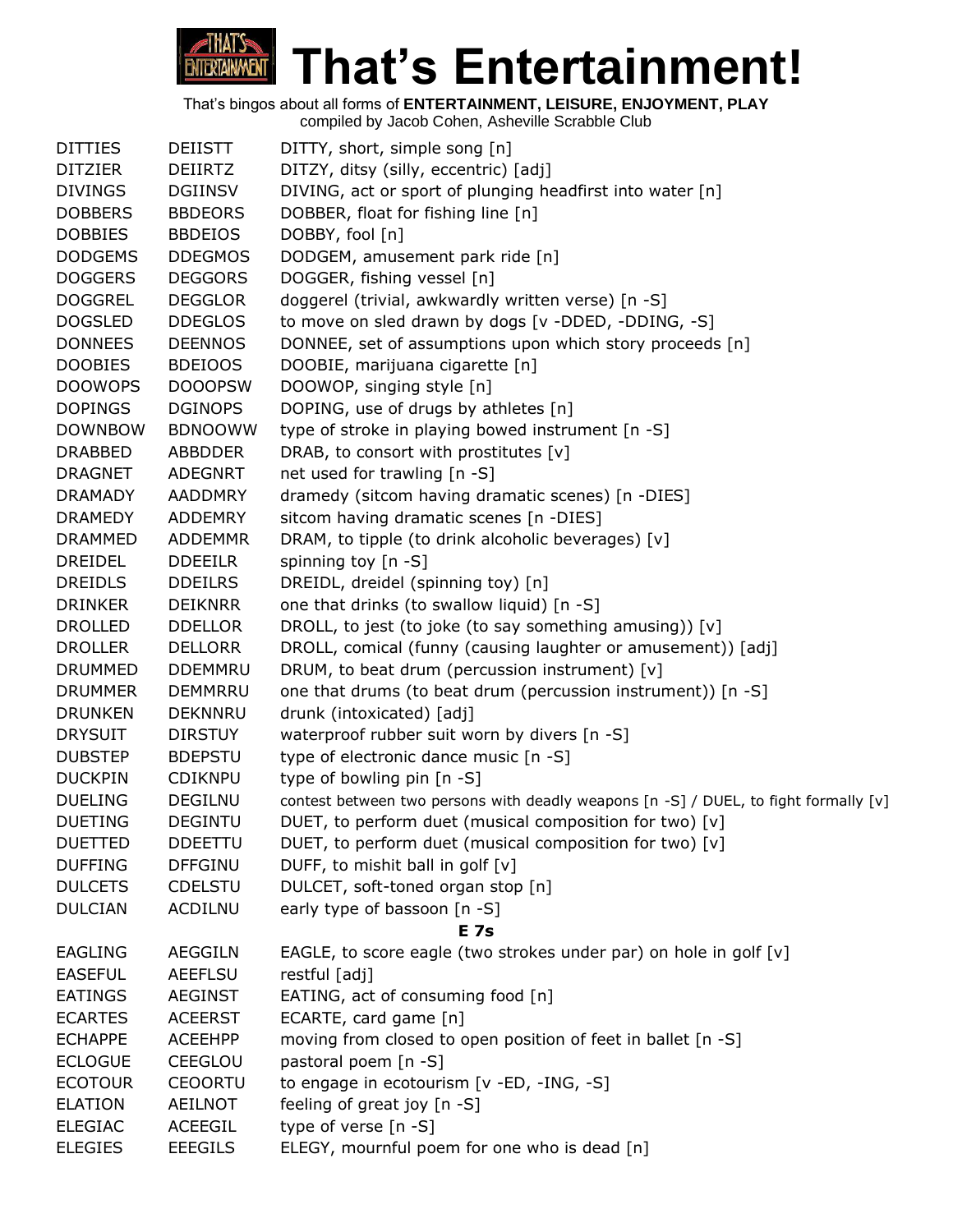# That's Entertainment!

That's bingos about all forms of **ENTERTAINMENT, LEISURE, ENJOYMENT, PLAY**
compiled by Jacob Cohen, Asheville Scrabble Club

| | | |
|---|---|---|
| DITTIES | DEIISTT | DITTY, short, simple song [n] |
| DITZIER | DEIIRTZ | DITZY, ditsy (silly, eccentric) [adj] |
| DIVINGS | DGIINSV | DIVING, act or sport of plunging headfirst into water [n] |
| DOBBERS | BBDEORS | DOBBER, float for fishing line [n] |
| DOBBIES | BBDEIOS | DOBBY, fool [n] |
| DODGEMS | DDEGMOS | DODGEM, amusement park ride [n] |
| DOGGERS | DEGGORS | DOGGER, fishing vessel [n] |
| DOGGREL | DEGGLOR | doggerel (trivial, awkwardly written verse) [n -S] |
| DOGSLED | DDEGLOS | to move on sled drawn by dogs [v -DDED, -DDING, -S] |
| DONNEES | DEENNOS | DONNEE, set of assumptions upon which story proceeds [n] |
| DOOBIES | BDEIOOS | DOOBIE, marijuana cigarette [n] |
| DOOWOPS | DOOOPSW | DOOWOP, singing style [n] |
| DOPINGS | DGINOPS | DOPING, use of drugs by athletes [n] |
| DOWNBOW | BDNOOWW | type of stroke in playing bowed instrument [n -S] |
| DRABBED | ABBDDER | DRAB, to consort with prostitutes [v] |
| DRAGNET | ADEGNRT | net used for trawling [n -S] |
| DRAMADY | AADDMRY | dramedy (sitcom having dramatic scenes) [n -DIES] |
| DRAMEDY | ADDEMRY | sitcom having dramatic scenes [n -DIES] |
| DRAMMED | ADDEMMR | DRAM, to tipple (to drink alcoholic beverages) [v] |
| DREIDEL | DDEEILR | spinning toy [n -S] |
| DREIDLS | DDEILRS | DREIDL, dreidel (spinning toy) [n] |
| DRINKER | DEIKNRR | one that drinks (to swallow liquid) [n -S] |
| DROLLED | DDELLOR | DROLL, to jest (to joke (to say something amusing)) [v] |
| DROLLER | DELLORR | DROLL, comical (funny (causing laughter or amusement)) [adj] |
| DRUMMED | DDEMMRU | DRUM, to beat drum (percussion instrument) [v] |
| DRUMMER | DEMMRRU | one that drums (to beat drum (percussion instrument)) [n -S] |
| DRUNKEN | DEKNNRU | drunk (intoxicated) [adj] |
| DRYSUIT | DIRSTUY | waterproof rubber suit worn by divers [n -S] |
| DUBSTEP | BDEPSTU | type of electronic dance music [n -S] |
| DUCKPIN | CDIKNPU | type of bowling pin [n -S] |
| DUELING | DEGILNU | contest between two persons with deadly weapons [n -S] / DUEL, to fight formally [v] |
| DUETING | DEGINTU | DUET, to perform duet (musical composition for two) [v] |
| DUETTED | DDEETTU | DUET, to perform duet (musical composition for two) [v] |
| DUFFING | DFFGINU | DUFF, to mishit ball in golf [v] |
| DULCETS | CDELSTU | DULCET, soft-toned organ stop [n] |
| DULCIAN | ACDILNU | early type of bassoon [n -S] |

## E 7s

| | | |
|---|---|---|
| EAGLING | AEGGILN | EAGLE, to score eagle (two strokes under par) on hole in golf [v] |
| EASEFUL | AEEFLSU | restful [adj] |
| EATINGS | AEGINST | EATING, act of consuming food [n] |
| ECARTES | ACEERST | ECARTE, card game [n] |
| ECHAPPE | ACEEHPP | moving from closed to open position of feet in ballet [n -S] |
| ECLOGUE | CEEGLOU | pastoral poem [n -S] |
| ECOTOUR | CEOORTU | to engage in ecotourism [v -ED, -ING, -S] |
| ELATION | AEILNOT | feeling of great joy [n -S] |
| ELEGIAC | ACEEGIL | type of verse [n -S] |
| ELEGIES | EEEGILS | ELEGY, mournful poem for one who is dead [n] |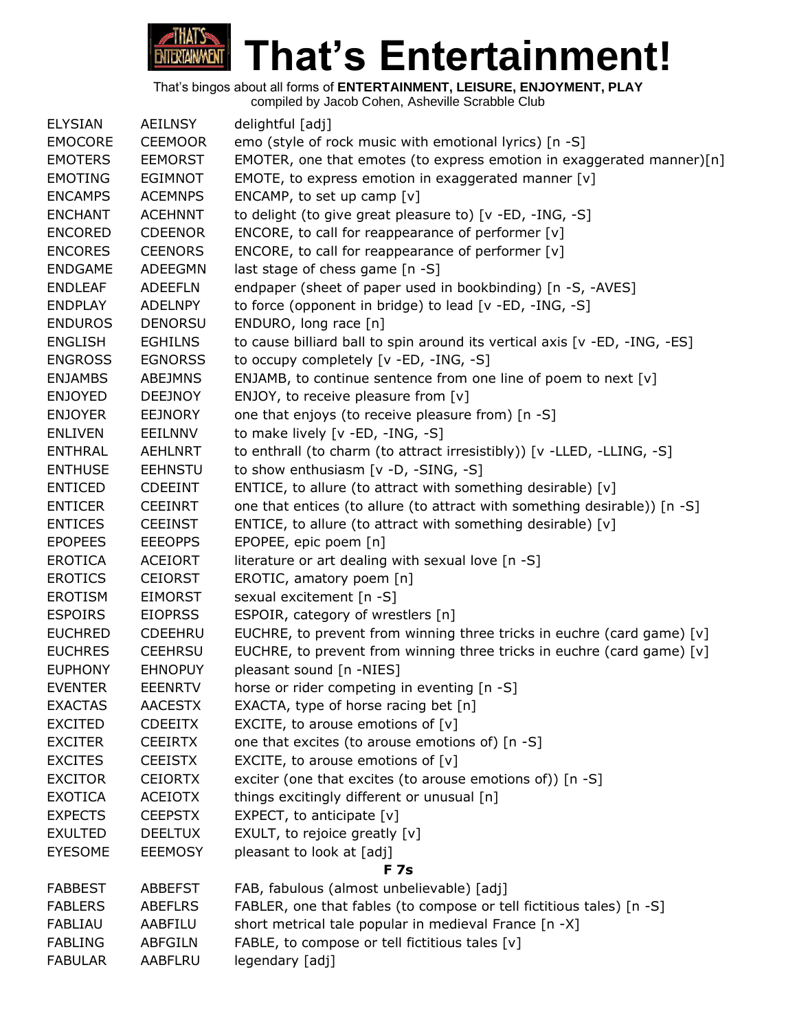# That's Entertainment!

That's bingos about all forms of **ENTERTAINMENT, LEISURE, ENJOYMENT, PLAY**
compiled by Jacob Cohen, Asheville Scrabble Club

| | | |
|---|---|---|
| ELYSIAN | AEILNSY | delightful [adj] |
| EMOCORE | CEEMOOR | emo (style of rock music with emotional lyrics) [n -S] |
| EMOTERS | EEMORST | EMOTER, one that emotes (to express emotion in exaggerated manner)[n] |
| EMOTING | EGIMNOT | EMOTE, to express emotion in exaggerated manner [v] |
| ENCAMPS | ACEMNPS | ENCAMP, to set up camp [v] |
| ENCHANT | ACEHNNT | to delight (to give great pleasure to) [v -ED, -ING, -S] |
| ENCORED | CDEENOR | ENCORE, to call for reappearance of performer [v] |
| ENCORES | CEENORS | ENCORE, to call for reappearance of performer [v] |
| ENDGAME | ADEEGMN | last stage of chess game [n -S] |
| ENDLEAF | ADEEFLN | endpaper (sheet of paper used in bookbinding) [n -S, -AVES] |
| ENDPLAY | ADELNPY | to force (opponent in bridge) to lead [v -ED, -ING, -S] |
| ENDUROS | DENORSU | ENDURO, long race [n] |
| ENGLISH | EGHILNS | to cause billiard ball to spin around its vertical axis [v -ED, -ING, -ES] |
| ENGROSS | EGNORSS | to occupy completely [v -ED, -ING, -S] |
| ENJAMBS | ABEJMNS | ENJAMB, to continue sentence from one line of poem to next [v] |
| ENJOYED | DEEJNOY | ENJOY, to receive pleasure from [v] |
| ENJOYER | EEJNORY | one that enjoys (to receive pleasure from) [n -S] |
| ENLIVEN | EEILNNV | to make lively [v -ED, -ING, -S] |
| ENTHRAL | AEHLNRT | to enthrall (to charm (to attract irresistibly)) [v -LLED, -LLING, -S] |
| ENTHUSE | EEHNSTU | to show enthusiasm [v -D, -SING, -S] |
| ENTICED | CDEEINT | ENTICE, to allure (to attract with something desirable) [v] |
| ENTICER | CEEINRT | one that entices (to allure (to attract with something desirable)) [n -S] |
| ENTICES | CEEINST | ENTICE, to allure (to attract with something desirable) [v] |
| EPOPEES | EEEOPPS | EPOPEE, epic poem [n] |
| EROTICA | ACEIORT | literature or art dealing with sexual love [n -S] |
| EROTICS | CEIORST | EROTIC, amatory poem [n] |
| EROTISM | EIMORST | sexual excitement [n -S] |
| ESPOIRS | EIOPRSS | ESPOIR, category of wrestlers [n] |
| EUCHRED | CDEEHRU | EUCHRE, to prevent from winning three tricks in euchre (card game) [v] |
| EUCHRES | CEEHRSU | EUCHRE, to prevent from winning three tricks in euchre (card game) [v] |
| EUPHONY | EHNOPUY | pleasant sound [n -NIES] |
| EVENTER | EEENRTV | horse or rider competing in eventing [n -S] |
| EXACTAS | AACESTX | EXACTA, type of horse racing bet [n] |
| EXCITED | CDEEITX | EXCITE, to arouse emotions of [v] |
| EXCITER | CEEIRTX | one that excites (to arouse emotions of) [n -S] |
| EXCITES | CEEISTX | EXCITE, to arouse emotions of [v] |
| EXCITOR | CEIORTX | exciter (one that excites (to arouse emotions of)) [n -S] |
| EXOTICA | ACEIOTX | things excitingly different or unusual [n] |
| EXPECTS | CEEPSTX | EXPECT, to anticipate [v] |
| EXULTED | DEELTUX | EXULT, to rejoice greatly [v] |
| EYESOME | EEEMOSY | pleasant to look at [adj] |

**F 7s**

| | | |
|---|---|---|
| FABBEST | ABBEFST | FAB, fabulous (almost unbelievable) [adj] |
| FABLERS | ABEFLRS | FABLER, one that fables (to compose or tell fictitious tales) [n -S] |
| FABLIAU | AABFILU | short metrical tale popular in medieval France [n -X] |
| FABLING | ABFGILN | FABLE, to compose or tell fictitious tales [v] |
| FABULAR | AABFLRU | legendary [adj] |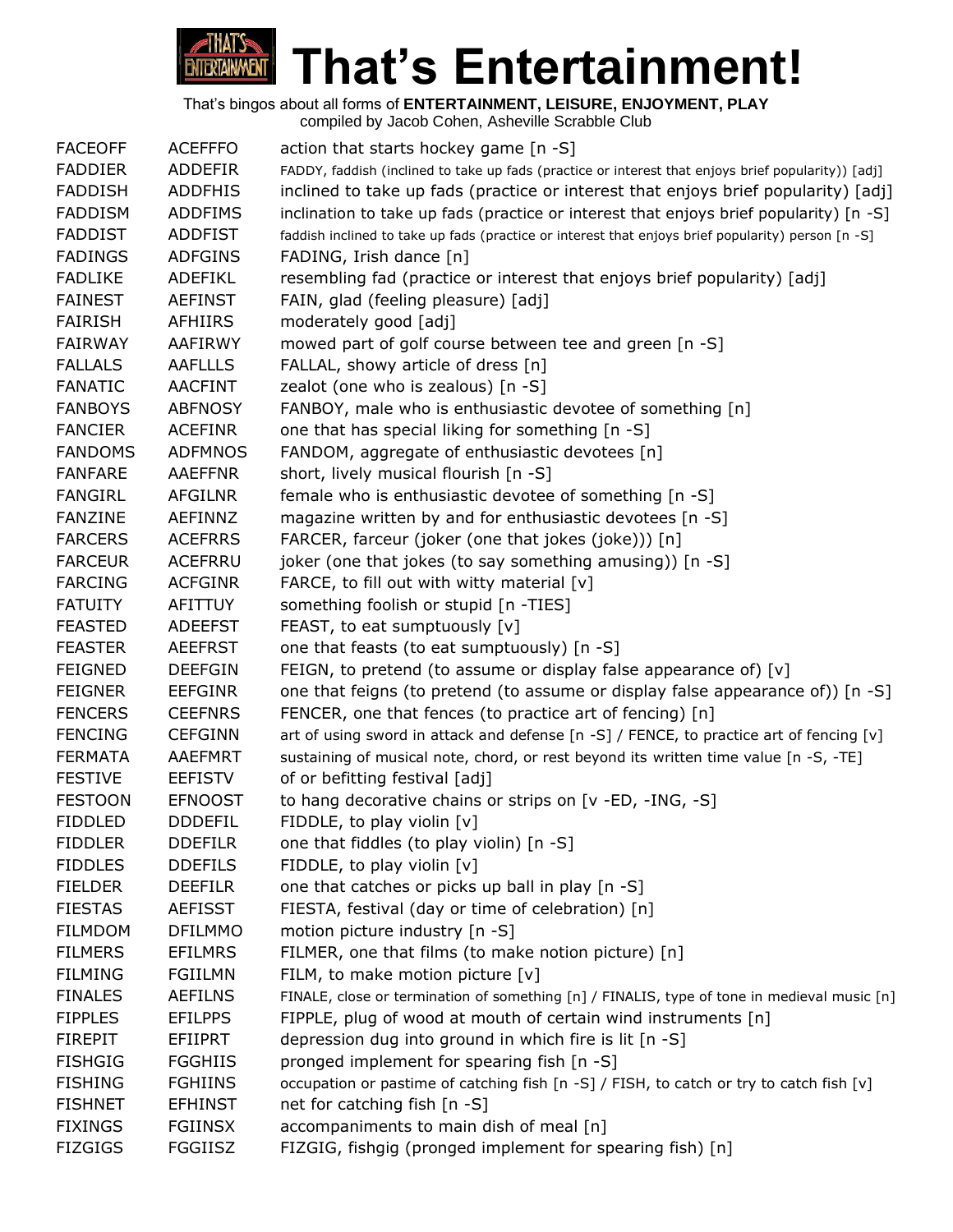# That's Entertainment!

That's bingos about all forms of **ENTERTAINMENT, LEISURE, ENJOYMENT, PLAY**
compiled by Jacob Cohen, Asheville Scrabble Club

| | | |
|---|---|---|
| FACEOFF | ACEFFFO | action that starts hockey game [n -S] |
| FADDIER | ADDEFIR | FADDY, faddish (inclined to take up fads (practice or interest that enjoys brief popularity)) [adj] |
| FADDISH | ADDFHIS | inclined to take up fads (practice or interest that enjoys brief popularity) [adj] |
| FADDISM | ADDFIMS | inclination to take up fads (practice or interest that enjoys brief popularity) [n -S] |
| FADDIST | ADDFIST | faddish inclined to take up fads (practice or interest that enjoys brief popularity) person [n -S] |
| FADINGS | ADFGINS | FADING, Irish dance [n] |
| FADLIKE | ADEFIKL | resembling fad (practice or interest that enjoys brief popularity) [adj] |
| FAINEST | AEFINST | FAIN, glad (feeling pleasure) [adj] |
| FAIRISH | AFHIIRS | moderately good [adj] |
| FAIRWAY | AAFIRWY | mowed part of golf course between tee and green [n -S] |
| FALLALS | AAFLLLS | FALLAL, showy article of dress [n] |
| FANATIC | AACFINT | zealot (one who is zealous) [n -S] |
| FANBOYS | ABFNOSY | FANBOY, male who is enthusiastic devotee of something [n] |
| FANCIER | ACEFINR | one that has special liking for something [n -S] |
| FANDOMS | ADFMNOS | FANDOM, aggregate of enthusiastic devotees [n] |
| FANFARE | AAEFFNR | short, lively musical flourish [n -S] |
| FANGIRL | AFGILNR | female who is enthusiastic devotee of something [n -S] |
| FANZINE | AEFINNZ | magazine written by and for enthusiastic devotees [n -S] |
| FARCERS | ACEFRRS | FARCER, farceur (joker (one that jokes (joke))) [n] |
| FARCEUR | ACEFRRU | joker (one that jokes (to say something amusing)) [n -S] |
| FARCING | ACFGINR | FARCE, to fill out with witty material [v] |
| FATUITY | AFITTUY | something foolish or stupid [n -TIES] |
| FEASTED | ADEEFST | FEAST, to eat sumptuously [v] |
| FEASTER | AEEFRST | one that feasts (to eat sumptuously) [n -S] |
| FEIGNED | DEEFGIN | FEIGN, to pretend (to assume or display false appearance of) [v] |
| FEIGNER | EEFGINR | one that feigns (to pretend (to assume or display false appearance of)) [n -S] |
| FENCERS | CEEFNRS | FENCER, one that fences (to practice art of fencing) [n] |
| FENCING | CEFGINN | art of using sword in attack and defense [n -S] / FENCE, to practice art of fencing [v] |
| FERMATA | AAEFMRT | sustaining of musical note, chord, or rest beyond its written time value [n -S, -TE] |
| FESTIVE | EEFISTV | of or befitting festival [adj] |
| FESTOON | EFNOOST | to hang decorative chains or strips on [v -ED, -ING, -S] |
| FIDDLED | DDDEFIL | FIDDLE, to play violin [v] |
| FIDDLER | DDEFILR | one that fiddles (to play violin) [n -S] |
| FIDDLES | DDEFILS | FIDDLE, to play violin [v] |
| FIELDER | DEEFILR | one that catches or picks up ball in play [n -S] |
| FIESTAS | AEFISST | FIESTA, festival (day or time of celebration) [n] |
| FILMDOM | DFILMMO | motion picture industry [n -S] |
| FILMERS | EFILMRS | FILMER, one that films (to make notion picture) [n] |
| FILMING | FGIILMN | FILM, to make motion picture [v] |
| FINALES | AEFILNS | FINALE, close or termination of something [n] / FINALIS, type of tone in medieval music [n] |
| FIPPLES | EFILPPS | FIPPLE, plug of wood at mouth of certain wind instruments [n] |
| FIREPIT | EFIIPRT | depression dug into ground in which fire is lit [n -S] |
| FISHGIG | FGGHIIS | pronged implement for spearing fish [n -S] |
| FISHING | FGHIINS | occupation or pastime of catching fish [n -S] / FISH, to catch or try to catch fish [v] |
| FISHNET | EFHINST | net for catching fish [n -S] |
| FIXINGS | FGIINSX | accompaniments to main dish of meal [n] |
| FIZGIGS | FGGIISZ | FIZGIG, fishgig (pronged implement for spearing fish) [n] |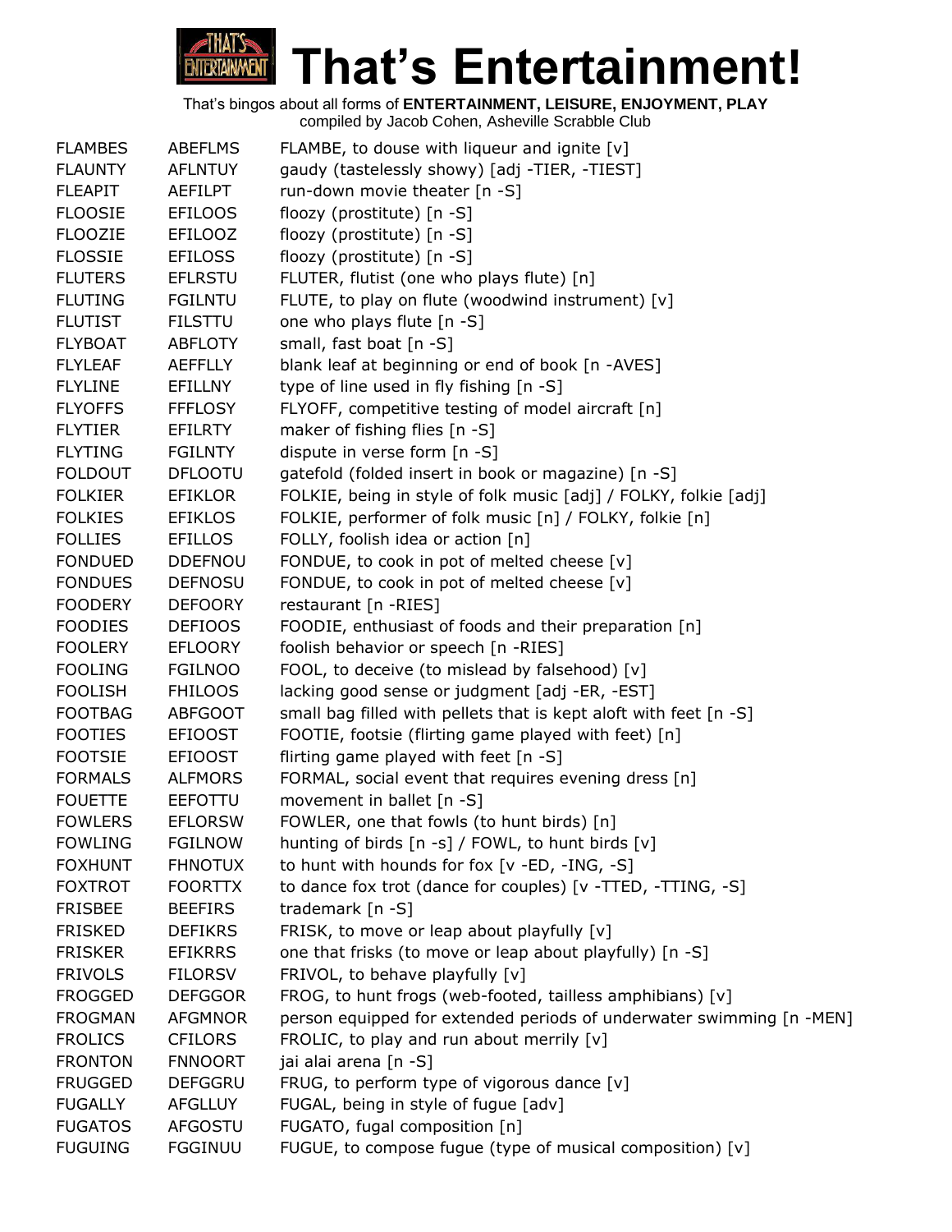# That's Entertainment!

That's bingos about all forms of **ENTERTAINMENT, LEISURE, ENJOYMENT, PLAY**
compiled by Jacob Cohen, Asheville Scrabble Club

| | | |
|---|---|---|
| FLAMBES | ABEFLMS | FLAMBE, to douse with liqueur and ignite [v] |
| FLAUNTY | AFLNTUY | gaudy (tastelessly showy) [adj -TIER, -TIEST] |
| FLEAPIT | AEFILPT | run-down movie theater [n -S] |
| FLOOSIE | EFILOOS | floozy (prostitute) [n -S] |
| FLOOZIE | EFILOOZ | floozy (prostitute) [n -S] |
| FLOSSIE | EFILOSS | floozy (prostitute) [n -S] |
| FLUTERS | EFLRSTU | FLUTER, flutist (one who plays flute) [n] |
| FLUTING | FGILNTU | FLUTE, to play on flute (woodwind instrument) [v] |
| FLUTIST | FILSTTU | one who plays flute [n -S] |
| FLYBOAT | ABFLOTY | small, fast boat [n -S] |
| FLYLEAF | AEFFLLY | blank leaf at beginning or end of book [n -AVES] |
| FLYLINE | EFILLNY | type of line used in fly fishing [n -S] |
| FLYOFFS | FFFLOSY | FLYOFF, competitive testing of model aircraft [n] |
| FLYTIER | EFILRTY | maker of fishing flies [n -S] |
| FLYTING | FGILNTY | dispute in verse form [n -S] |
| FOLDOUT | DFLOOTU | gatefold (folded insert in book or magazine) [n -S] |
| FOLKIER | EFIKLOR | FOLKIE, being in style of folk music [adj] / FOLKY, folkie [adj] |
| FOLKIES | EFIKLOS | FOLKIE, performer of folk music [n] / FOLKY, folkie [n] |
| FOLLIES | EFILLOS | FOLLY, foolish idea or action [n] |
| FONDUED | DDEFNOU | FONDUE, to cook in pot of melted cheese [v] |
| FONDUES | DEFNOSU | FONDUE, to cook in pot of melted cheese [v] |
| FOODERY | DEFOORY | restaurant [n -RIES] |
| FOODIES | DEFIOOS | FOODIE, enthusiast of foods and their preparation [n] |
| FOOLERY | EFLOORY | foolish behavior or speech [n -RIES] |
| FOOLING | FGILNOO | FOOL, to deceive (to mislead by falsehood) [v] |
| FOOLISH | FHILOOS | lacking good sense or judgment [adj -ER, -EST] |
| FOOTBAG | ABFGOOT | small bag filled with pellets that is kept aloft with feet [n -S] |
| FOOTIES | EFIOOST | FOOTIE, footsie (flirting game played with feet) [n] |
| FOOTSIE | EFIOOST | flirting game played with feet [n -S] |
| FORMALS | ALFMORS | FORMAL, social event that requires evening dress [n] |
| FOUETTE | EEFOTTU | movement in ballet [n -S] |
| FOWLERS | EFLORSW | FOWLER, one that fowls (to hunt birds) [n] |
| FOWLING | FGILNOW | hunting of birds [n -s] / FOWL, to hunt birds [v] |
| FOXHUNT | FHNOTUX | to hunt with hounds for fox [v -ED, -ING, -S] |
| FOXTROT | FOORTTX | to dance fox trot (dance for couples) [v -TTED, -TTING, -S] |
| FRISBEE | BEEFIRS | trademark [n -S] |
| FRISKED | DEFIKRS | FRISK, to move or leap about playfully [v] |
| FRISKER | EFIKRRS | one that frisks (to move or leap about playfully) [n -S] |
| FRIVOLS | FILORSV | FRIVOL, to behave playfully [v] |
| FROGGED | DEFGGOR | FROG, to hunt frogs (web-footed, tailless amphibians) [v] |
| FROGMAN | AFGMNOR | person equipped for extended periods of underwater swimming [n -MEN] |
| FROLICS | CFILORS | FROLIC, to play and run about merrily [v] |
| FRONTON | FNNOORT | jai alai arena [n -S] |
| FRUGGED | DEFGGRU | FRUG, to perform type of vigorous dance [v] |
| FUGALLY | AFGLLUY | FUGAL, being in style of fugue [adv] |
| FUGATOS | AFGOSTU | FUGATO, fugal composition [n] |
| FUGUING | FGGINUU | FUGUE, to compose fugue (type of musical composition) [v] |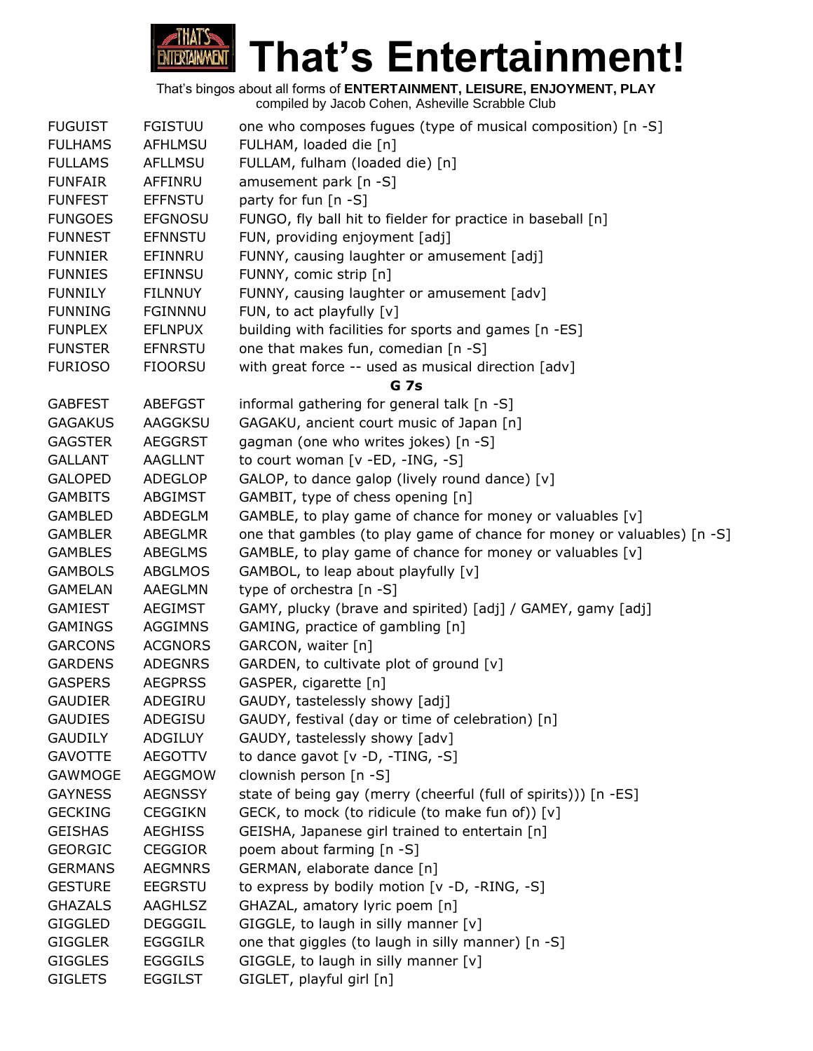# That's Entertainment!

That's bingos about all forms of **ENTERTAINMENT, LEISURE, ENJOYMENT, PLAY**
compiled by Jacob Cohen, Asheville Scrabble Club

| | | |
|---|---|---|
| FUGUIST | FGISTUU | one who composes fugues (type of musical composition) [n -S] |
| FULHAMS | AFHLMSU | FULHAM, loaded die [n] |
| FULLAMS | AFLLMSU | FULLAM, fulham (loaded die) [n] |
| FUNFAIR | AFFINRU | amusement park [n -S] |
| FUNFEST | EFFNSTU | party for fun [n -S] |
| FUNGOES | EFGNOSU | FUNGO, fly ball hit to fielder for practice in baseball [n] |
| FUNNEST | EFNNSTU | FUN, providing enjoyment [adj] |
| FUNNIER | EFINNRU | FUNNY, causing laughter or amusement [adj] |
| FUNNIES | EFINNSU | FUNNY, comic strip [n] |
| FUNNILY | FILNNUY | FUNNY, causing laughter or amusement [adv] |
| FUNNING | FGINNNU | FUN, to act playfully [v] |
| FUNPLEX | EFLNPUX | building with facilities for sports and games [n -ES] |
| FUNSTER | EFNRSTU | one that makes fun, comedian [n -S] |
| FURIOSO | FIOORSU | with great force -- used as musical direction [adv] |

**G 7s**

| | | |
|---|---|---|
| GABFEST | ABEFGST | informal gathering for general talk [n -S] |
| GAGAKUS | AAGGKSU | GAGAKU, ancient court music of Japan [n] |
| GAGSTER | AEGGRST | gagman (one who writes jokes) [n -S] |
| GALLANT | AAGLLNT | to court woman [v -ED, -ING, -S] |
| GALOPED | ADEGLOP | GALOP, to dance galop (lively round dance) [v] |
| GAMBITS | ABGIMST | GAMBIT, type of chess opening [n] |
| GAMBLED | ABDEGLM | GAMBLE, to play game of chance for money or valuables [v] |
| GAMBLER | ABEGLMR | one that gambles (to play game of chance for money or valuables) [n -S] |
| GAMBLES | ABEGLMS | GAMBLE, to play game of chance for money or valuables [v] |
| GAMBOLS | ABGLMOS | GAMBOL, to leap about playfully [v] |
| GAMELAN | AAEGLMN | type of orchestra [n -S] |
| GAMIEST | AEGIMST | GAMY, plucky (brave and spirited) [adj] / GAMEY, gamy [adj] |
| GAMINGS | AGGIMNS | GAMING, practice of gambling [n] |
| GARCONS | ACGNORS | GARCON, waiter [n] |
| GARDENS | ADEGNRS | GARDEN, to cultivate plot of ground [v] |
| GASPERS | AEGPRSS | GASPER, cigarette [n] |
| GAUDIER | ADEGIRU | GAUDY, tastelessly showy [adj] |
| GAUDIES | ADEGISU | GAUDY, festival (day or time of celebration) [n] |
| GAUDILY | ADGILUY | GAUDY, tastelessly showy [adv] |
| GAVOTTE | AEGOTTV | to dance gavot [v -D, -TING, -S] |
| GAWMOGE | AEGGMOW | clownish person [n -S] |
| GAYNESS | AEGNSSY | state of being gay (merry (cheerful (full of spirits))) [n -ES] |
| GECKING | CEGGIKN | GECK, to mock (to ridicule (to make fun of)) [v] |
| GEISHAS | AEGHISS | GEISHA, Japanese girl trained to entertain [n] |
| GEORGIC | CEGGIOR | poem about farming [n -S] |
| GERMANS | AEGMNRS | GERMAN, elaborate dance [n] |
| GESTURE | EEGRSTU | to express by bodily motion [v -D, -RING, -S] |
| GHAZALS | AAGHLSZ | GHAZAL, amatory lyric poem [n] |
| GIGGLED | DEGGGIL | GIGGLE, to laugh in silly manner [v] |
| GIGGLER | EGGGILR | one that giggles (to laugh in silly manner) [n -S] |
| GIGGLES | EGGGILS | GIGGLE, to laugh in silly manner [v] |
| GIGLETS | EGGILST | GIGLET, playful girl [n] |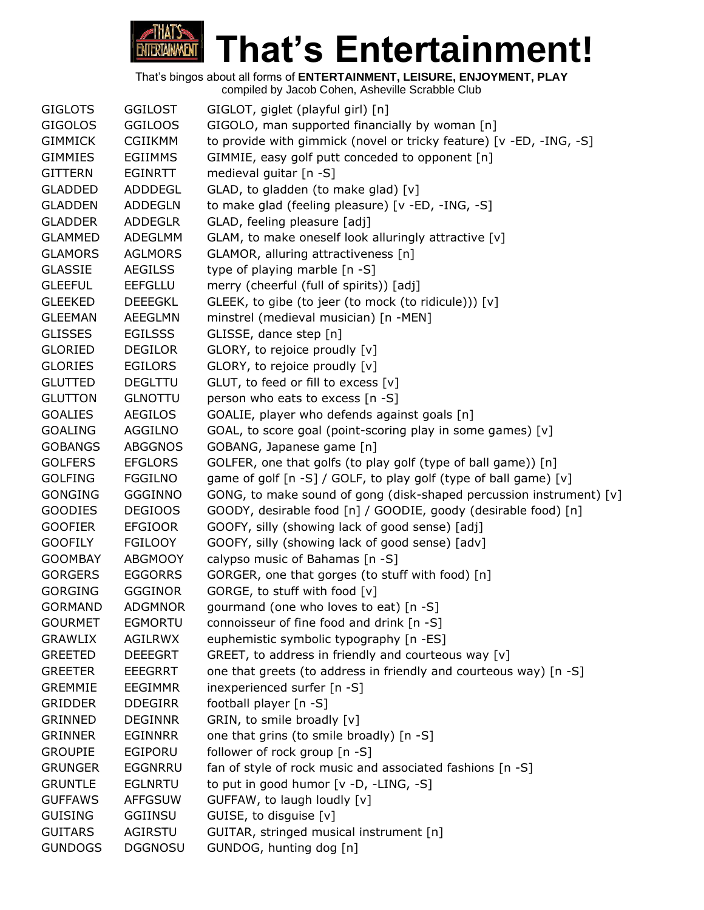# That's Entertainment!

That's bingos about all forms of **ENTERTAINMENT, LEISURE, ENJOYMENT, PLAY**
compiled by Jacob Cohen, Asheville Scrabble Club

| | | |
|---|---|---|
| GIGLOTS | GGILOST | GIGLOT, giglet (playful girl) [n] |
| GIGOLOS | GGILOOS | GIGOLO, man supported financially by woman [n] |
| GIMMICK | CGIIKMM | to provide with gimmick (novel or tricky feature) [v -ED, -ING, -S] |
| GIMMIES | EGIIMMS | GIMMIE, easy golf putt conceded to opponent [n] |
| GITTERN | EGINRTT | medieval guitar [n -S] |
| GLADDED | ADDDEGL | GLAD, to gladden (to make glad) [v] |
| GLADDEN | ADDEGLN | to make glad (feeling pleasure) [v -ED, -ING, -S] |
| GLADDER | ADDEGLR | GLAD, feeling pleasure [adj] |
| GLAMMED | ADEGLMM | GLAM, to make oneself look alluringly attractive [v] |
| GLAMORS | AGLMORS | GLAMOR, alluring attractiveness [n] |
| GLASSIE | AEGILSS | type of playing marble [n -S] |
| GLEEFUL | EEFGLLU | merry (cheerful (full of spirits)) [adj] |
| GLEEKED | DEEEGKL | GLEEK, to gibe (to jeer (to mock (to ridicule))) [v] |
| GLEEMAN | AEEGLMN | minstrel (medieval musician) [n -MEN] |
| GLISSES | EGILSSS | GLISSE, dance step [n] |
| GLORIED | DEGILOR | GLORY, to rejoice proudly [v] |
| GLORIES | EGILORS | GLORY, to rejoice proudly [v] |
| GLUTTED | DEGLTTU | GLUT, to feed or fill to excess [v] |
| GLUTTON | GLNOTTU | person who eats to excess [n -S] |
| GOALIES | AEGILOS | GOALIE, player who defends against goals [n] |
| GOALING | AGGILNO | GOAL, to score goal (point-scoring play in some games) [v] |
| GOBANGS | ABGGNOS | GOBANG, Japanese game [n] |
| GOLFERS | EFGLORS | GOLFER, one that golfs (to play golf (type of ball game)) [n] |
| GOLFING | FGGILNO | game of golf [n -S] / GOLF, to play golf (type of ball game) [v] |
| GONGING | GGGINNO | GONG, to make sound of gong (disk-shaped percussion instrument) [v] |
| GOODIES | DEGIOOS | GOODY, desirable food [n] / GOODIE, goody (desirable food) [n] |
| GOOFIER | EFGIOOR | GOOFY, silly (showing lack of good sense) [adj] |
| GOOFILY | FGILOOY | GOOFY, silly (showing lack of good sense) [adv] |
| GOOMBAY | ABGMOOY | calypso music of Bahamas [n -S] |
| GORGERS | EGGORRS | GORGER, one that gorges (to stuff with food) [n] |
| GORGING | GGGINOR | GORGE, to stuff with food [v] |
| GORMAND | ADGMNOR | gourmand (one who loves to eat) [n -S] |
| GOURMET | EGMORTU | connoisseur of fine food and drink [n -S] |
| GRAWLIX | AGILRWX | euphemistic symbolic typography [n -ES] |
| GREETED | DEEEGRT | GREET, to address in friendly and courteous way [v] |
| GREETER | EEEGRRT | one that greets (to address in friendly and courteous way) [n -S] |
| GREMMIE | EEGIMMR | inexperienced surfer [n -S] |
| GRIDDER | DDEGIRR | football player [n -S] |
| GRINNED | DEGINNR | GRIN, to smile broadly [v] |
| GRINNER | EGINNRR | one that grins (to smile broadly) [n -S] |
| GROUPIE | EGIPORU | follower of rock group [n -S] |
| GRUNGER | EGGNRRU | fan of style of rock music and associated fashions [n -S] |
| GRUNTLE | EGLNRTU | to put in good humor [v -D, -LING, -S] |
| GUFFAWS | AFFGSUW | GUFFAW, to laugh loudly [v] |
| GUISING | GGIINSU | GUISE, to disguise [v] |
| GUITARS | AGIRSTU | GUITAR, stringed musical instrument [n] |
| GUNDOGS | DGGNOSU | GUNDOG, hunting dog [n] |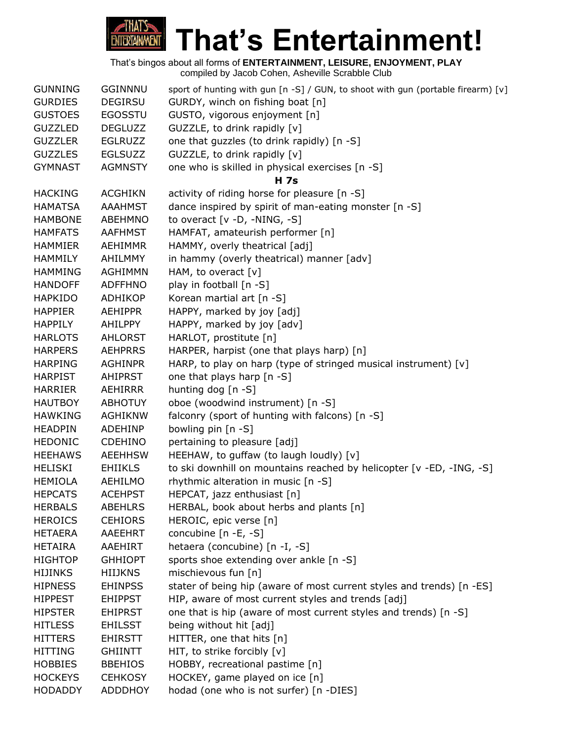# That's Entertainment!

That's bingos about all forms of **ENTERTAINMENT, LEISURE, ENJOYMENT, PLAY**
compiled by Jacob Cohen, Asheville Scrabble Club

| | | |
|---|---|---|
| GUNNING | GGINNNU | sport of hunting with gun [n -S] / GUN, to shoot with gun (portable firearm) [v] |
| GURDIES | DEGIRSU | GURDY, winch on fishing boat [n] |
| GUSTOES | EGOSSTU | GUSTO, vigorous enjoyment [n] |
| GUZZLED | DEGLUZZ | GUZZLE, to drink rapidly [v] |
| GUZZLER | EGLRUZZ | one that guzzles (to drink rapidly) [n -S] |
| GUZZLES | EGLSUZZ | GUZZLE, to drink rapidly [v] |
| GYMNAST | AGMNSTY | one who is skilled in physical exercises [n -S] |
| | | **H 7s** |
| HACKING | ACGHIKN | activity of riding horse for pleasure [n -S] |
| HAMATSA | AAAHMST | dance inspired by spirit of man-eating monster [n -S] |
| HAMBONE | ABEHMNO | to overact [v -D, -NING, -S] |
| HAMFATS | AAFHMST | HAMFAT, amateurish performer [n] |
| HAMMIER | AEHIMMR | HAMMY, overly theatrical [adj] |
| HAMMILY | AHILMMY | in hammy (overly theatrical) manner [adv] |
| HAMMING | AGHIMMN | HAM, to overact [v] |
| HANDOFF | ADFFHNO | play in football [n -S] |
| HAPKIDO | ADHIKOP | Korean martial art [n -S] |
| HAPPIER | AEHIPPR | HAPPY, marked by joy [adj] |
| HAPPILY | AHILPPY | HAPPY, marked by joy [adv] |
| HARLOTS | AHLORST | HARLOT, prostitute [n] |
| HARPERS | AEHPRRS | HARPER, harpist (one that plays harp) [n] |
| HARPING | AGHINPR | HARP, to play on harp (type of stringed musical instrument) [v] |
| HARPIST | AHIPRST | one that plays harp [n -S] |
| HARRIER | AEHIRRR | hunting dog [n -S] |
| HAUTBOY | ABHOTUY | oboe (woodwind instrument) [n -S] |
| HAWKING | AGHIKNW | falconry (sport of hunting with falcons) [n -S] |
| HEADPIN | ADEHINP | bowling pin [n -S] |
| HEDONIC | CDEHINO | pertaining to pleasure [adj] |
| HEEHAWS | AEEHHSW | HEEHAW, to guffaw (to laugh loudly) [v] |
| HELISKI | EHIIKLS | to ski downhill on mountains reached by helicopter [v -ED, -ING, -S] |
| HEMIOLA | AEHILMO | rhythmic alteration in music [n -S] |
| HEPCATS | ACEHPST | HEPCAT, jazz enthusiast [n] |
| HERBALS | ABEHLRS | HERBAL, book about herbs and plants [n] |
| HEROICS | CEHIORS | HEROIC, epic verse [n] |
| HETAERA | AAEEHRT | concubine [n -E, -S] |
| HETAIRA | AAEHIRT | hetaera (concubine) [n -I, -S] |
| HIGHTOP | GHHIOPT | sports shoe extending over ankle [n -S] |
| HIJINKS | HIIJKNS | mischievous fun [n] |
| HIPNESS | EHINPSS | stater of being hip (aware of most current styles and trends) [n -ES] |
| HIPPEST | EHIPPST | HIP, aware of most current styles and trends [adj] |
| HIPSTER | EHIPRST | one that is hip (aware of most current styles and trends) [n -S] |
| HITLESS | EHILSST | being without hit [adj] |
| HITTERS | EHIRSTT | HITTER, one that hits [n] |
| HITTING | GHIINTT | HIT, to strike forcibly [v] |
| HOBBIES | BBEHIOS | HOBBY, recreational pastime [n] |
| HOCKEYS | CEHKOSY | HOCKEY, game played on ice [n] |
| HODADDY | ADDDHOY | hodad (one who is not surfer) [n -DIES] |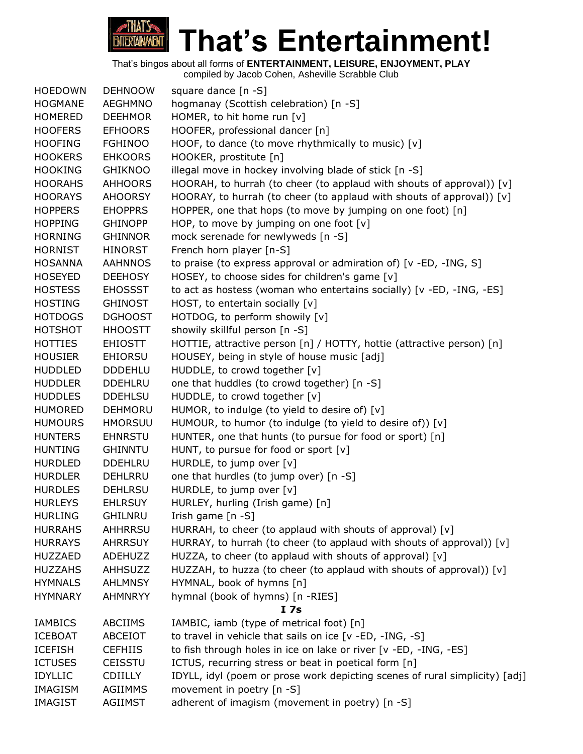# That's Entertainment!

That's bingos about all forms of **ENTERTAINMENT, LEISURE, ENJOYMENT, PLAY**
compiled by Jacob Cohen, Asheville Scrabble Club

| | | |
|---|---|---|
| HOEDOWN | DEHNOOW | square dance [n -S] |
| HOGMANE | AEGHMNO | hogmanay (Scottish celebration) [n -S] |
| HOMERED | DEEHMOR | HOMER, to hit home run [v] |
| HOOFERS | EFHOORS | HOOFER, professional dancer [n] |
| HOOFING | FGHINOO | HOOF, to dance (to move rhythmically to music) [v] |
| HOOKERS | EHKOORS | HOOKER, prostitute [n] |
| HOOKING | GHIKNOO | illegal move in hockey involving blade of stick [n -S] |
| HOORAHS | AHHOORS | HOORAH, to hurrah (to cheer (to applaud with shouts of approval)) [v] |
| HOORAYS | AHOORSY | HOORAY, to hurrah (to cheer (to applaud with shouts of approval)) [v] |
| HOPPERS | EHOPPRS | HOPPER, one that hops (to move by jumping on one foot) [n] |
| HOPPING | GHINOPP | HOP, to move by jumping on one foot [v] |
| HORNING | GHINNOR | mock serenade for newlyweds [n -S] |
| HORNIST | HINORST | French horn player [n-S] |
| HOSANNA | AAHNNOS | to praise (to express approval or admiration of) [v -ED, -ING, S] |
| HOSEYED | DEEHOSY | HOSEY, to choose sides for children's game [v] |
| HOSTESS | EHOSSST | to act as hostess (woman who entertains socially) [v -ED, -ING, -ES] |
| HOSTING | GHINOST | HOST, to entertain socially [v] |
| HOTDOGS | DGHOOST | HOTDOG, to perform showily [v] |
| HOTSHOT | HHOOSTT | showily skillful person [n -S] |
| HOTTIES | EHIOSTT | HOTTIE, attractive person [n] / HOTTY, hottie (attractive person) [n] |
| HOUSIER | EHIORSU | HOUSEY, being in style of house music [adj] |
| HUDDLED | DDDEHLU | HUDDLE, to crowd together [v] |
| HUDDLER | DDEHLRU | one that huddles (to crowd together) [n -S] |
| HUDDLES | DDEHLSU | HUDDLE, to crowd together [v] |
| HUMORED | DEHMORU | HUMOR, to indulge (to yield to desire of) [v] |
| HUMOURS | HMORSUU | HUMOUR, to humor (to indulge (to yield to desire of)) [v] |
| HUNTERS | EHNRSTU | HUNTER, one that hunts (to pursue for food or sport) [n] |
| HUNTING | GHINNTU | HUNT, to pursue for food or sport [v] |
| HURDLED | DDEHLRU | HURDLE, to jump over [v] |
| HURDLER | DEHLRRU | one that hurdles (to jump over) [n -S] |
| HURDLES | DEHLRSU | HURDLE, to jump over [v] |
| HURLEYS | EHLRSUY | HURLEY, hurling (Irish game) [n] |
| HURLING | GHILNRU | Irish game [n -S] |
| HURRAHS | AHHRRSU | HURRAH, to cheer (to applaud with shouts of approval) [v] |
| HURRAYS | AHRRSUY | HURRAY, to hurrah (to cheer (to applaud with shouts of approval)) [v] |
| HUZZAED | ADEHUZZ | HUZZA, to cheer (to applaud with shouts of approval) [v] |
| HUZZAHS | AHHSUZZ | HUZZAH, to huzza (to cheer (to applaud with shouts of approval)) [v] |
| HYMNALS | AHLMNSY | HYMNAL, book of hymns [n] |
| HYMNARY | AHMNRYY | hymnal (book of hymns) [n -RIES] |
| | **I 7s** | |
| IAMBICS | ABCIIMS | IAMBIC, iamb (type of metrical foot) [n] |
| ICEBOAT | ABCEIOT | to travel in vehicle that sails on ice [v -ED, -ING, -S] |
| ICEFISH | CEFHIIS | to fish through holes in ice on lake or river [v -ED, -ING, -ES] |
| ICTUSES | CEISSTU | ICTUS, recurring stress or beat in poetical form [n] |
| IDYLLIC | CDIILLY | IDYLL, idyl (poem or prose work depicting scenes of rural simplicity) [adj] |
| IMAGISM | AGIIMMS | movement in poetry [n -S] |
| IMAGIST | AGIIMST | adherent of imagism (movement in poetry) [n -S] |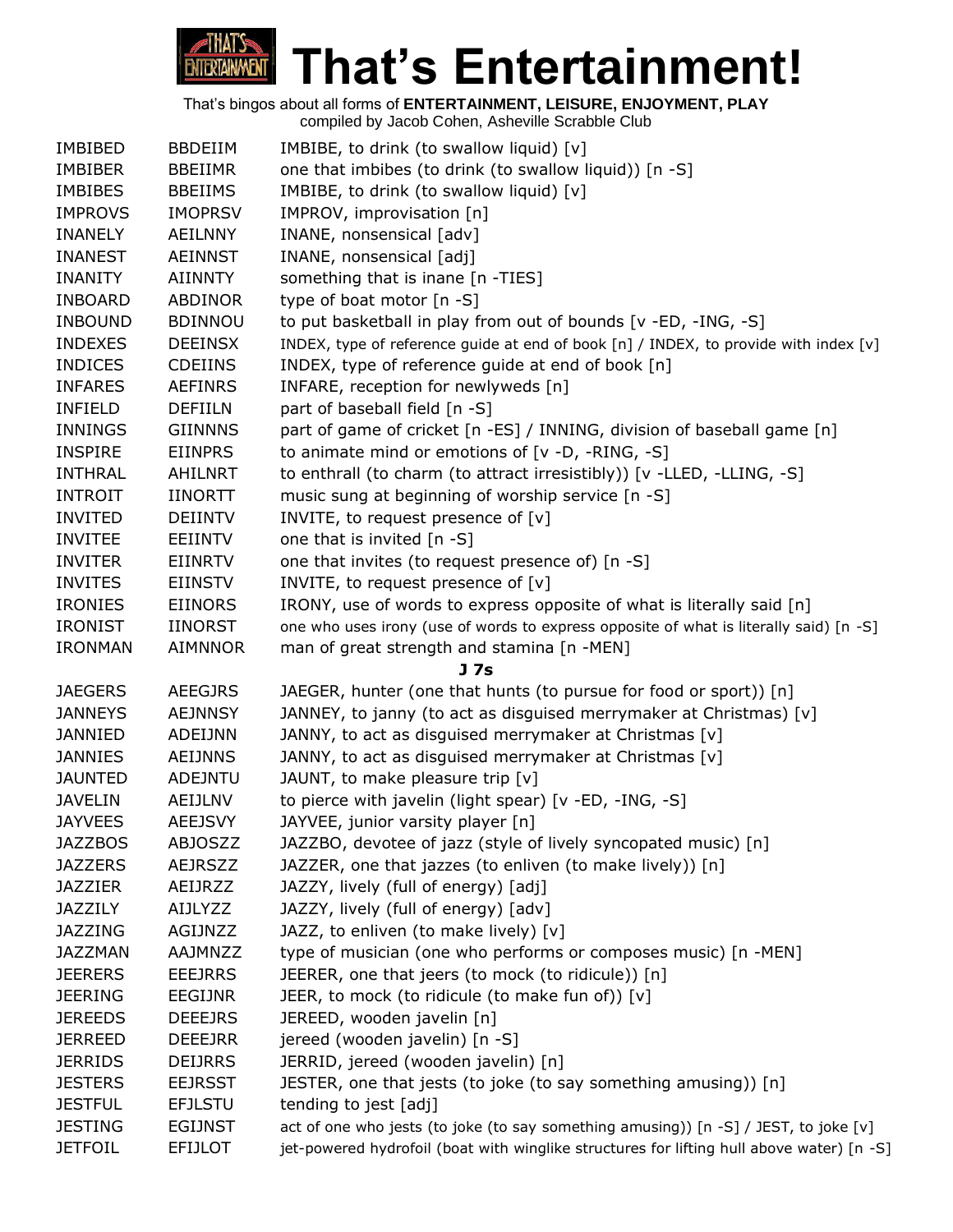# That's Entertainment!

That's bingos about all forms of **ENTERTAINMENT, LEISURE, ENJOYMENT, PLAY**
compiled by Jacob Cohen, Asheville Scrabble Club

| | | |
|---|---|---|
| IMBIBED | BBDEIIM | IMBIBE, to drink (to swallow liquid) [v] |
| IMBIBER | BBEIIMR | one that imbibes (to drink (to swallow liquid)) [n -S] |
| IMBIBES | BBEIIMS | IMBIBE, to drink (to swallow liquid) [v] |
| IMPROVS | IMOPRSV | IMPROV, improvisation [n] |
| INANELY | AEILNNY | INANE, nonsensical [adv] |
| INANEST | AEINNST | INANE, nonsensical [adj] |
| INANITY | AIINNTY | something that is inane [n -TIES] |
| INBOARD | ABDINOR | type of boat motor [n -S] |
| INBOUND | BDINNOU | to put basketball in play from out of bounds [v -ED, -ING, -S] |
| INDEXES | DEEINSX | INDEX, type of reference guide at end of book [n] / INDEX, to provide with index [v] |
| INDICES | CDEIINS | INDEX, type of reference guide at end of book [n] |
| INFARES | AEFINRS | INFARE, reception for newlyweds [n] |
| INFIELD | DEFIILN | part of baseball field [n -S] |
| INNINGS | GIINNNS | part of game of cricket [n -ES] / INNING, division of baseball game [n] |
| INSPIRE | EIINPRS | to animate mind or emotions of [v -D, -RING, -S] |
| INTHRAL | AHILNRT | to enthrall (to charm (to attract irresistibly)) [v -LLED, -LLING, -S] |
| INTROIT | IINORTT | music sung at beginning of worship service [n -S] |
| INVITED | DEIINTV | INVITE, to request presence of [v] |
| INVITEE | EEIINTV | one that is invited [n -S] |
| INVITER | EIINRTV | one that invites (to request presence of) [n -S] |
| INVITES | EIINSTV | INVITE, to request presence of [v] |
| IRONIES | EIINORS | IRONY, use of words to express opposite of what is literally said [n] |
| IRONIST | IINORST | one who uses irony (use of words to express opposite of what is literally said) [n -S] |
| IRONMAN | AIMNNOR | man of great strength and stamina [n -MEN] |

### J 7s

| | | |
|---|---|---|
| JAEGERS | AEEGJRS | JAEGER, hunter (one that hunts (to pursue for food or sport)) [n] |
| JANNEYS | AEJNNSY | JANNEY, to janny (to act as disguised merrymaker at Christmas) [v] |
| JANNIED | ADEIJNN | JANNY, to act as disguised merrymaker at Christmas [v] |
| JANNIES | AEIJNNS | JANNY, to act as disguised merrymaker at Christmas [v] |
| JAUNTED | ADEJNTU | JAUNT, to make pleasure trip [v] |
| JAVELIN | AEIJLNV | to pierce with javelin (light spear) [v -ED, -ING, -S] |
| JAYVEES | AEEJSVY | JAYVEE, junior varsity player [n] |
| JAZZBOS | ABJOSZZ | JAZZBO, devotee of jazz (style of lively syncopated music) [n] |
| JAZZERS | AEJRSZZ | JAZZER, one that jazzes (to enliven (to make lively)) [n] |
| JAZZIER | AEIJRZZ | JAZZY, lively (full of energy) [adj] |
| JAZZILY | AIJLYZZ | JAZZY, lively (full of energy) [adv] |
| JAZZING | AGIJNZZ | JAZZ, to enliven (to make lively) [v] |
| JAZZMAN | AAJMNZZ | type of musician (one who performs or composes music) [n -MEN] |
| JEERERS | EEEJRRS | JEERER, one that jeers (to mock (to ridicule)) [n] |
| JEERING | EEGIJNR | JEER, to mock (to ridicule (to make fun of)) [v] |
| JEREEDS | DEEEJRS | JEREED, wooden javelin [n] |
| JERREED | DEEEJRR | jereed (wooden javelin) [n -S] |
| JERRIDS | DEIJRRS | JERRID, jereed (wooden javelin) [n] |
| JESTERS | EEJRSST | JESTER, one that jests (to joke (to say something amusing)) [n] |
| JESTFUL | EFJLSTU | tending to jest [adj] |
| JESTING | EGIJNST | act of one who jests (to joke (to say something amusing)) [n -S] / JEST, to joke [v] |
| JETFOIL | EFIJLOT | jet-powered hydrofoil (boat with winglike structures for lifting hull above water) [n -S] |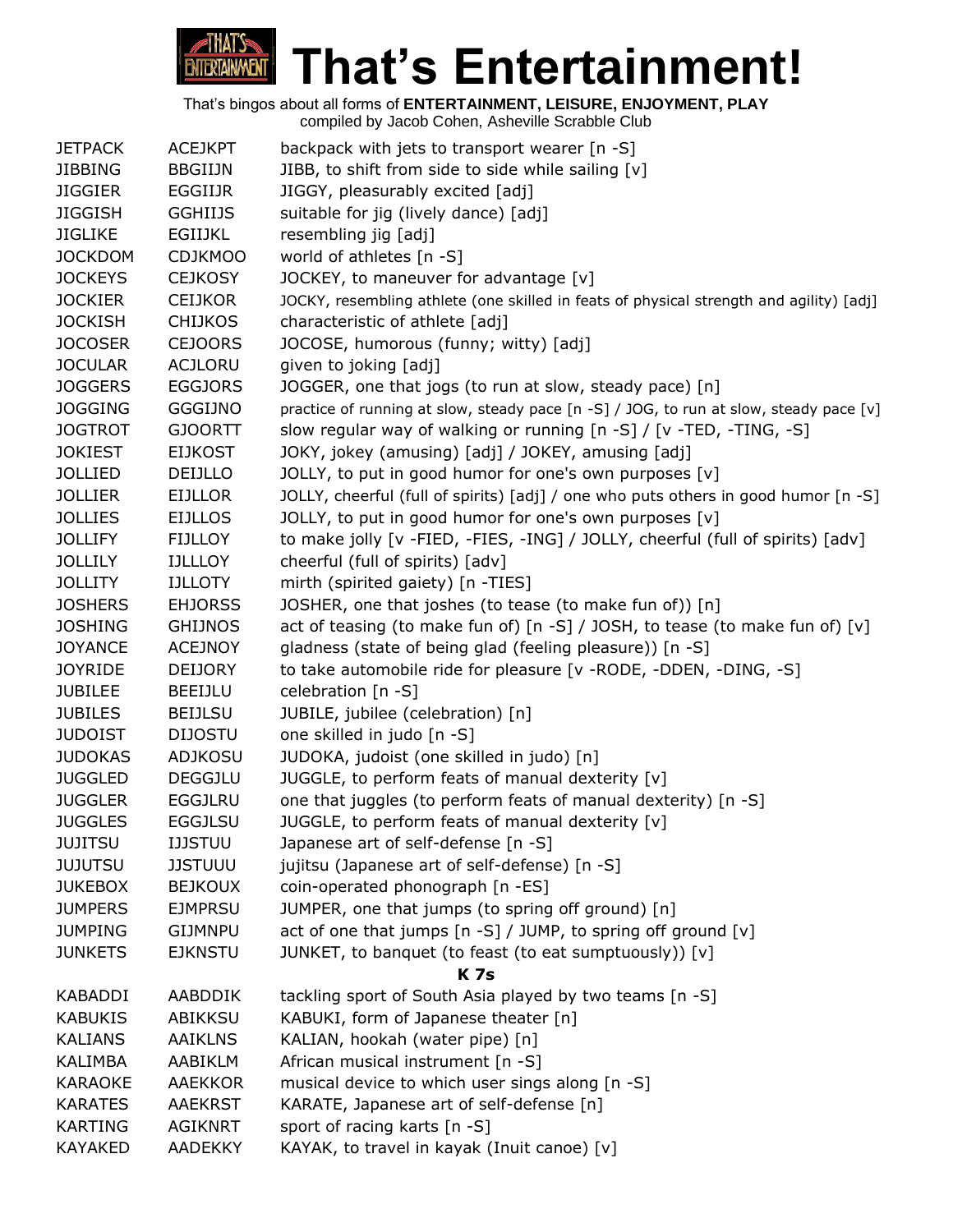# That's Entertainment!

That's bingos about all forms of **ENTERTAINMENT, LEISURE, ENJOYMENT, PLAY**
compiled by Jacob Cohen, Asheville Scrabble Club

| | | |
|---|---|---|
| JETPACK | ACEJKPT | backpack with jets to transport wearer [n -S] |
| JIBBING | BBGIIJN | JIBB, to shift from side to side while sailing [v] |
| JIGGIER | EGGIIJR | JIGGY, pleasurably excited [adj] |
| JIGGISH | GGHIIJS | suitable for jig (lively dance) [adj] |
| JIGLIKE | EGIIJKL | resembling jig [adj] |
| JOCKDOM | CDJKMOO | world of athletes [n -S] |
| JOCKEYS | CEJKOSY | JOCKEY, to maneuver for advantage [v] |
| JOCKIER | CEIJKOR | JOCKY, resembling athlete (one skilled in feats of physical strength and agility) [adj] |
| JOCKISH | CHIJKOS | characteristic of athlete [adj] |
| JOCOSER | CEJOORS | JOCOSE, humorous (funny; witty) [adj] |
| JOCULAR | ACJLORU | given to joking [adj] |
| JOGGERS | EGGJORS | JOGGER, one that jogs (to run at slow, steady pace) [n] |
| JOGGING | GGGIJNO | practice of running at slow, steady pace [n -S] / JOG, to run at slow, steady pace [v] |
| JOGTROT | GJOORTT | slow regular way of walking or running [n -S] / [v -TED, -TING, -S] |
| JOKIEST | EIJKOST | JOKY, jokey (amusing) [adj] / JOKEY, amusing [adj] |
| JOLLIED | DEIJLLO | JOLLY, to put in good humor for one's own purposes [v] |
| JOLLIER | EIJLLOR | JOLLY, cheerful (full of spirits) [adj] / one who puts others in good humor [n -S] |
| JOLLIES | EIJLLOS | JOLLY, to put in good humor for one's own purposes [v] |
| JOLLIFY | FIJLLOY | to make jolly [v -FIED, -FIES, -ING] / JOLLY, cheerful (full of spirits) [adv] |
| JOLLILY | IJLLLOY | cheerful (full of spirits) [adv] |
| JOLLITY | IJLLOTY | mirth (spirited gaiety) [n -TIES] |
| JOSHERS | EHJORSS | JOSHER, one that joshes (to tease (to make fun of)) [n] |
| JOSHING | GHIJNOS | act of teasing (to make fun of) [n -S] / JOSH, to tease (to make fun of) [v] |
| JOYANCE | ACEJNOY | gladness (state of being glad (feeling pleasure)) [n -S] |
| JOYRIDE | DEIJORY | to take automobile ride for pleasure [v -RODE, -DDEN, -DING, -S] |
| JUBILEE | BEEIJLU | celebration [n -S] |
| JUBILES | BEIJLSU | JUBILE, jubilee (celebration) [n] |
| JUDOIST | DIJOSTU | one skilled in judo [n -S] |
| JUDOKAS | ADJKOSU | JUDOKA, judoist (one skilled in judo) [n] |
| JUGGLED | DEGGJLU | JUGGLE, to perform feats of manual dexterity [v] |
| JUGGLER | EGGJLRU | one that juggles (to perform feats of manual dexterity) [n -S] |
| JUGGLES | EGGJLSU | JUGGLE, to perform feats of manual dexterity [v] |
| JUJITSU | IJJSTUU | Japanese art of self-defense [n -S] |
| JUJUTSU | JJSTUUU | jujitsu (Japanese art of self-defense) [n -S] |
| JUKEBOX | BEJKOUX | coin-operated phonograph [n -ES] |
| JUMPERS | EJMPRSU | JUMPER, one that jumps (to spring off ground) [n] |
| JUMPING | GIJMNPU | act of one that jumps [n -S] / JUMP, to spring off ground [v] |
| JUNKETS | EJKNSTU | JUNKET, to banquet (to feast (to eat sumptuously)) [v] |

**K 7s**

| | | |
|---|---|---|
| KABADDI | AABDDIK | tackling sport of South Asia played by two teams [n -S] |
| KABUKIS | ABIKKSU | KABUKI, form of Japanese theater [n] |
| KALIANS | AAIKLNS | KALIAN, hookah (water pipe) [n] |
| KALIMBA | AABIKLM | African musical instrument [n -S] |
| KARAOKE | AAEKKOR | musical device to which user sings along [n -S] |
| KARATES | AAEKRST | KARATE, Japanese art of self-defense [n] |
| KARTING | AGIKNRT | sport of racing karts [n -S] |
| KAYAKED | AADEKKY | KAYAK, to travel in kayak (Inuit canoe) [v] |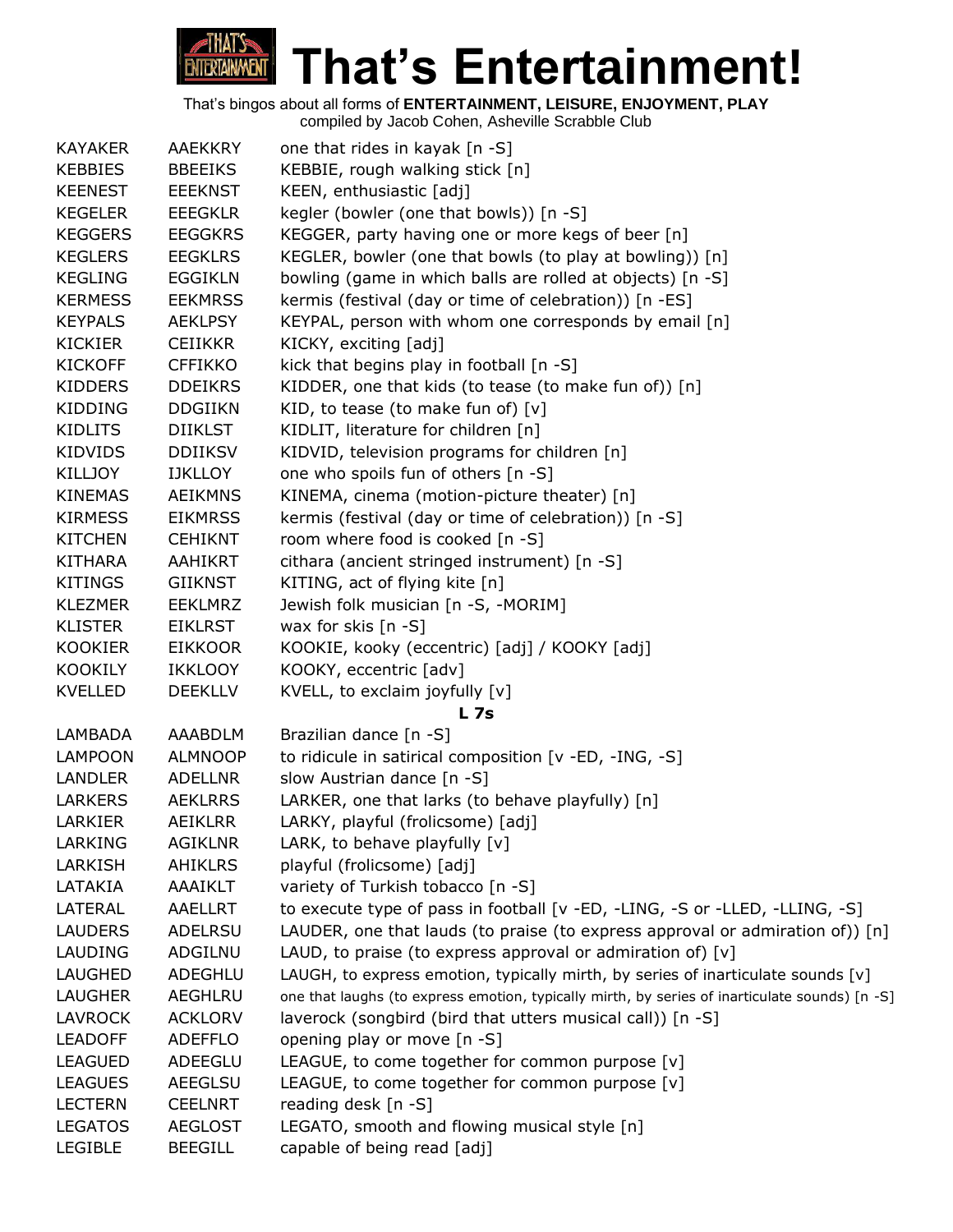# That's Entertainment!

That's bingos about all forms of **ENTERTAINMENT, LEISURE, ENJOYMENT, PLAY**
compiled by Jacob Cohen, Asheville Scrabble Club

| | | |
|---|---|---|
| KAYAKER | AAEKKRY | one that rides in kayak [n -S] |
| KEBBIES | BBEEIKS | KEBBIE, rough walking stick [n] |
| KEENEST | EEEKNST | KEEN, enthusiastic [adj] |
| KEGELER | EEEGKLR | kegler (bowler (one that bowls)) [n -S] |
| KEGGERS | EEGGKRS | KEGGER, party having one or more kegs of beer [n] |
| KEGLERS | EEGKLRS | KEGLER, bowler (one that bowls (to play at bowling)) [n] |
| KEGLING | EGGIKLN | bowling (game in which balls are rolled at objects) [n -S] |
| KERMESS | EEKMRSS | kermis (festival (day or time of celebration)) [n -ES] |
| KEYPALS | AEKLPSY | KEYPAL, person with whom one corresponds by email [n] |
| KICKIER | CEIIKKR | KICKY, exciting [adj] |
| KICKOFF | CFFIKKO | kick that begins play in football [n -S] |
| KIDDERS | DDEIKRS | KIDDER, one that kids (to tease (to make fun of)) [n] |
| KIDDING | DDGIIKN | KID, to tease (to make fun of) [v] |
| KIDLITS | DIIKLST | KIDLIT, literature for children [n] |
| KIDVIDS | DDIIKSV | KIDVID, television programs for children [n] |
| KILLJOY | IJKLLOY | one who spoils fun of others [n -S] |
| KINEMAS | AEIKMNS | KINEMA, cinema (motion-picture theater) [n] |
| KIRMESS | EIKMRSS | kermis (festival (day or time of celebration)) [n -S] |
| KITCHEN | CEHIKNT | room where food is cooked [n -S] |
| KITHARA | AAHIKRT | cithara (ancient stringed instrument) [n -S] |
| KITINGS | GIIKNST | KITING, act of flying kite [n] |
| KLEZMER | EEKLMRZ | Jewish folk musician [n -S, -MORIM] |
| KLISTER | EIKLRST | wax for skis [n -S] |
| KOOKIER | EIKKOOR | KOOKIE, kooky (eccentric) [adj] / KOOKY [adj] |
| KOOKILY | IKKLOOY | KOOKY, eccentric [adv] |
| KVELLED | DEEKLLV | KVELL, to exclaim joyfully [v] |

**L 7s**

| | | |
|---|---|---|
| LAMBADA | AAABDLM | Brazilian dance [n -S] |
| LAMPOON | ALMNOOP | to ridicule in satirical composition [v -ED, -ING, -S] |
| LANDLER | ADELLNR | slow Austrian dance [n -S] |
| LARKERS | AEKLRRS | LARKER, one that larks (to behave playfully) [n] |
| LARKIER | AEIKLRR | LARKY, playful (frolicsome) [adj] |
| LARKING | AGIKLNR | LARK, to behave playfully [v] |
| LARKISH | AHIKLRS | playful (frolicsome) [adj] |
| LATAKIA | AAAIKLT | variety of Turkish tobacco [n -S] |
| LATERAL | AAELLRT | to execute type of pass in football [v -ED, -LING, -S or -LLED, -LLING, -S] |
| LAUDERS | ADELRSU | LAUDER, one that lauds (to praise (to express approval or admiration of)) [n] |
| LAUDING | ADGILNU | LAUD, to praise (to express approval or admiration of) [v] |
| LAUGHED | ADEGHLU | LAUGH, to express emotion, typically mirth, by series of inarticulate sounds [v] |
| LAUGHER | AEGHLRU | one that laughs (to express emotion, typically mirth, by series of inarticulate sounds) [n -S] |
| LAVROCK | ACKLORV | laverock (songbird (bird that utters musical call)) [n -S] |
| LEADOFF | ADEFFLO | opening play or move [n -S] |
| LEAGUED | ADEEGLU | LEAGUE, to come together for common purpose [v] |
| LEAGUES | AEEGLSU | LEAGUE, to come together for common purpose [v] |
| LECTERN | CEELNRT | reading desk [n -S] |
| LEGATOS | AEGLOST | LEGATO, smooth and flowing musical style [n] |
| LEGIBLE | BEEGILL | capable of being read [adj] |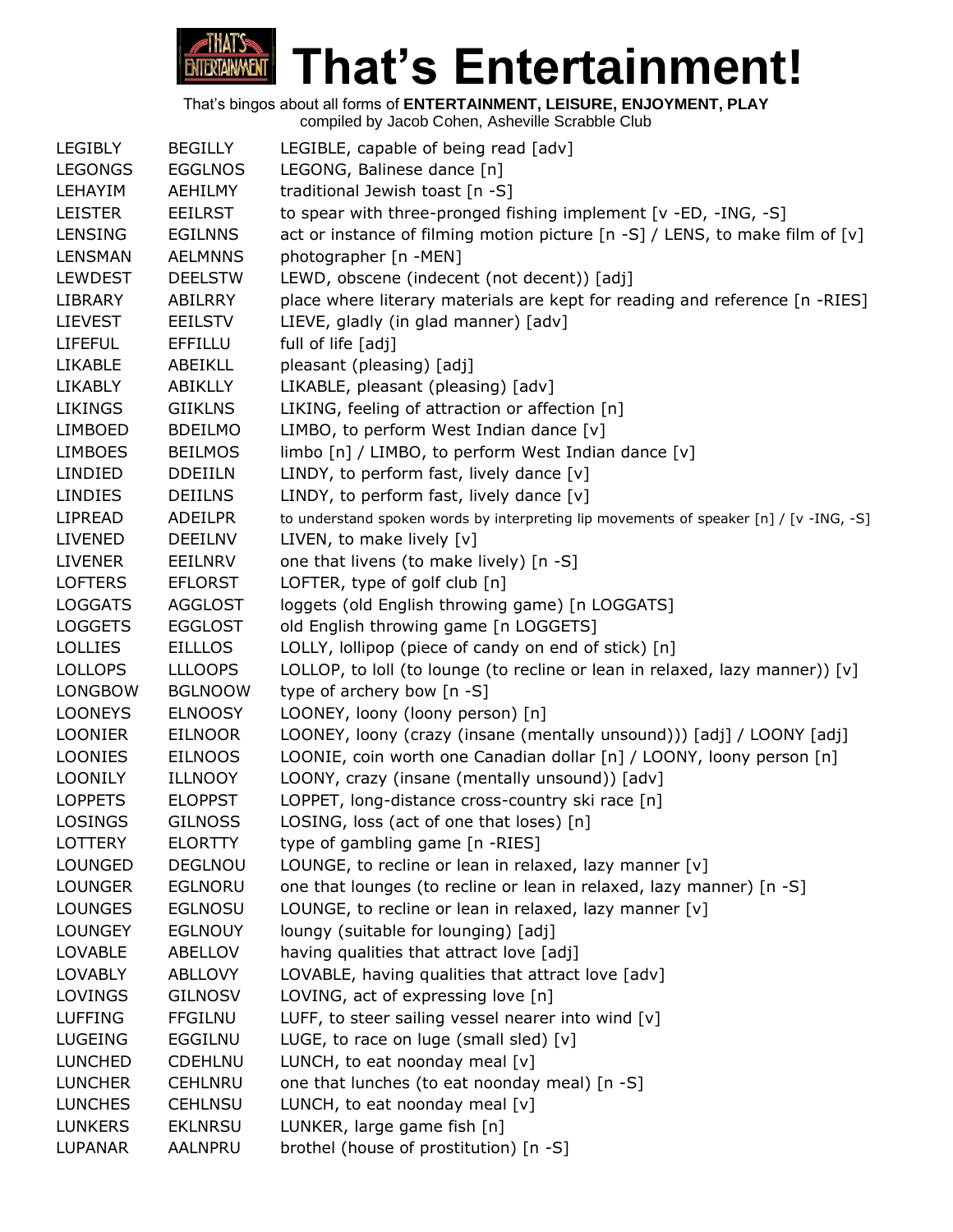# That's Entertainment!

That's bingos about all forms of **ENTERTAINMENT, LEISURE, ENJOYMENT, PLAY**
compiled by Jacob Cohen, Asheville Scrabble Club

| | | |
|---|---|---|
| LEGIBLY | BEGILLY | LEGIBLE, capable of being read [adv] |
| LEGONGS | EGGLNOS | LEGONG, Balinese dance [n] |
| LEHAYIM | AEHILMY | traditional Jewish toast [n -S] |
| LEISTER | EEILRST | to spear with three-pronged fishing implement [v -ED, -ING, -S] |
| LENSING | EGILNNS | act or instance of filming motion picture [n -S] / LENS, to make film of [v] |
| LENSMAN | AELMNNS | photographer [n -MEN] |
| LEWDEST | DEELSTW | LEWD, obscene (indecent (not decent)) [adj] |
| LIBRARY | ABILRRY | place where literary materials are kept for reading and reference [n -RIES] |
| LIEVEST | EEILSTV | LIEVE, gladly (in glad manner) [adv] |
| LIFEFUL | EFFILLU | full of life [adj] |
| LIKABLE | ABEIKLL | pleasant (pleasing) [adj] |
| LIKABLY | ABIKLLY | LIKABLE, pleasant (pleasing) [adv] |
| LIKINGS | GIIKLNS | LIKING, feeling of attraction or affection [n] |
| LIMBOED | BDEILMO | LIMBO, to perform West Indian dance [v] |
| LIMBOES | BEILMOS | limbo [n] / LIMBO, to perform West Indian dance [v] |
| LINDIED | DDEIILN | LINDY, to perform fast, lively dance [v] |
| LINDIES | DEIILNS | LINDY, to perform fast, lively dance [v] |
| LIPREAD | ADEILPR | to understand spoken words by interpreting lip movements of speaker [n] / [v -ING, -S] |
| LIVENED | DEEILNV | LIVEN, to make lively [v] |
| LIVENER | EEILNRV | one that livens (to make lively) [n -S] |
| LOFTERS | EFLORST | LOFTER, type of golf club [n] |
| LOGGATS | AGGLOST | loggets (old English throwing game) [n LOGGATS] |
| LOGGETS | EGGLOST | old English throwing game [n LOGGETS] |
| LOLLIES | EILLLOS | LOLLY, lollipop (piece of candy on end of stick) [n] |
| LOLLOPS | LLLOOPS | LOLLOP, to loll (to lounge (to recline or lean in relaxed, lazy manner)) [v] |
| LONGBOW | BGLNOOW | type of archery bow [n -S] |
| LOONEYS | ELNOOSY | LOONEY, loony (loony person) [n] |
| LOONIER | EILNOOR | LOONEY, loony (crazy (insane (mentally unsound))) [adj] / LOONY [adj] |
| LOONIES | EILNOOS | LOONIE, coin worth one Canadian dollar [n] / LOONY, loony person [n] |
| LOONILY | ILLNOOY | LOONY, crazy (insane (mentally unsound)) [adv] |
| LOPPETS | ELOPPST | LOPPET, long-distance cross-country ski race [n] |
| LOSINGS | GILNOSS | LOSING, loss (act of one that loses) [n] |
| LOTTERY | ELORTTY | type of gambling game [n -RIES] |
| LOUNGED | DEGLNOU | LOUNGE, to recline or lean in relaxed, lazy manner [v] |
| LOUNGER | EGLNORU | one that lounges (to recline or lean in relaxed, lazy manner) [n -S] |
| LOUNGES | EGLNOSU | LOUNGE, to recline or lean in relaxed, lazy manner [v] |
| LOUNGEY | EGLNOUY | loungy (suitable for lounging) [adj] |
| LOVABLE | ABELLOV | having qualities that attract love [adj] |
| LOVABLY | ABLLOVY | LOVABLE, having qualities that attract love [adv] |
| LOVINGS | GILNOSV | LOVING, act of expressing love [n] |
| LUFFING | FFGILNU | LUFF, to steer sailing vessel nearer into wind [v] |
| LUGEING | EGGILNU | LUGE, to race on luge (small sled) [v] |
| LUNCHED | CDEHLNU | LUNCH, to eat noonday meal [v] |
| LUNCHER | CEHLNRU | one that lunches (to eat noonday meal) [n -S] |
| LUNCHES | CEHLNSU | LUNCH, to eat noonday meal [v] |
| LUNKERS | EKLNRSU | LUNKER, large game fish [n] |
| LUPANAR | AALNPRU | brothel (house of prostitution) [n -S] |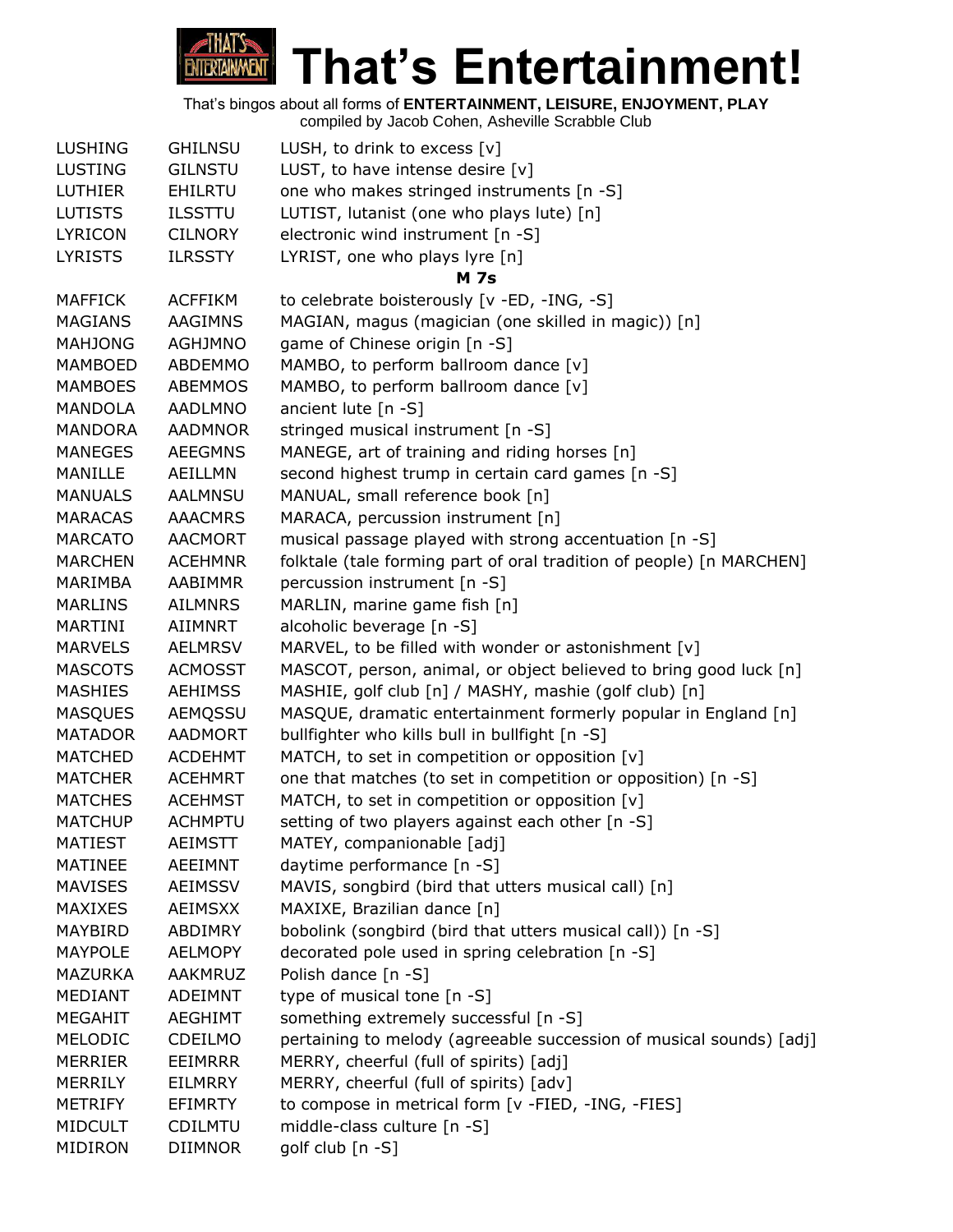# That's Entertainment!

That's bingos about all forms of **ENTERTAINMENT, LEISURE, ENJOYMENT, PLAY**
compiled by Jacob Cohen, Asheville Scrabble Club

| | | |
|---|---|---|
| LUSHING | GHILNSU | LUSH, to drink to excess [v] |
| LUSTING | GILNSTU | LUST, to have intense desire [v] |
| LUTHIER | EHILRTU | one who makes stringed instruments [n -S] |
| LUTISTS | ILSSTTU | LUTIST, lutanist (one who plays lute) [n] |
| LYRICON | CILNORY | electronic wind instrument [n -S] |
| LYRISTS | ILRSSTY | LYRIST, one who plays lyre [n] |
| | | **M 7s** |
| MAFFICK | ACFFIKM | to celebrate boisterously [v -ED, -ING, -S] |
| MAGIANS | AAGIMNS | MAGIAN, magus (magician (one skilled in magic)) [n] |
| MAHJONG | AGHJMNO | game of Chinese origin [n -S] |
| MAMBOED | ABDEMMO | MAMBO, to perform ballroom dance [v] |
| MAMBOES | ABEMMOS | MAMBO, to perform ballroom dance [v] |
| MANDOLA | AADLMNO | ancient lute [n -S] |
| MANDORA | AADMNOR | stringed musical instrument [n -S] |
| MANEGES | AEEGMNS | MANEGE, art of training and riding horses [n] |
| MANILLE | AEILLMN | second highest trump in certain card games [n -S] |
| MANUALS | AALMNSU | MANUAL, small reference book [n] |
| MARACAS | AAACMRS | MARACA, percussion instrument [n] |
| MARCATO | AACMORT | musical passage played with strong accentuation [n -S] |
| MARCHEN | ACEHMNR | folktale (tale forming part of oral tradition of people) [n MARCHEN] |
| MARIMBA | AABIMMR | percussion instrument [n -S] |
| MARLINS | AILMNRS | MARLIN, marine game fish [n] |
| MARTINI | AIIMNRT | alcoholic beverage [n -S] |
| MARVELS | AELMRSV | MARVEL, to be filled with wonder or astonishment [v] |
| MASCOTS | ACMOSST | MASCOT, person, animal, or object believed to bring good luck [n] |
| MASHIES | AEHIMSS | MASHIE, golf club [n] / MASHY, mashie (golf club) [n] |
| MASQUES | AEMQSSU | MASQUE, dramatic entertainment formerly popular in England [n] |
| MATADOR | AADMORT | bullfighter who kills bull in bullfight [n -S] |
| MATCHED | ACDEHMT | MATCH, to set in competition or opposition [v] |
| MATCHER | ACEHMRT | one that matches (to set in competition or opposition) [n -S] |
| MATCHES | ACEHMST | MATCH, to set in competition or opposition [v] |
| MATCHUP | ACHMPTU | setting of two players against each other [n -S] |
| MATIEST | AEIMSTT | MATEY, companionable [adj] |
| MATINEE | AEEIMNT | daytime performance [n -S] |
| MAVISES | AEIMSSV | MAVIS, songbird (bird that utters musical call) [n] |
| MAXIXES | AEIMSXX | MAXIXE, Brazilian dance [n] |
| MAYBIRD | ABDIMRY | bobolink (songbird (bird that utters musical call)) [n -S] |
| MAYPOLE | AELMOPY | decorated pole used in spring celebration [n -S] |
| MAZURKA | AAKMRUZ | Polish dance [n -S] |
| MEDIANT | ADEIMNT | type of musical tone [n -S] |
| MEGAHIT | AEGHIMT | something extremely successful [n -S] |
| MELODIC | CDEILMO | pertaining to melody (agreeable succession of musical sounds) [adj] |
| MERRIER | EEIMRRR | MERRY, cheerful (full of spirits) [adj] |
| MERRILY | EILMRRY | MERRY, cheerful (full of spirits) [adv] |
| METRIFY | EFIMRTY | to compose in metrical form [v -FIED, -ING, -FIES] |
| MIDCULT | CDILMTU | middle-class culture [n -S] |
| MIDIRON | DIIMNOR | golf club [n -S] |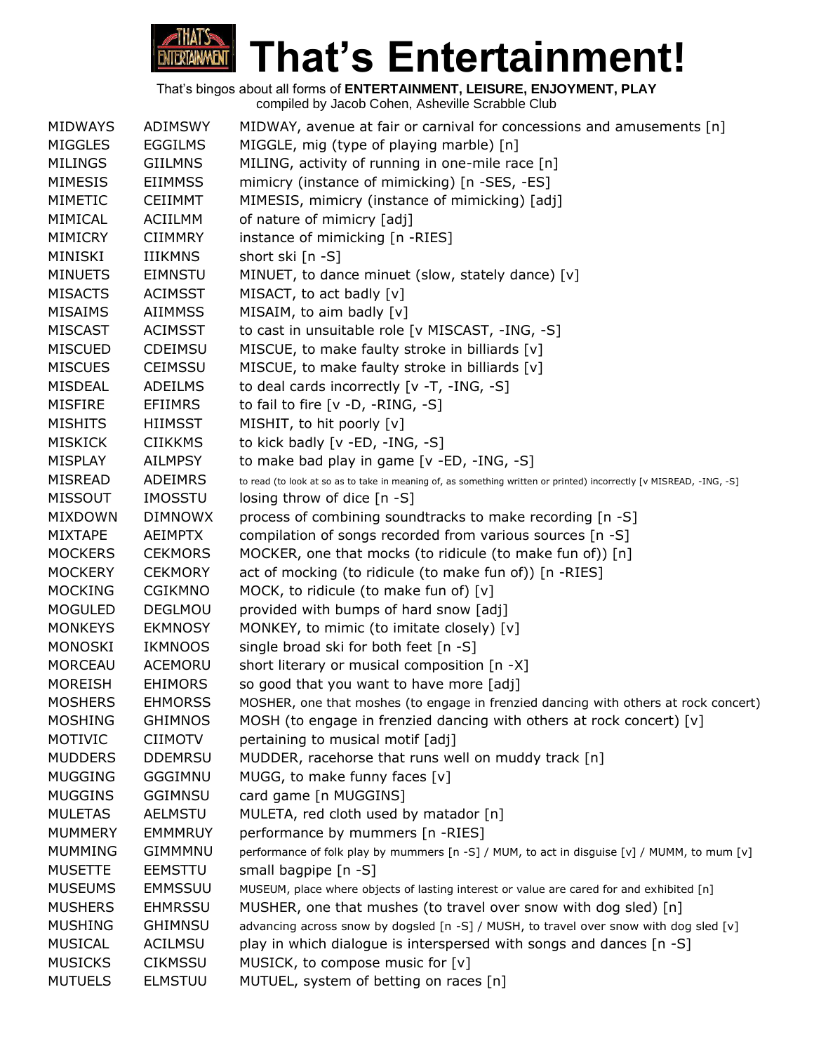# That's Entertainment!

That's bingos about all forms of **ENTERTAINMENT, LEISURE, ENJOYMENT, PLAY**
compiled by Jacob Cohen, Asheville Scrabble Club

| | | |
|---|---|---|
| MIDWAYS | ADIMSWY | MIDWAY, avenue at fair or carnival for concessions and amusements [n] |
| MIGGLES | EGGILMS | MIGGLE, mig (type of playing marble) [n] |
| MILINGS | GIILMNS | MILING, activity of running in one-mile race [n] |
| MIMESIS | EIIMMSS | mimicry (instance of mimicking) [n -SES, -ES] |
| MIMETIC | CEIIMMT | MIMESIS, mimicry (instance of mimicking) [adj] |
| MIMICAL | ACIILMM | of nature of mimicry [adj] |
| MIMICRY | CIIMMRY | instance of mimicking [n -RIES] |
| MINISKI | IIIKMNS | short ski [n -S] |
| MINUETS | EIMNSTU | MINUET, to dance minuet (slow, stately dance) [v] |
| MISACTS | ACIMSST | MISACT, to act badly [v] |
| MISAIMS | AIIMMSS | MISAIM, to aim badly [v] |
| MISCAST | ACIMSST | to cast in unsuitable role [v MISCAST, -ING, -S] |
| MISCUED | CDEIMSU | MISCUE, to make faulty stroke in billiards [v] |
| MISCUES | CEIMSSU | MISCUE, to make faulty stroke in billiards [v] |
| MISDEAL | ADEILMS | to deal cards incorrectly [v -T, -ING, -S] |
| MISFIRE | EFIIMRS | to fail to fire [v -D, -RING, -S] |
| MISHITS | HIIMSST | MISHIT, to hit poorly [v] |
| MISKICK | CIIKKMS | to kick badly [v -ED, -ING, -S] |
| MISPLAY | AILMPSY | to make bad play in game [v -ED, -ING, -S] |
| MISREAD | ADEIMRS | to read (to look at so as to take in meaning of, as something written or printed) incorrectly [v MISREAD, -ING, -S] |
| MISSOUT | IMOSSTU | losing throw of dice [n -S] |
| MIXDOWN | DIMNOWX | process of combining soundtracks to make recording [n -S] |
| MIXTAPE | AEIMPTX | compilation of songs recorded from various sources [n -S] |
| MOCKERS | CEKMORS | MOCKER, one that mocks (to ridicule (to make fun of)) [n] |
| MOCKERY | CEKMORY | act of mocking (to ridicule (to make fun of)) [n -RIES] |
| MOCKING | CGIKMNO | MOCK, to ridicule (to make fun of) [v] |
| MOGULED | DEGLMOU | provided with bumps of hard snow [adj] |
| MONKEYS | EKMNOSY | MONKEY, to mimic (to imitate closely) [v] |
| MONOSKI | IKMNOOS | single broad ski for both feet [n -S] |
| MORCEAU | ACEMORU | short literary or musical composition [n -X] |
| MOREISH | EHIMORS | so good that you want to have more [adj] |
| MOSHERS | EHMORSS | MOSHER, one that moshes (to engage in frenzied dancing with others at rock concert) |
| MOSHING | GHIMNOS | MOSH (to engage in frenzied dancing with others at rock concert) [v] |
| MOTIVIC | CIIMOTV | pertaining to musical motif [adj] |
| MUDDERS | DDEMRSU | MUDDER, racehorse that runs well on muddy track [n] |
| MUGGING | GGGIMNU | MUGG, to make funny faces [v] |
| MUGGINS | GGIMNSU | card game [n MUGGINS] |
| MULETAS | AELMSTU | MULETA, red cloth used by matador [n] |
| MUMMERY | EMMMRUY | performance by mummers [n -RIES] |
| MUMMING | GIMMMNU | performance of folk play by mummers [n -S] / MUM, to act in disguise [v] / MUMM, to mum [v] |
| MUSETTE | EEMSTTU | small bagpipe [n -S] |
| MUSEUMS | EMMSSUU | MUSEUM, place where objects of lasting interest or value are cared for and exhibited [n] |
| MUSHERS | EHMRSSU | MUSHER, one that mushes (to travel over snow with dog sled) [n] |
| MUSHING | GHIMNSU | advancing across snow by dogsled [n -S] / MUSH, to travel over snow with dog sled [v] |
| MUSICAL | ACILMSU | play in which dialogue is interspersed with songs and dances [n -S] |
| MUSICKS | CIKMSSU | MUSICK, to compose music for [v] |
| MUTUELS | ELMSTUU | MUTUEL, system of betting on races [n] |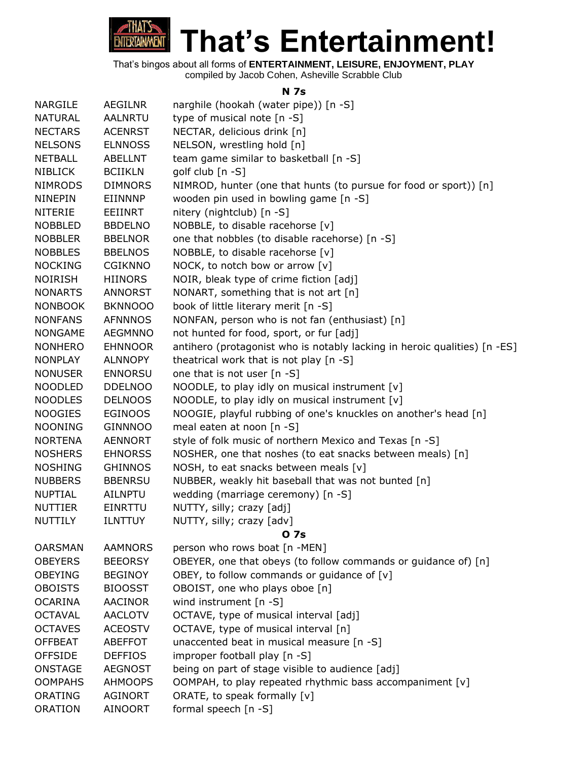# That's Entertainment!

That's bingos about all forms of **ENTERTAINMENT, LEISURE, ENJOYMENT, PLAY**
compiled by Jacob Cohen, Asheville Scrabble Club

### N 7s

| | | |
|---|---|---|
| NARGILE | AEGILNR | narghile (hookah (water pipe)) [n -S] |
| NATURAL | AALNRTU | type of musical note [n -S] |
| NECTARS | ACENRST | NECTAR, delicious drink [n] |
| NELSONS | ELNNOSS | NELSON, wrestling hold [n] |
| NETBALL | ABELLNT | team game similar to basketball [n -S] |
| NIBLICK | BCIIKLN | golf club [n -S] |
| NIMRODS | DIMNORS | NIMROD, hunter (one that hunts (to pursue for food or sport)) [n] |
| NINEPIN | EIINNNP | wooden pin used in bowling game [n -S] |
| NITERIE | EEIINRT | nitery (nightclub) [n -S] |
| NOBBLED | BBDELNO | NOBBLE, to disable racehorse [v] |
| NOBBLER | BBELNOR | one that nobbles (to disable racehorse) [n -S] |
| NOBBLES | BBELNOS | NOBBLE, to disable racehorse [v] |
| NOCKING | CGIKNNO | NOCK, to notch bow or arrow [v] |
| NOIRISH | HIINORS | NOIR, bleak type of crime fiction [adj] |
| NONARTS | ANNORST | NONART, something that is not art [n] |
| NONBOOK | BKNNOOO | book of little literary merit [n -S] |
| NONFANS | AFNNNOS | NONFAN, person who is not fan (enthusiast) [n] |
| NONGAME | AEGMNNO | not hunted for food, sport, or fur [adj] |
| NONHERO | EHNNOOR | antihero (protagonist who is notably lacking in heroic qualities) [n -ES] |
| NONPLAY | ALNNOPY | theatrical work that is not play [n -S] |
| NONUSER | ENNORSU | one that is not user [n -S] |
| NOODLED | DDELNOO | NOODLE, to play idly on musical instrument [v] |
| NOODLES | DELNOOS | NOODLE, to play idly on musical instrument [v] |
| NOOGIES | EGINOOS | NOOGIE, playful rubbing of one's knuckles on another's head [n] |
| NOONING | GINNNOO | meal eaten at noon [n -S] |
| NORTENA | AENNORT | style of folk music of northern Mexico and Texas [n -S] |
| NOSHERS | EHNORSS | NOSHER, one that noshes (to eat snacks between meals) [n] |
| NOSHING | GHINNOS | NOSH, to eat snacks between meals [v] |
| NUBBERS | BBENRSU | NUBBER, weakly hit baseball that was not bunted [n] |
| NUPTIAL | AILNPTU | wedding (marriage ceremony) [n -S] |
| NUTTIER | EINRTTU | NUTTY, silly; crazy [adj] |
| NUTTILY | ILNTTUY | NUTTY, silly; crazy [adv] |

### O 7s

| | | |
|---|---|---|
| OARSMAN | AAMNORS | person who rows boat [n -MEN] |
| OBEYERS | BEEORSY | OBEYER, one that obeys (to follow commands or guidance of) [n] |
| OBEYING | BEGINOY | OBEY, to follow commands or guidance of [v] |
| OBOISTS | BIOOSST | OBOIST, one who plays oboe [n] |
| OCARINA | AACINOR | wind instrument [n -S] |
| OCTAVAL | AACLOTV | OCTAVE, type of musical interval [adj] |
| OCTAVES | ACEOSTV | OCTAVE, type of musical interval [n] |
| OFFBEAT | ABEFFOT | unaccented beat in musical measure [n -S] |
| OFFSIDE | DEFFIOS | improper football play [n -S] |
| ONSTAGE | AEGNOST | being on part of stage visible to audience [adj] |
| OOMPAHS | AHMOOPS | OOMPAH, to play repeated rhythmic bass accompaniment [v] |
| ORATING | AGINORT | ORATE, to speak formally [v] |
| ORATION | AINOORT | formal speech [n -S] |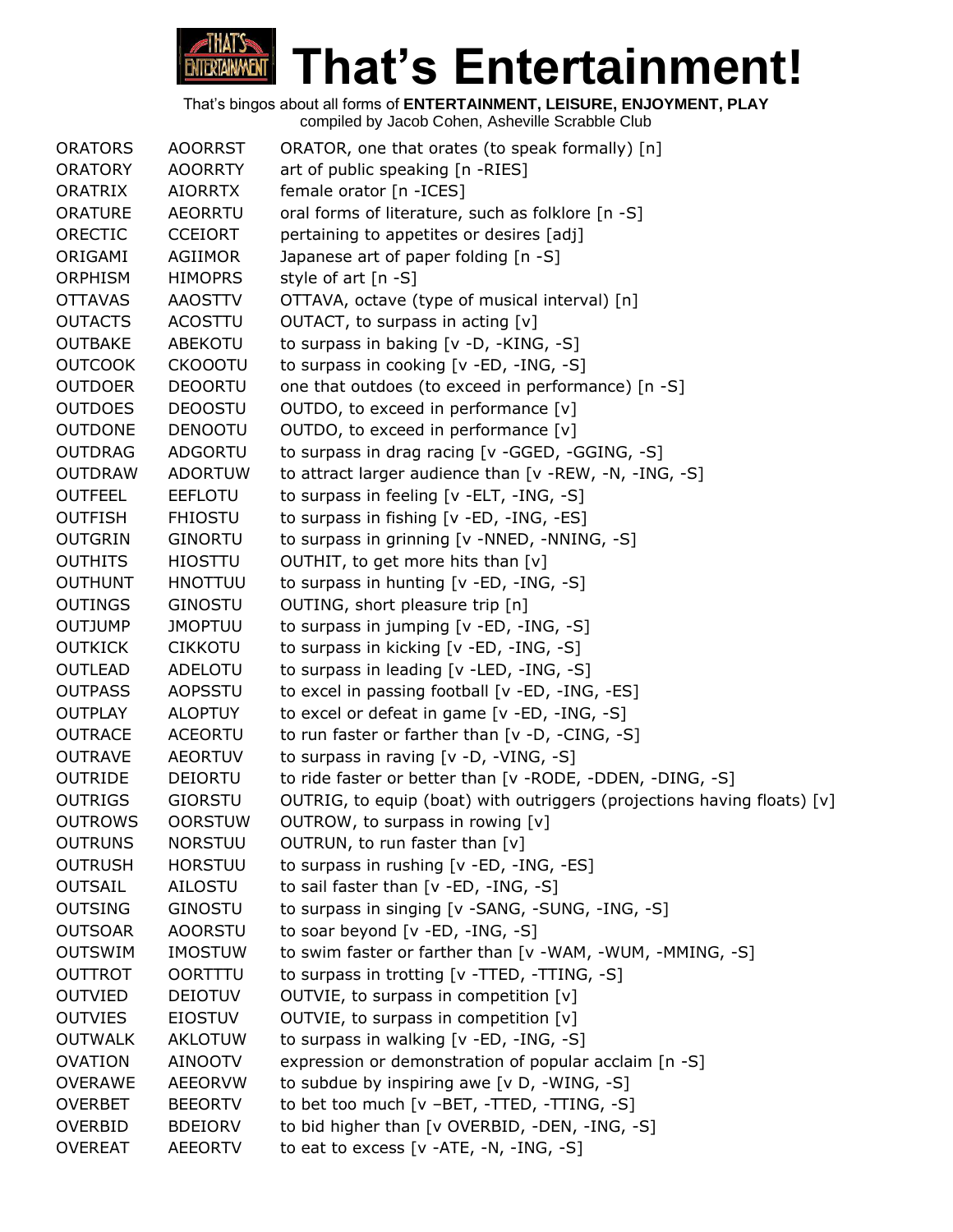# That's Entertainment!

That's bingos about all forms of **ENTERTAINMENT, LEISURE, ENJOYMENT, PLAY**
compiled by Jacob Cohen, Asheville Scrabble Club

| | | |
|---|---|---|
| ORATORS | AOORRST | ORATOR, one that orates (to speak formally) [n] |
| ORATORY | AOORRTY | art of public speaking [n -RIES] |
| ORATRIX | AIORRTX | female orator [n -ICES] |
| ORATURE | AEORRTU | oral forms of literature, such as folklore [n -S] |
| ORECTIC | CCEIORT | pertaining to appetites or desires [adj] |
| ORIGAMI | AGIIMOR | Japanese art of paper folding [n -S] |
| ORPHISM | HIMOPRS | style of art [n -S] |
| OTTAVAS | AAOSTTV | OTTAVA, octave (type of musical interval) [n] |
| OUTACTS | ACOSTTU | OUTACT, to surpass in acting [v] |
| OUTBAKE | ABEKOTU | to surpass in baking [v -D, -KING, -S] |
| OUTCOOK | CKOOOTU | to surpass in cooking [v -ED, -ING, -S] |
| OUTDOER | DEOORTU | one that outdoes (to exceed in performance) [n -S] |
| OUTDOES | DEOOSTU | OUTDO, to exceed in performance [v] |
| OUTDONE | DENOOTU | OUTDO, to exceed in performance [v] |
| OUTDRAG | ADGORTU | to surpass in drag racing [v -GGED, -GGING, -S] |
| OUTDRAW | ADORTUW | to attract larger audience than [v -REW, -N, -ING, -S] |
| OUTFEEL | EEFLOTU | to surpass in feeling [v -ELT, -ING, -S] |
| OUTFISH | FHIOSTU | to surpass in fishing [v -ED, -ING, -ES] |
| OUTGRIN | GINORTU | to surpass in grinning [v -NNED, -NNING, -S] |
| OUTHITS | HIOSTTU | OUTHIT, to get more hits than [v] |
| OUTHUNT | HNOTTUU | to surpass in hunting [v -ED, -ING, -S] |
| OUTINGS | GINOSTU | OUTING, short pleasure trip [n] |
| OUTJUMP | JMOPTUU | to surpass in jumping [v -ED, -ING, -S] |
| OUTKICK | CIKKOTU | to surpass in kicking [v -ED, -ING, -S] |
| OUTLEAD | ADELOTU | to surpass in leading [v -LED, -ING, -S] |
| OUTPASS | AOPSSTU | to excel in passing football [v -ED, -ING, -ES] |
| OUTPLAY | ALOPTUY | to excel or defeat in game [v -ED, -ING, -S] |
| OUTRACE | ACEORTU | to run faster or farther than [v -D, -CING, -S] |
| OUTRAVE | AEORTUV | to surpass in raving [v -D, -VING, -S] |
| OUTRIDE | DEIORTU | to ride faster or better than [v -RODE, -DDEN, -DING, -S] |
| OUTRIGS | GIORSTU | OUTRIG, to equip (boat) with outriggers (projections having floats) [v] |
| OUTROWS | OORSTUW | OUTROW, to surpass in rowing [v] |
| OUTRUNS | NORSTUU | OUTRUN, to run faster than [v] |
| OUTRUSH | HORSTUU | to surpass in rushing [v -ED, -ING, -ES] |
| OUTSAIL | AILOSTU | to sail faster than [v -ED, -ING, -S] |
| OUTSING | GINOSTU | to surpass in singing [v -SANG, -SUNG, -ING, -S] |
| OUTSOAR | AOORSTU | to soar beyond [v -ED, -ING, -S] |
| OUTSWIM | IMOSTUW | to swim faster or farther than [v -WAM, -WUM, -MMING, -S] |
| OUTTROT | OORTTTU | to surpass in trotting [v -TTED, -TTING, -S] |
| OUTVIED | DEIOTUV | OUTVIE, to surpass in competition [v] |
| OUTVIES | EIOSTUV | OUTVIE, to surpass in competition [v] |
| OUTWALK | AKLOTUW | to surpass in walking [v -ED, -ING, -S] |
| OVATION | AINOOTV | expression or demonstration of popular acclaim [n -S] |
| OVERAWE | AEEORVW | to subdue by inspiring awe [v D, -WING, -S] |
| OVERBET | BEEORTV | to bet too much [v –BET, -TTED, -TTING, -S] |
| OVERBID | BDEIORV | to bid higher than [v OVERBID, -DEN, -ING, -S] |
| OVEREAT | AEEORTV | to eat to excess [v -ATE, -N, -ING, -S] |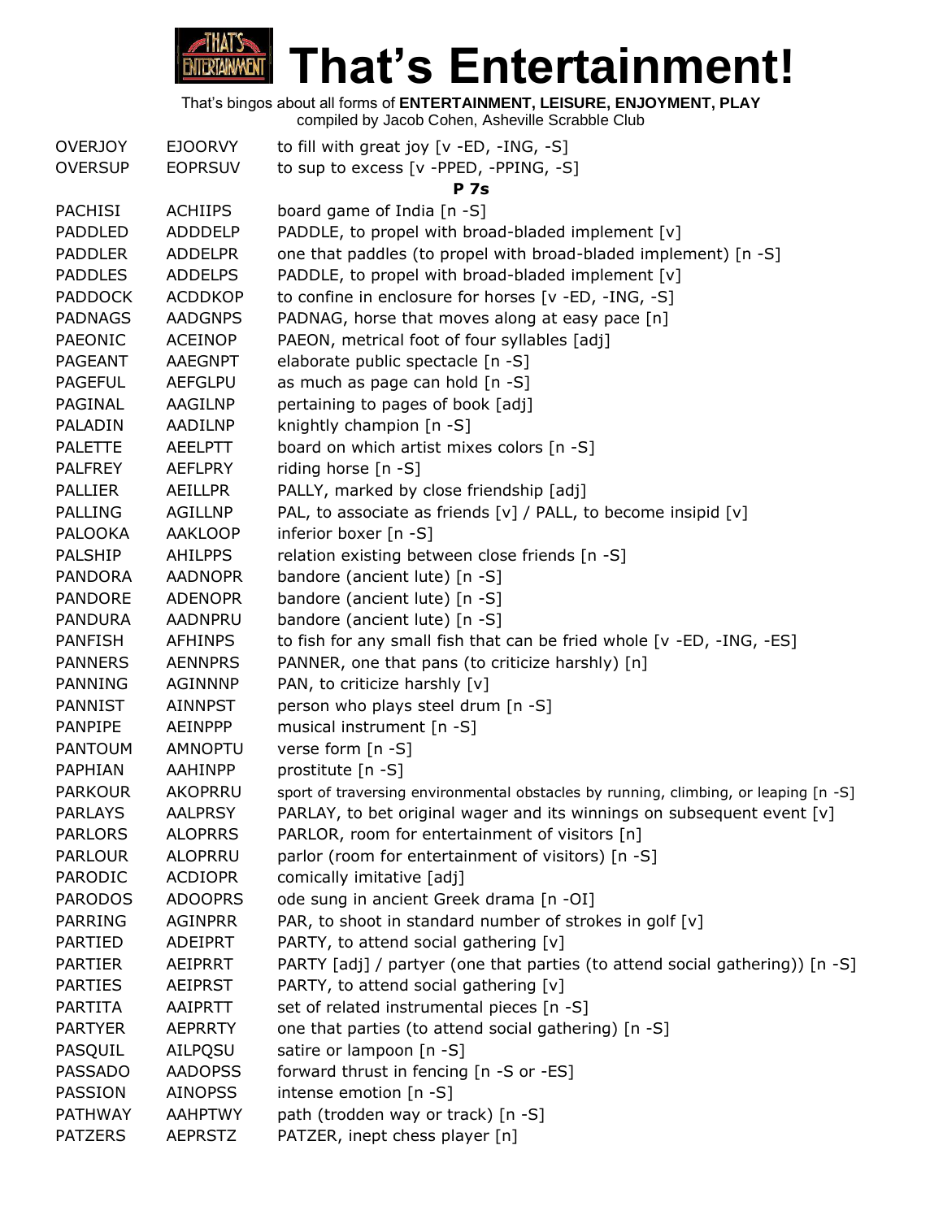# That's Entertainment!

That's bingos about all forms of **ENTERTAINMENT, LEISURE, ENJOYMENT, PLAY**
compiled by Jacob Cohen, Asheville Scrabble Club

| | | |
|---|---|---|
| OVERJOY | EJOORVY | to fill with great joy [v -ED, -ING, -S] |
| OVERSUP | EOPRSUV | to sup to excess [v -PPED, -PPING, -S] |
| | | **P 7s** |
| PACHISI | ACHIIPS | board game of India [n -S] |
| PADDLED | ADDDELP | PADDLE, to propel with broad-bladed implement [v] |
| PADDLER | ADDELPR | one that paddles (to propel with broad-bladed implement) [n -S] |
| PADDLES | ADDELPS | PADDLE, to propel with broad-bladed implement [v] |
| PADDOCK | ACDDKOP | to confine in enclosure for horses [v -ED, -ING, -S] |
| PADNAGS | AADGNPS | PADNAG, horse that moves along at easy pace [n] |
| PAEONIC | ACEINOP | PAEON, metrical foot of four syllables [adj] |
| PAGEANT | AAEGNPT | elaborate public spectacle [n -S] |
| PAGEFUL | AEFGLPU | as much as page can hold [n -S] |
| PAGINAL | AAGILNP | pertaining to pages of book [adj] |
| PALADIN | AADILNP | knightly champion [n -S] |
| PALETTE | AEELPTT | board on which artist mixes colors [n -S] |
| PALFREY | AEFLPRY | riding horse [n -S] |
| PALLIER | AEILLPR | PALLY, marked by close friendship [adj] |
| PALLING | AGILLNP | PAL, to associate as friends [v] / PALL, to become insipid [v] |
| PALOOKA | AAKLOOP | inferior boxer [n -S] |
| PALSHIP | AHILPPS | relation existing between close friends [n -S] |
| PANDORA | AADNOPR | bandore (ancient lute) [n -S] |
| PANDORE | ADENOPR | bandore (ancient lute) [n -S] |
| PANDURA | AADNPRU | bandore (ancient lute) [n -S] |
| PANFISH | AFHINPS | to fish for any small fish that can be fried whole [v -ED, -ING, -ES] |
| PANNERS | AENNPRS | PANNER, one that pans (to criticize harshly) [n] |
| PANNING | AGINNNP | PAN, to criticize harshly [v] |
| PANNIST | AINNPST | person who plays steel drum [n -S] |
| PANPIPE | AEINPPP | musical instrument [n -S] |
| PANTOUM | AMNOPTU | verse form [n -S] |
| PAPHIAN | AAHINPP | prostitute [n -S] |
| PARKOUR | AKOPRRU | sport of traversing environmental obstacles by running, climbing, or leaping [n -S] |
| PARLAYS | AALPRSY | PARLAY, to bet original wager and its winnings on subsequent event [v] |
| PARLORS | ALOPRRS | PARLOR, room for entertainment of visitors [n] |
| PARLOUR | ALOPRRU | parlor (room for entertainment of visitors) [n -S] |
| PARODIC | ACDIOPR | comically imitative [adj] |
| PARODOS | ADOOPRS | ode sung in ancient Greek drama [n -OI] |
| PARRING | AGINPRR | PAR, to shoot in standard number of strokes in golf [v] |
| PARTIED | ADEIPRT | PARTY, to attend social gathering [v] |
| PARTIER | AEIPRRT | PARTY [adj] / partyer (one that parties (to attend social gathering)) [n -S] |
| PARTIES | AEIPRST | PARTY, to attend social gathering [v] |
| PARTITA | AAIPRTT | set of related instrumental pieces [n -S] |
| PARTYER | AEPRRTY | one that parties (to attend social gathering) [n -S] |
| PASQUIL | AILPQSU | satire or lampoon [n -S] |
| PASSADO | AADOPSS | forward thrust in fencing [n -S or -ES] |
| PASSION | AINOPSS | intense emotion [n -S] |
| PATHWAY | AAHPTWY | path (trodden way or track) [n -S] |
| PATZERS | AEPRSTZ | PATZER, inept chess player [n] |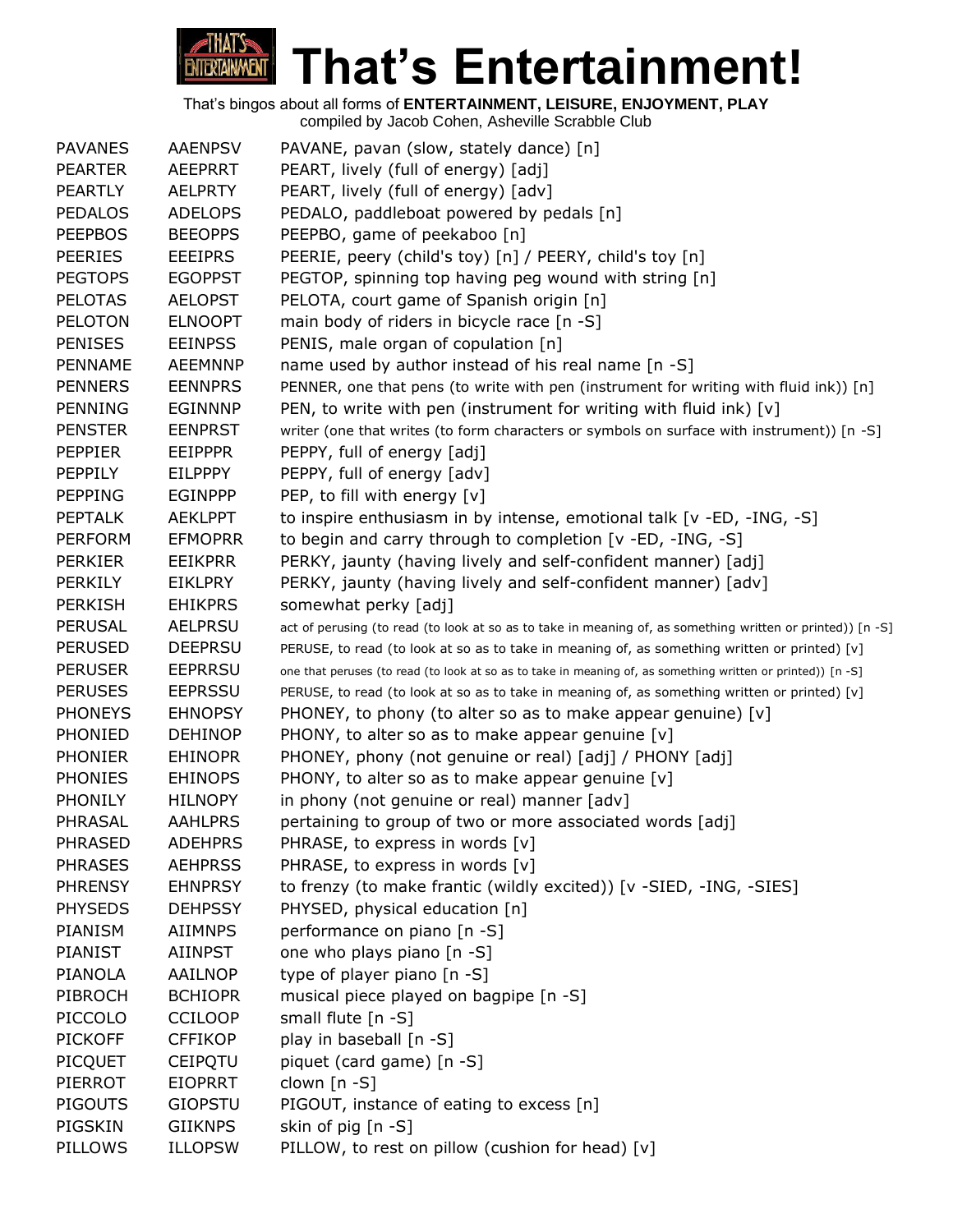# That's Entertainment!

That's bingos about all forms of **ENTERTAINMENT, LEISURE, ENJOYMENT, PLAY**
compiled by Jacob Cohen, Asheville Scrabble Club

| | | |
|---|---|---|
| PAVANES | AAENPSV | PAVANE, pavan (slow, stately dance) [n] |
| PEARTER | AEEPRRT | PEART, lively (full of energy) [adj] |
| PEARTLY | AELPRTY | PEART, lively (full of energy) [adv] |
| PEDALOS | ADELOPS | PEDALO, paddleboat powered by pedals [n] |
| PEEPBOS | BEEOPPS | PEEPBO, game of peekaboo [n] |
| PEERIES | EEEIPRS | PEERIE, peery (child's toy) [n] / PEERY, child's toy [n] |
| PEGTOPS | EGOPPST | PEGTOP, spinning top having peg wound with string [n] |
| PELOTAS | AELOPST | PELOTA, court game of Spanish origin [n] |
| PELOTON | ELNOOPT | main body of riders in bicycle race [n -S] |
| PENISES | EEINPSS | PENIS, male organ of copulation [n] |
| PENNAME | AEEMNNP | name used by author instead of his real name [n -S] |
| PENNERS | EENNPRS | PENNER, one that pens (to write with pen (instrument for writing with fluid ink)) [n] |
| PENNING | EGINNNP | PEN, to write with pen (instrument for writing with fluid ink) [v] |
| PENSTER | EENPRST | writer (one that writes (to form characters or symbols on surface with instrument)) [n -S] |
| PEPPIER | EEIPPPR | PEPPY, full of energy [adj] |
| PEPPILY | EILPPPY | PEPPY, full of energy [adv] |
| PEPPING | EGINPPP | PEP, to fill with energy [v] |
| PEPTALK | AEKLPPT | to inspire enthusiasm in by intense, emotional talk [v -ED, -ING, -S] |
| PERFORM | EFMOPRR | to begin and carry through to completion [v -ED, -ING, -S] |
| PERKIER | EEIKPRR | PERKY, jaunty (having lively and self-confident manner) [adj] |
| PERKILY | EIKLPRY | PERKY, jaunty (having lively and self-confident manner) [adv] |
| PERKISH | EHIKPRS | somewhat perky [adj] |
| PERUSAL | AELPRSU | act of perusing (to read (to look at so as to take in meaning of, as something written or printed)) [n -S] |
| PERUSED | DEEPRSU | PERUSE, to read (to look at so as to take in meaning of, as something written or printed) [v] |
| PERUSER | EEPRRSU | one that peruses (to read (to look at so as to take in meaning of, as something written or printed)) [n -S] |
| PERUSES | EEPRSSU | PERUSE, to read (to look at so as to take in meaning of, as something written or printed) [v] |
| PHONEYS | EHNOPSY | PHONEY, to phony (to alter so as to make appear genuine) [v] |
| PHONIED | DEHINOP | PHONY, to alter so as to make appear genuine [v] |
| PHONIER | EHINOPR | PHONEY, phony (not genuine or real) [adj] / PHONY [adj] |
| PHONIES | EHINOPS | PHONY, to alter so as to make appear genuine [v] |
| PHONILY | HILNOPY | in phony (not genuine or real) manner [adv] |
| PHRASAL | AAHLPRS | pertaining to group of two or more associated words [adj] |
| PHRASED | ADEHPRS | PHRASE, to express in words [v] |
| PHRASES | AEHPRSS | PHRASE, to express in words [v] |
| PHRENSY | EHNPRSY | to frenzy (to make frantic (wildly excited)) [v -SIED, -ING, -SIES] |
| PHYSEDS | DEHPSSY | PHYSED, physical education [n] |
| PIANISM | AIIMNPS | performance on piano [n -S] |
| PIANIST | AIINPST | one who plays piano [n -S] |
| PIANOLA | AAILNOP | type of player piano [n -S] |
| PIBROCH | BCHIOPR | musical piece played on bagpipe [n -S] |
| PICCOLO | CCILOOP | small flute [n -S] |
| PICKOFF | CFFIKOP | play in baseball [n -S] |
| PICQUET | CEIPQTU | piquet (card game) [n -S] |
| PIERROT | EIOPRRT | clown [n -S] |
| PIGOUTS | GIOPSTU | PIGOUT, instance of eating to excess [n] |
| PIGSKIN | GIIKNPS | skin of pig [n -S] |
| PILLOWS | ILLOPSW | PILLOW, to rest on pillow (cushion for head) [v] |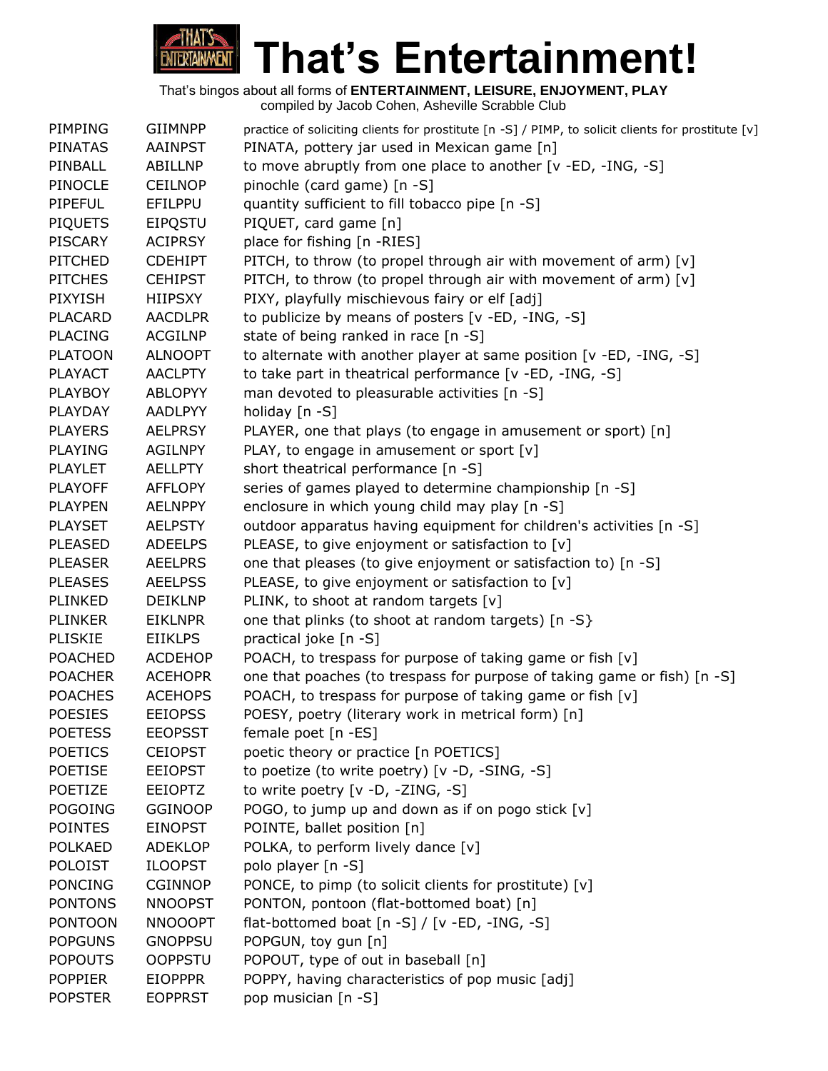# That's Entertainment!

That's bingos about all forms of **ENTERTAINMENT, LEISURE, ENJOYMENT, PLAY**
compiled by Jacob Cohen, Asheville Scrabble Club

| | | |
|---|---|---|
| PIMPING | GIIMNPP | practice of soliciting clients for prostitute [n -S] / PIMP, to solicit clients for prostitute [v] |
| PINATAS | AAINPST | PINATA, pottery jar used in Mexican game [n] |
| PINBALL | ABILLNP | to move abruptly from one place to another [v -ED, -ING, -S] |
| PINOCLE | CEILNOP | pinochle (card game) [n -S] |
| PIPEFUL | EFILPPU | quantity sufficient to fill tobacco pipe [n -S] |
| PIQUETS | EIPQSTU | PIQUET, card game [n] |
| PISCARY | ACIPRSY | place for fishing [n -RIES] |
| PITCHED | CDEHIPT | PITCH, to throw (to propel through air with movement of arm) [v] |
| PITCHES | CEHIPST | PITCH, to throw (to propel through air with movement of arm) [v] |
| PIXYISH | HIIPSXY | PIXY, playfully mischievous fairy or elf [adj] |
| PLACARD | AACDLPR | to publicize by means of posters [v -ED, -ING, -S] |
| PLACING | ACGILNP | state of being ranked in race [n -S] |
| PLATOON | ALNOOPT | to alternate with another player at same position [v -ED, -ING, -S] |
| PLAYACT | AACLPTY | to take part in theatrical performance [v -ED, -ING, -S] |
| PLAYBOY | ABLOPYY | man devoted to pleasurable activities [n -S] |
| PLAYDAY | AADLPYY | holiday [n -S] |
| PLAYERS | AELPRSY | PLAYER, one that plays (to engage in amusement or sport) [n] |
| PLAYING | AGILNPY | PLAY, to engage in amusement or sport [v] |
| PLAYLET | AELLPTY | short theatrical performance [n -S] |
| PLAYOFF | AFFLOPY | series of games played to determine championship [n -S] |
| PLAYPEN | AELNPPY | enclosure in which young child may play [n -S] |
| PLAYSET | AELPSTY | outdoor apparatus having equipment for children's activities [n -S] |
| PLEASED | ADEELPS | PLEASE, to give enjoyment or satisfaction to [v] |
| PLEASER | AEELPRS | one that pleases (to give enjoyment or satisfaction to) [n -S] |
| PLEASES | AEELPSS | PLEASE, to give enjoyment or satisfaction to [v] |
| PLINKED | DEIKLNP | PLINK, to shoot at random targets [v] |
| PLINKER | EIKLNPR | one that plinks (to shoot at random targets) [n -S} |
| PLISKIE | EIIKLPS | practical joke [n -S] |
| POACHED | ACDEHOP | POACH, to trespass for purpose of taking game or fish [v] |
| POACHER | ACEHOPR | one that poaches (to trespass for purpose of taking game or fish) [n -S] |
| POACHES | ACEHOPS | POACH, to trespass for purpose of taking game or fish [v] |
| POESIES | EEIOPSS | POESY, poetry (literary work in metrical form) [n] |
| POETESS | EEOPSST | female poet [n -ES] |
| POETICS | CEIOPST | poetic theory or practice [n POETICS] |
| POETISE | EEIOPST | to poetize (to write poetry) [v -D, -SING, -S] |
| POETIZE | EEIOPTZ | to write poetry [v -D, -ZING, -S] |
| POGOING | GGINOOP | POGO, to jump up and down as if on pogo stick [v] |
| POINTES | EINOPST | POINTE, ballet position [n] |
| POLKAED | ADEKLOP | POLKA, to perform lively dance [v] |
| POLOIST | ILOOPST | polo player [n -S] |
| PONCING | CGINNOP | PONCE, to pimp (to solicit clients for prostitute) [v] |
| PONTONS | NNOOPST | PONTON, pontoon (flat-bottomed boat) [n] |
| PONTOON | NNOOOPT | flat-bottomed boat [n -S] / [v -ED, -ING, -S] |
| POPGUNS | GNOPPSU | POPGUN, toy gun [n] |
| POPOUTS | OOPPSTU | POPOUT, type of out in baseball [n] |
| POPPIER | EIOPPPR | POPPY, having characteristics of pop music [adj] |
| POPSTER | EOPPRST | pop musician [n -S] |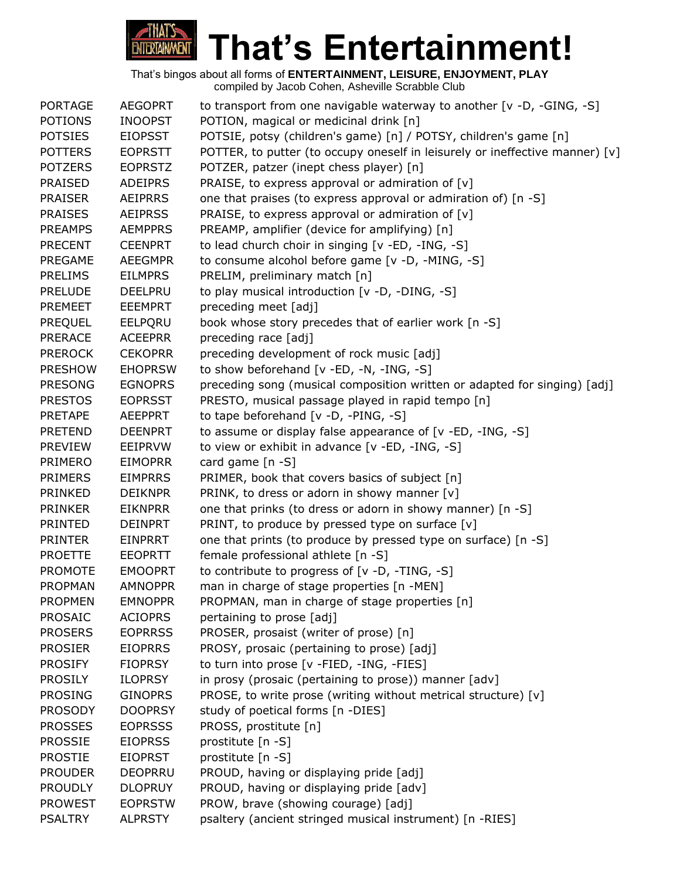# That's Entertainment!

That's bingos about all forms of **ENTERTAINMENT, LEISURE, ENJOYMENT, PLAY**
compiled by Jacob Cohen, Asheville Scrabble Club

| | | |
|---|---|---|
| PORTAGE | AEGOPRT | to transport from one navigable waterway to another [v -D, -GING, -S] |
| POTIONS | INOOPST | POTION, magical or medicinal drink [n] |
| POTSIES | EIOPSST | POTSIE, potsy (children's game) [n] / POTSY, children's game [n] |
| POTTERS | EOPRSTT | POTTER, to putter (to occupy oneself in leisurely or ineffective manner) [v] |
| POTZERS | EOPRSTZ | POTZER, patzer (inept chess player) [n] |
| PRAISED | ADEIPRS | PRAISE, to express approval or admiration of [v] |
| PRAISER | AEIPRRS | one that praises (to express approval or admiration of) [n -S] |
| PRAISES | AEIPRSS | PRAISE, to express approval or admiration of [v] |
| PREAMPS | AEMPPRS | PREAMP, amplifier (device for amplifying) [n] |
| PRECENT | CEENPRT | to lead church choir in singing [v -ED, -ING, -S] |
| PREGAME | AEEGMPR | to consume alcohol before game [v -D, -MING, -S] |
| PRELIMS | EILMPRS | PRELIM, preliminary match [n] |
| PRELUDE | DEELPRU | to play musical introduction [v -D, -DING, -S] |
| PREMEET | EEEMPRT | preceding meet [adj] |
| PREQUEL | EELPQRU | book whose story precedes that of earlier work [n -S] |
| PRERACE | ACEEPRR | preceding race [adj] |
| PREROCK | CEKOPRR | preceding development of rock music [adj] |
| PRESHOW | EHOPRSW | to show beforehand [v -ED, -N, -ING, -S] |
| PRESONG | EGNOPRS | preceding song (musical composition written or adapted for singing) [adj] |
| PRESTOS | EOPRSST | PRESTO, musical passage played in rapid tempo [n] |
| PRETAPE | AEEPPRT | to tape beforehand [v -D, -PING, -S] |
| PRETEND | DEENPRT | to assume or display false appearance of [v -ED, -ING, -S] |
| PREVIEW | EEIPRVW | to view or exhibit in advance [v -ED, -ING, -S] |
| PRIMERO | EIMOPRR | card game [n -S] |
| PRIMERS | EIMPRRS | PRIMER, book that covers basics of subject [n] |
| PRINKED | DEIKNPR | PRINK, to dress or adorn in showy manner [v] |
| PRINKER | EIKNPRR | one that prinks (to dress or adorn in showy manner) [n -S] |
| PRINTED | DEINPRT | PRINT, to produce by pressed type on surface [v] |
| PRINTER | EINPRRT | one that prints (to produce by pressed type on surface) [n -S] |
| PROETTE | EEOPRTT | female professional athlete [n -S] |
| PROMOTE | EMOOPRT | to contribute to progress of [v -D, -TING, -S] |
| PROPMAN | AMNOPPR | man in charge of stage properties [n -MEN] |
| PROPMEN | EMNOPPR | PROPMAN, man in charge of stage properties [n] |
| PROSAIC | ACIOPRS | pertaining to prose [adj] |
| PROSERS | EOPRRSS | PROSER, prosaist (writer of prose) [n] |
| PROSIER | EIOPRRS | PROSY, prosaic (pertaining to prose) [adj] |
| PROSIFY | FIOPRSY | to turn into prose [v -FIED, -ING, -FIES] |
| PROSILY | ILOPRSY | in prosy (prosaic (pertaining to prose)) manner [adv] |
| PROSING | GINOPRS | PROSE, to write prose (writing without metrical structure) [v] |
| PROSODY | DOOPRSY | study of poetical forms [n -DIES] |
| PROSSES | EOPRSSS | PROSS, prostitute [n] |
| PROSSIE | EIOPRSS | prostitute [n -S] |
| PROSTIE | EIOPRST | prostitute [n -S] |
| PROUDER | DEOPRRU | PROUD, having or displaying pride [adj] |
| PROUDLY | DLOPRUY | PROUD, having or displaying pride [adv] |
| PROWEST | EOPRSTW | PROW, brave (showing courage) [adj] |
| PSALTRY | ALPRSTY | psaltery (ancient stringed musical instrument) [n -RIES] |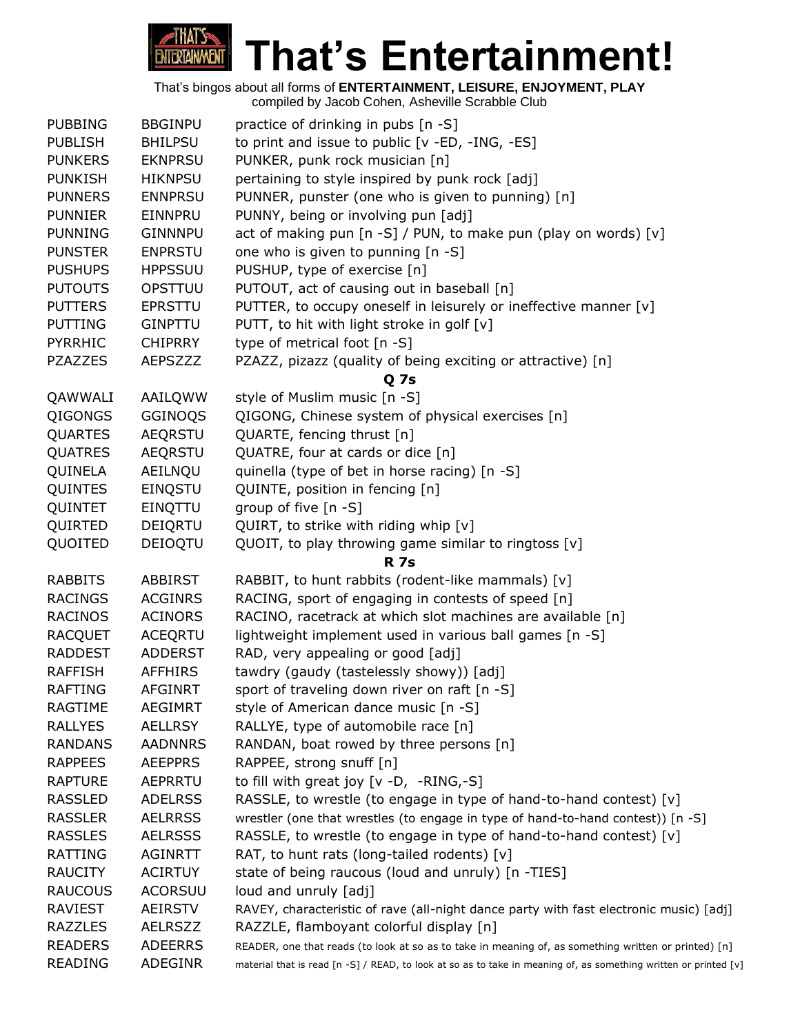# That's Entertainment!

That's bingos about all forms of **ENTERTAINMENT, LEISURE, ENJOYMENT, PLAY**
compiled by Jacob Cohen, Asheville Scrabble Club

| | | |
|---|---|---|
| PUBBING | BBGINPU | practice of drinking in pubs [n -S] |
| PUBLISH | BHILPSU | to print and issue to public [v -ED, -ING, -ES] |
| PUNKERS | EKNPRSU | PUNKER, punk rock musician [n] |
| PUNKISH | HIKNPSU | pertaining to style inspired by punk rock [adj] |
| PUNNERS | ENNPRSU | PUNNER, punster (one who is given to punning) [n] |
| PUNNIER | EINNPRU | PUNNY, being or involving pun [adj] |
| PUNNING | GINNNPU | act of making pun [n -S] / PUN, to make pun (play on words) [v] |
| PUNSTER | ENPRSTU | one who is given to punning [n -S] |
| PUSHUPS | HPPSSUU | PUSHUP, type of exercise [n] |
| PUTOUTS | OPSTTUU | PUTOUT, act of causing out in baseball [n] |
| PUTTERS | EPRSTTU | PUTTER, to occupy oneself in leisurely or ineffective manner [v] |
| PUTTING | GINPTTU | PUTT, to hit with light stroke in golf [v] |
| PYRRHIC | CHIPRRY | type of metrical foot [n -S] |
| PZAZZES | AEPSZZZ | PZAZZ, pizazz (quality of being exciting or attractive) [n] |
| | | **Q 7s** |
| QAWWALI | AAILQWW | style of Muslim music [n -S] |
| QIGONGS | GGINOQS | QIGONG, Chinese system of physical exercises [n] |
| QUARTES | AEQRSTU | QUARTE, fencing thrust [n] |
| QUATRES | AEQRSTU | QUATRE, four at cards or dice [n] |
| QUINELA | AEILNQU | quinella (type of bet in horse racing) [n -S] |
| QUINTES | EINQSTU | QUINTE, position in fencing [n] |
| QUINTET | EINQTTU | group of five [n -S] |
| QUIRTED | DEIQRTU | QUIRT, to strike with riding whip [v] |
| QUOITED | DEIOQTU | QUOIT, to play throwing game similar to ringtoss [v] |
| | | **R 7s** |
| RABBITS | ABBIRST | RABBIT, to hunt rabbits (rodent-like mammals) [v] |
| RACINGS | ACGINRS | RACING, sport of engaging in contests of speed [n] |
| RACINOS | ACINORS | RACINO, racetrack at which slot machines are available [n] |
| RACQUET | ACEQRTU | lightweight implement used in various ball games [n -S] |
| RADDEST | ADDERST | RAD, very appealing or good [adj] |
| RAFFISH | AFFHIRS | tawdry (gaudy (tastelessly showy)) [adj] |
| RAFTING | AFGINRT | sport of traveling down river on raft [n -S] |
| RAGTIME | AEGIMRT | style of American dance music [n -S] |
| RALLYES | AELLRSY | RALLYE, type of automobile race [n] |
| RANDANS | AADNNRS | RANDAN, boat rowed by three persons [n] |
| RAPPEES | AEEPPRS | RAPPEE, strong snuff [n] |
| RAPTURE | AEPRRTU | to fill with great joy [v -D, -RING,-S] |
| RASSLED | ADELRSS | RASSLE, to wrestle (to engage in type of hand-to-hand contest) [v] |
| RASSLER | AELRRSS | wrestler (one that wrestles (to engage in type of hand-to-hand contest)) [n -S] |
| RASSLES | AELRSSS | RASSLE, to wrestle (to engage in type of hand-to-hand contest) [v] |
| RATTING | AGINRTT | RAT, to hunt rats (long-tailed rodents) [v] |
| RAUCITY | ACIRTUY | state of being raucous (loud and unruly) [n -TIES] |
| RAUCOUS | ACORSUU | loud and unruly [adj] |
| RAVIEST | AEIRSTV | RAVEY, characteristic of rave (all-night dance party with fast electronic music) [adj] |
| RAZZLES | AELRSZZ | RAZZLE, flamboyant colorful display [n] |
| READERS | ADEERRS | READER, one that reads (to look at so as to take in meaning of, as something written or printed) [n] |
| READING | ADEGINR | material that is read [n -S] / READ, to look at so as to take in meaning of, as something written or printed [v] |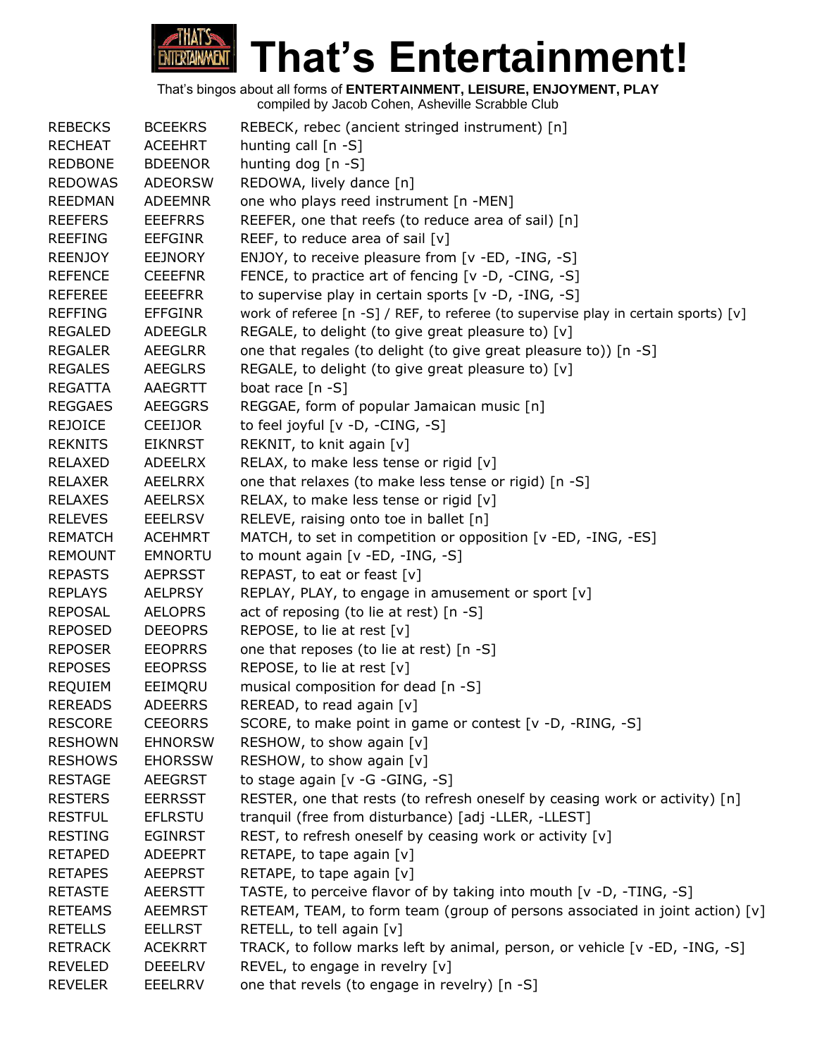# That's Entertainment!

That's bingos about all forms of **ENTERTAINMENT, LEISURE, ENJOYMENT, PLAY**
compiled by Jacob Cohen, Asheville Scrabble Club

| | | |
|---|---|---|
| REBECKS | BCEEKRS | REBECK, rebec (ancient stringed instrument) [n] |
| RECHEAT | ACEEHRT | hunting call [n -S] |
| REDBONE | BDEENOR | hunting dog [n -S] |
| REDOWAS | ADEORSW | REDOWA, lively dance [n] |
| REEDMAN | ADEEMNR | one who plays reed instrument [n -MEN] |
| REEFERS | EEEFRRS | REEFER, one that reefs (to reduce area of sail) [n] |
| REEFING | EEFGINR | REEF, to reduce area of sail [v] |
| REENJOY | EEJNORY | ENJOY, to receive pleasure from [v -ED, -ING, -S] |
| REFENCE | CEEEFNR | FENCE, to practice art of fencing [v -D, -CING, -S] |
| REFEREE | EEEEFRR | to supervise play in certain sports [v -D, -ING, -S] |
| REFFING | EFFGINR | work of referee [n -S] / REF, to referee (to supervise play in certain sports) [v] |
| REGALED | ADEEGLR | REGALE, to delight (to give great pleasure to) [v] |
| REGALER | AEEGLRR | one that regales (to delight (to give great pleasure to)) [n -S] |
| REGALES | AEEGLRS | REGALE, to delight (to give great pleasure to) [v] |
| REGATTA | AAEGRTT | boat race [n -S] |
| REGGAES | AEEGGRS | REGGAE, form of popular Jamaican music [n] |
| REJOICE | CEEIJOR | to feel joyful [v -D, -CING, -S] |
| REKNITS | EIKNRST | REKNIT, to knit again [v] |
| RELAXED | ADEELRX | RELAX, to make less tense or rigid [v] |
| RELAXER | AEELRRX | one that relaxes (to make less tense or rigid) [n -S] |
| RELAXES | AEELRSX | RELAX, to make less tense or rigid [v] |
| RELEVES | EEELRSV | RELEVE, raising onto toe in ballet [n] |
| REMATCH | ACEHMRT | MATCH, to set in competition or opposition [v -ED, -ING, -ES] |
| REMOUNT | EMNORTU | to mount again [v -ED, -ING, -S] |
| REPASTS | AEPRSST | REPAST, to eat or feast [v] |
| REPLAYS | AELPRSY | REPLAY, PLAY, to engage in amusement or sport [v] |
| REPOSAL | AELOPRS | act of reposing (to lie at rest) [n -S] |
| REPOSED | DEEOPRS | REPOSE, to lie at rest [v] |
| REPOSER | EEOPRRS | one that reposes (to lie at rest) [n -S] |
| REPOSES | EEOPRSS | REPOSE, to lie at rest [v] |
| REQUIEM | EEIMQRU | musical composition for dead [n -S] |
| REREADS | ADEERRS | REREAD, to read again [v] |
| RESCORE | CEEORRS | SCORE, to make point in game or contest [v -D, -RING, -S] |
| RESHOWN | EHNORSW | RESHOW, to show again [v] |
| RESHOWS | EHORSSW | RESHOW, to show again [v] |
| RESTAGE | AEEGRST | to stage again [v -G -GING, -S] |
| RESTERS | EERRSST | RESTER, one that rests (to refresh oneself by ceasing work or activity) [n] |
| RESTFUL | EFLRSTU | tranquil (free from disturbance) [adj -LLER, -LLEST] |
| RESTING | EGINRST | REST, to refresh oneself by ceasing work or activity [v] |
| RETAPED | ADEEPRT | RETAPE, to tape again [v] |
| RETAPES | AEEPRST | RETAPE, to tape again [v] |
| RETASTE | AEERSTT | TASTE, to perceive flavor of by taking into mouth [v -D, -TING, -S] |
| RETEAMS | AEEMRST | RETEAM, TEAM, to form team (group of persons associated in joint action) [v] |
| RETELLS | EELLRST | RETELL, to tell again [v] |
| RETRACK | ACEKRRT | TRACK, to follow marks left by animal, person, or vehicle [v -ED, -ING, -S] |
| REVELED | DEEELRV | REVEL, to engage in revelry [v] |
| REVELER | EEELRRV | one that revels (to engage in revelry) [n -S] |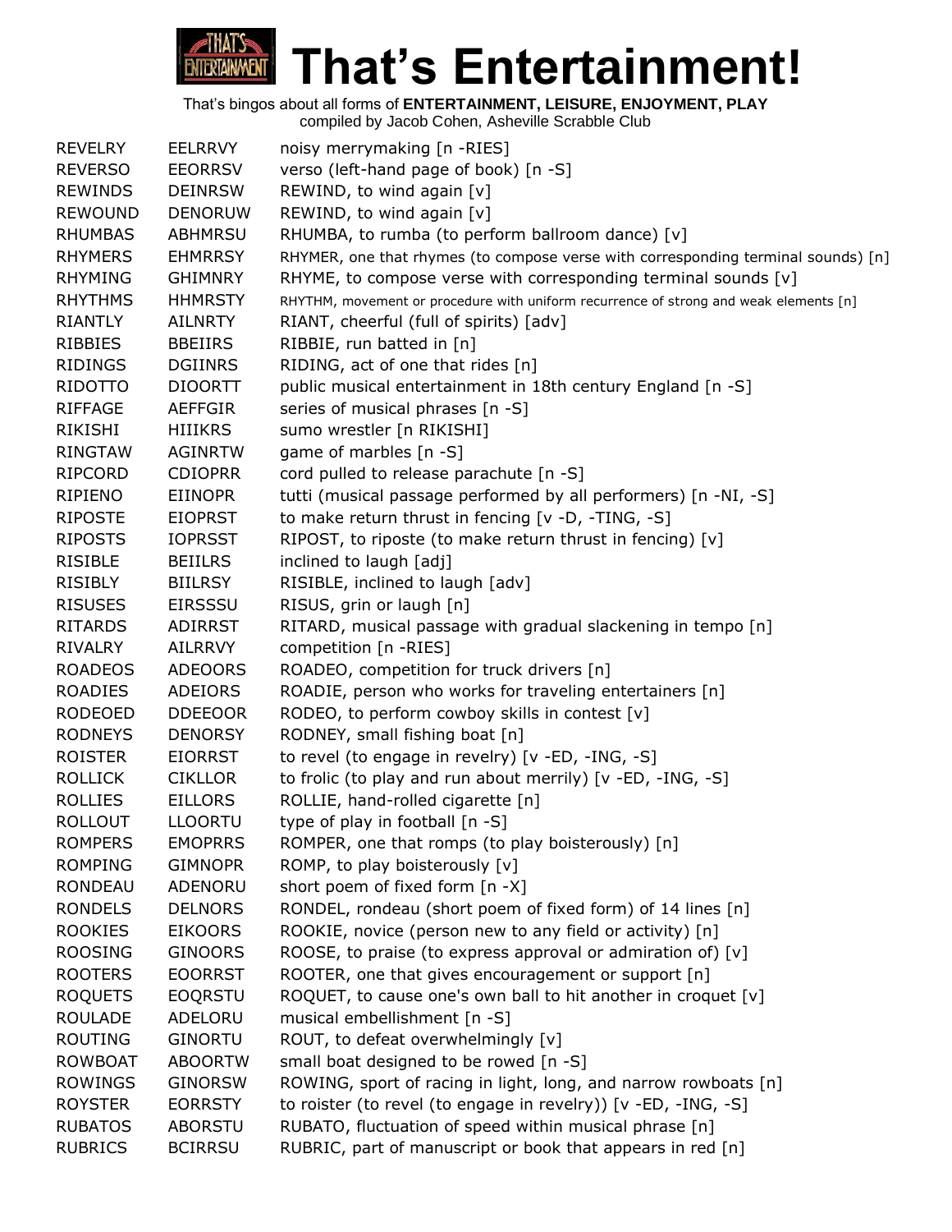# That's Entertainment!

That's bingos about all forms of **ENTERTAINMENT, LEISURE, ENJOYMENT, PLAY**
compiled by Jacob Cohen, Asheville Scrabble Club

| | | |
|---|---|---|
| REVELRY | EELRRVY | noisy merrymaking [n -RIES] |
| REVERSO | EEORRSV | verso (left-hand page of book) [n -S] |
| REWINDS | DEINRSW | REWIND, to wind again [v] |
| REWOUND | DENORUW | REWIND, to wind again [v] |
| RHUMBAS | ABHMRSU | RHUMBA, to rumba (to perform ballroom dance) [v] |
| RHYMERS | EHMRRSY | RHYMER, one that rhymes (to compose verse with corresponding terminal sounds) [n] |
| RHYMING | GHIMNRY | RHYME, to compose verse with corresponding terminal sounds [v] |
| RHYTHMS | HHMRSTY | RHYTHM, movement or procedure with uniform recurrence of strong and weak elements [n] |
| RIANTLY | AILNRTY | RIANT, cheerful (full of spirits) [adv] |
| RIBBIES | BBEIIRS | RIBBIE, run batted in [n] |
| RIDINGS | DGIINRS | RIDING, act of one that rides [n] |
| RIDOTTO | DIOORTT | public musical entertainment in 18th century England [n -S] |
| RIFFAGE | AEFFGIR | series of musical phrases [n -S] |
| RIKISHI | HIIIKRS | sumo wrestler [n RIKISHI] |
| RINGTAW | AGINRTW | game of marbles [n -S] |
| RIPCORD | CDIOPRR | cord pulled to release parachute [n -S] |
| RIPIENO | EIINOPR | tutti (musical passage performed by all performers) [n -NI, -S] |
| RIPOSTE | EIOPRST | to make return thrust in fencing [v -D, -TING, -S] |
| RIPOSTS | IOPRSST | RIPOST, to riposte (to make return thrust in fencing) [v] |
| RISIBLE | BEIILRS | inclined to laugh [adj] |
| RISIBLY | BIILRSY | RISIBLE, inclined to laugh [adv] |
| RISUSES | EIRSSSU | RISUS, grin or laugh [n] |
| RITARDS | ADIRRST | RITARD, musical passage with gradual slackening in tempo [n] |
| RIVALRY | AILRRVY | competition [n -RIES] |
| ROADEOS | ADEOORS | ROADEO, competition for truck drivers [n] |
| ROADIES | ADEIORS | ROADIE, person who works for traveling entertainers [n] |
| RODEOED | DDEEOOR | RODEO, to perform cowboy skills in contest [v] |
| RODNEYS | DENORSY | RODNEY, small fishing boat [n] |
| ROISTER | EIORRST | to revel (to engage in revelry) [v -ED, -ING, -S] |
| ROLLICK | CIKLLOR | to frolic (to play and run about merrily) [v -ED, -ING, -S] |
| ROLLIES | EILLORS | ROLLIE, hand-rolled cigarette [n] |
| ROLLOUT | LLOORTU | type of play in football [n -S] |
| ROMPERS | EMOPRRS | ROMPER, one that romps (to play boisterously) [n] |
| ROMPING | GIMNOPR | ROMP, to play boisterously [v] |
| RONDEAU | ADENORU | short poem of fixed form [n -X] |
| RONDELS | DELNORS | RONDEL, rondeau (short poem of fixed form) of 14 lines [n] |
| ROOKIES | EIKOORS | ROOKIE, novice (person new to any field or activity) [n] |
| ROOSING | GINOORS | ROOSE, to praise (to express approval or admiration of) [v] |
| ROOTERS | EOORRST | ROOTER, one that gives encouragement or support [n] |
| ROQUETS | EOQRSTU | ROQUET, to cause one's own ball to hit another in croquet [v] |
| ROULADE | ADELORU | musical embellishment [n -S] |
| ROUTING | GINORTU | ROUT, to defeat overwhelmingly [v] |
| ROWBOAT | ABOORTW | small boat designed to be rowed [n -S] |
| ROWINGS | GINORSW | ROWING, sport of racing in light, long, and narrow rowboats [n] |
| ROYSTER | EORRSTY | to roister (to revel (to engage in revelry)) [v -ED, -ING, -S] |
| RUBATOS | ABORSTU | RUBATO, fluctuation of speed within musical phrase [n] |
| RUBRICS | BCIRRSU | RUBRIC, part of manuscript or book that appears in red [n] |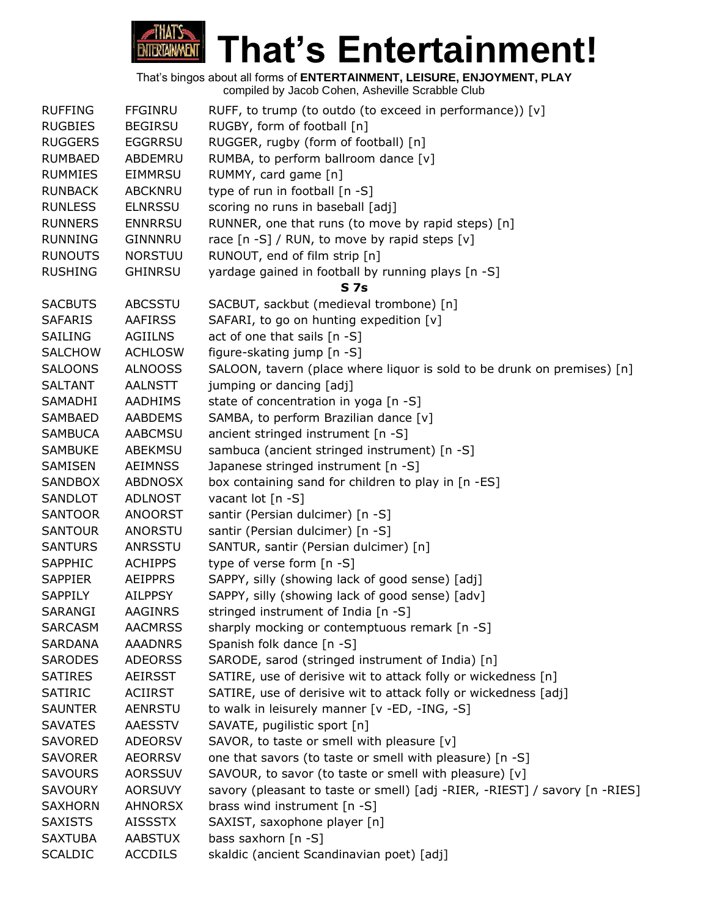# That's Entertainment!

That's bingos about all forms of **ENTERTAINMENT, LEISURE, ENJOYMENT, PLAY**
compiled by Jacob Cohen, Asheville Scrabble Club

| | | |
|---|---|---|
| RUFFING | FFGINRU | RUFF, to trump (to outdo (to exceed in performance)) [v] |
| RUGBIES | BEGIRSU | RUGBY, form of football [n] |
| RUGGERS | EGGRRSU | RUGGER, rugby (form of football) [n] |
| RUMBAED | ABDEMRU | RUMBA, to perform ballroom dance [v] |
| RUMMIES | EIMMRSU | RUMMY, card game [n] |
| RUNBACK | ABCKNRU | type of run in football [n -S] |
| RUNLESS | ELNRSSU | scoring no runs in baseball [adj] |
| RUNNERS | ENNRRSU | RUNNER, one that runs (to move by rapid steps) [n] |
| RUNNING | GINNNRU | race [n -S] / RUN, to move by rapid steps [v] |
| RUNOUTS | NORSTUU | RUNOUT, end of film strip [n] |
| RUSHING | GHINRSU | yardage gained in football by running plays [n -S] |
| | | **S 7s** |
| SACBUTS | ABCSSTU | SACBUT, sackbut (medieval trombone) [n] |
| SAFARIS | AAFIRSS | SAFARI, to go on hunting expedition [v] |
| SAILING | AGIILNS | act of one that sails [n -S] |
| SALCHOW | ACHLOSW | figure-skating jump [n -S] |
| SALOONS | ALNOOSS | SALOON, tavern (place where liquor is sold to be drunk on premises) [n] |
| SALTANT | AALNSTT | jumping or dancing [adj] |
| SAMADHI | AADHIMS | state of concentration in yoga [n -S] |
| SAMBAED | AABDEMS | SAMBA, to perform Brazilian dance [v] |
| SAMBUCA | AABCMSU | ancient stringed instrument [n -S] |
| SAMBUKE | ABEKMSU | sambuca (ancient stringed instrument) [n -S] |
| SAMISEN | AEIMNSS | Japanese stringed instrument [n -S] |
| SANDBOX | ABDNOSX | box containing sand for children to play in [n -ES] |
| SANDLOT | ADLNOST | vacant lot [n -S] |
| SANTOOR | ANOORST | santir (Persian dulcimer) [n -S] |
| SANTOUR | ANORSTU | santir (Persian dulcimer) [n -S] |
| SANTURS | ANRSSTU | SANTUR, santir (Persian dulcimer) [n] |
| SAPPHIC | ACHIPPS | type of verse form [n -S] |
| SAPPIER | AEIPPRS | SAPPY, silly (showing lack of good sense) [adj] |
| SAPPILY | AILPPSY | SAPPY, silly (showing lack of good sense) [adv] |
| SARANGI | AAGINRS | stringed instrument of India [n -S] |
| SARCASM | AACMRSS | sharply mocking or contemptuous remark [n -S] |
| SARDANA | AAADNRS | Spanish folk dance [n -S] |
| SARODES | ADEORSS | SARODE, sarod (stringed instrument of India) [n] |
| SATIRES | AEIRSST | SATIRE, use of derisive wit to attack folly or wickedness [n] |
| SATIRIC | ACIIRST | SATIRE, use of derisive wit to attack folly or wickedness [adj] |
| SAUNTER | AENRSTU | to walk in leisurely manner [v -ED, -ING, -S] |
| SAVATES | AAESSTV | SAVATE, pugilistic sport [n] |
| SAVORED | ADEORSV | SAVOR, to taste or smell with pleasure [v] |
| SAVORER | AEORRSV | one that savors (to taste or smell with pleasure) [n -S] |
| SAVOURS | AORSSUV | SAVOUR, to savor (to taste or smell with pleasure) [v] |
| SAVOURY | AORSUVY | savory (pleasant to taste or smell) [adj -RIER, -RIEST] / savory [n -RIES] |
| SAXHORN | AHNORSX | brass wind instrument [n -S] |
| SAXISTS | AISSSTX | SAXIST, saxophone player [n] |
| SAXTUBA | AABSTUX | bass saxhorn [n -S] |
| SCALDIC | ACCDILS | skaldic (ancient Scandinavian poet) [adj] |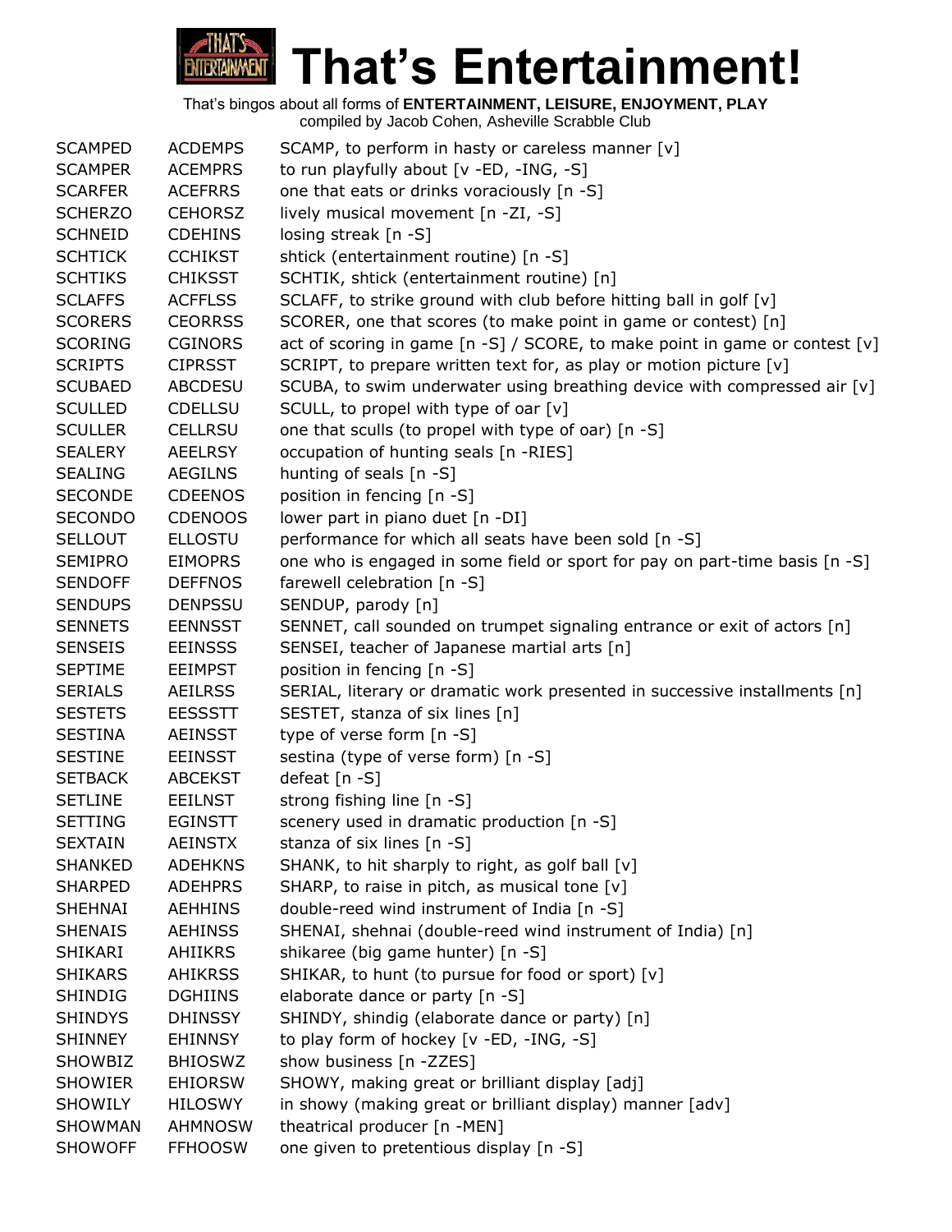# That's Entertainment!

That's bingos about all forms of **ENTERTAINMENT, LEISURE, ENJOYMENT, PLAY**
compiled by Jacob Cohen, Asheville Scrabble Club

| | | |
|---|---|---|
| SCAMPED | ACDEMPS | SCAMP, to perform in hasty or careless manner [v] |
| SCAMPER | ACEMPRS | to run playfully about [v -ED, -ING, -S] |
| SCARFER | ACEFRRS | one that eats or drinks voraciously [n -S] |
| SCHERZO | CEHORSZ | lively musical movement [n -ZI, -S] |
| SCHNEID | CDEHINS | losing streak [n -S] |
| SCHTICK | CCHIKST | shtick (entertainment routine) [n -S] |
| SCHTIKS | CHIKSST | SCHTIK, shtick (entertainment routine) [n] |
| SCLAFFS | ACFFLSS | SCLAFF, to strike ground with club before hitting ball in golf [v] |
| SCORERS | CEORRSS | SCORER, one that scores (to make point in game or contest) [n] |
| SCORING | CGINORS | act of scoring in game [n -S] / SCORE, to make point in game or contest [v] |
| SCRIPTS | CIPRSST | SCRIPT, to prepare written text for, as play or motion picture [v] |
| SCUBAED | ABCDESU | SCUBA, to swim underwater using breathing device with compressed air [v] |
| SCULLED | CDELLSU | SCULL, to propel with type of oar [v] |
| SCULLER | CELLRSU | one that sculls (to propel with type of oar) [n -S] |
| SEALERY | AEELRSY | occupation of hunting seals [n -RIES] |
| SEALING | AEGILNS | hunting of seals [n -S] |
| SECONDE | CDEENOS | position in fencing [n -S] |
| SECONDO | CDENOOS | lower part in piano duet [n -DI] |
| SELLOUT | ELLOSTU | performance for which all seats have been sold [n -S] |
| SEMIPRO | EIMOPRS | one who is engaged in some field or sport for pay on part-time basis [n -S] |
| SENDOFF | DEFFNOS | farewell celebration [n -S] |
| SENDUPS | DENPSSU | SENDUP, parody [n] |
| SENNETS | EENNSST | SENNET, call sounded on trumpet signaling entrance or exit of actors [n] |
| SENSEIS | EEINSSS | SENSEI, teacher of Japanese martial arts [n] |
| SEPTIME | EEIMPST | position in fencing [n -S] |
| SERIALS | AEILRSS | SERIAL, literary or dramatic work presented in successive installments [n] |
| SESTETS | EESSSTT | SESTET, stanza of six lines [n] |
| SESTINA | AEINSST | type of verse form [n -S] |
| SESTINE | EEINSST | sestina (type of verse form) [n -S] |
| SETBACK | ABCEKST | defeat [n -S] |
| SETLINE | EEILNST | strong fishing line [n -S] |
| SETTING | EGINSTT | scenery used in dramatic production [n -S] |
| SEXTAIN | AEINSTX | stanza of six lines [n -S] |
| SHANKED | ADEHKNS | SHANK, to hit sharply to right, as golf ball [v] |
| SHARPED | ADEHPRS | SHARP, to raise in pitch, as musical tone [v] |
| SHEHNAI | AEHHINS | double-reed wind instrument of India [n -S] |
| SHENAIS | AEHINSS | SHENAI, shehnai (double-reed wind instrument of India) [n] |
| SHIKARI | AHIIKRS | shikaree (big game hunter) [n -S] |
| SHIKARS | AHIKRSS | SHIKAR, to hunt (to pursue for food or sport) [v] |
| SHINDIG | DGHIINS | elaborate dance or party [n -S] |
| SHINDYS | DHINSSY | SHINDY, shindig (elaborate dance or party) [n] |
| SHINNEY | EHINNSY | to play form of hockey [v -ED, -ING, -S] |
| SHOWBIZ | BHIOSWZ | show business [n -ZZES] |
| SHOWIER | EHIORSW | SHOWY, making great or brilliant display [adj] |
| SHOWILY | HILOSWY | in showy (making great or brilliant display) manner [adv] |
| SHOWMAN | AHMNOSW | theatrical producer [n -MEN] |
| SHOWOFF | FFHOOSW | one given to pretentious display [n -S] |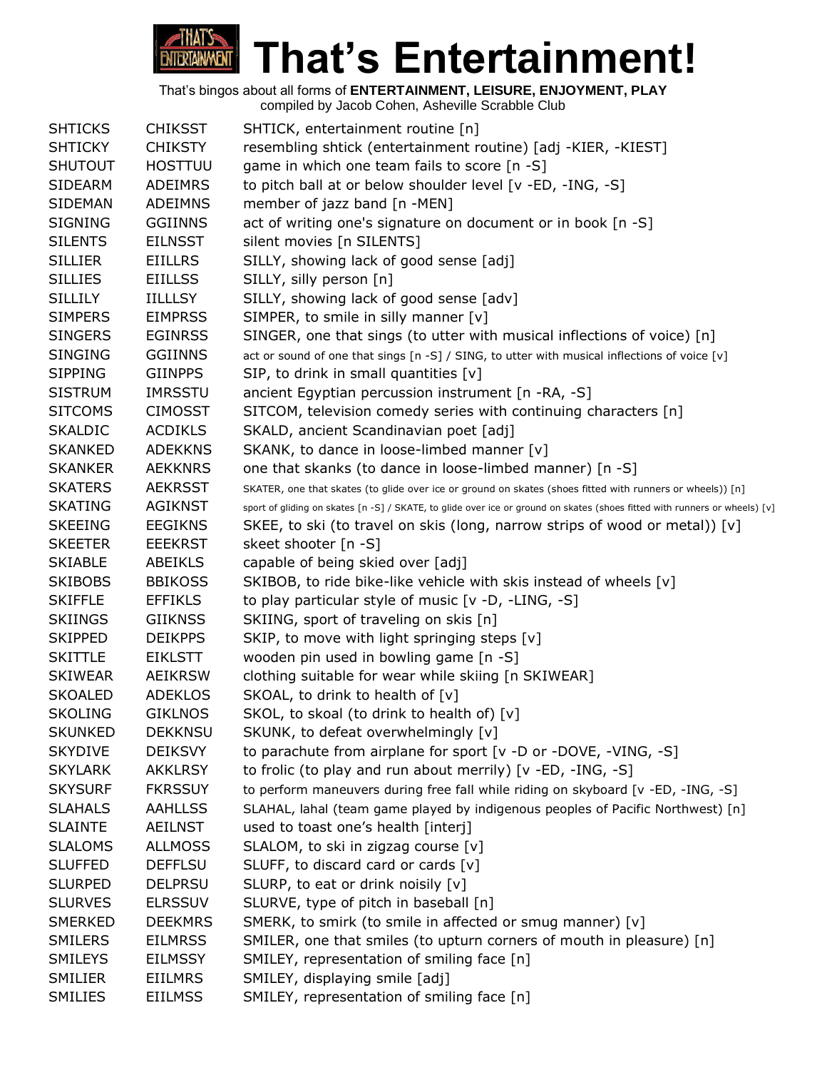# That's Entertainment!

That's bingos about all forms of **ENTERTAINMENT, LEISURE, ENJOYMENT, PLAY**
compiled by Jacob Cohen, Asheville Scrabble Club

| | | |
|---|---|---|
| SHTICKS | CHIKSST | SHTICK, entertainment routine [n] |
| SHTICKY | CHIKSTY | resembling shtick (entertainment routine) [adj -KIER, -KIEST] |
| SHUTOUT | HOSTTUU | game in which one team fails to score [n -S] |
| SIDEARM | ADEIMRS | to pitch ball at or below shoulder level [v -ED, -ING, -S] |
| SIDEMAN | ADEIMNS | member of jazz band [n -MEN] |
| SIGNING | GGIINNS | act of writing one's signature on document or in book [n -S] |
| SILENTS | EILNSST | silent movies [n SILENTS] |
| SILLIER | EIILLRS | SILLY, showing lack of good sense [adj] |
| SILLIES | EIILLSS | SILLY, silly person [n] |
| SILLILY | IILLLSY | SILLY, showing lack of good sense [adv] |
| SIMPERS | EIMPRSS | SIMPER, to smile in silly manner [v] |
| SINGERS | EGINRSS | SINGER, one that sings (to utter with musical inflections of voice) [n] |
| SINGING | GGIINNS | act or sound of one that sings [n -S] / SING, to utter with musical inflections of voice [v] |
| SIPPING | GIINPPS | SIP, to drink in small quantities [v] |
| SISTRUM | IMRSSTU | ancient Egyptian percussion instrument [n -RA, -S] |
| SITCOMS | CIMOSST | SITCOM, television comedy series with continuing characters [n] |
| SKALDIC | ACDIKLS | SKALD, ancient Scandinavian poet [adj] |
| SKANKED | ADEKKNS | SKANK, to dance in loose-limbed manner [v] |
| SKANKER | AEKKNRS | one that skanks (to dance in loose-limbed manner) [n -S] |
| SKATERS | AEKRSST | SKATER, one that skates (to glide over ice or ground on skates (shoes fitted with runners or wheels)) [n] |
| SKATING | AGIKNST | sport of gliding on skates [n -S] / SKATE, to glide over ice or ground on skates (shoes fitted with runners or wheels) [v] |
| SKEEING | EEGIKNS | SKEE, to ski (to travel on skis (long, narrow strips of wood or metal)) [v] |
| SKEETER | EEEKRST | skeet shooter [n -S] |
| SKIABLE | ABEIKLS | capable of being skied over [adj] |
| SKIBOBS | BBIKOSS | SKIBOB, to ride bike-like vehicle with skis instead of wheels [v] |
| SKIFFLE | EFFIKLS | to play particular style of music [v -D, -LING, -S] |
| SKIINGS | GIIKNSS | SKIING, sport of traveling on skis [n] |
| SKIPPED | DEIKPPS | SKIP, to move with light springing steps [v] |
| SKITTLE | EIKLSTT | wooden pin used in bowling game [n -S] |
| SKIWEAR | AEIKRSW | clothing suitable for wear while skiing [n SKIWEAR] |
| SKOALED | ADEKLOS | SKOAL, to drink to health of [v] |
| SKOLING | GIKLNOS | SKOL, to skoal (to drink to health of) [v] |
| SKUNKED | DEKKNSU | SKUNK, to defeat overwhelmingly [v] |
| SKYDIVE | DEIKSVY | to parachute from airplane for sport [v -D or -DOVE, -VING, -S] |
| SKYLARK | AKKLRSY | to frolic (to play and run about merrily) [v -ED, -ING, -S] |
| SKYSURF | FKRSSUY | to perform maneuvers during free fall while riding on skyboard [v -ED, -ING, -S] |
| SLAHALS | AAHLLSS | SLAHAL, lahal (team game played by indigenous peoples of Pacific Northwest) [n] |
| SLAINTE | AEILNST | used to toast one's health [interj] |
| SLALOMS | ALLMOSS | SLALOM, to ski in zigzag course [v] |
| SLUFFED | DEFFLSU | SLUFF, to discard card or cards [v] |
| SLURPED | DELPRSU | SLURP, to eat or drink noisily [v] |
| SLURVES | ELRSSUV | SLURVE, type of pitch in baseball [n] |
| SMERKED | DEEKMRS | SMERK, to smirk (to smile in affected or smug manner) [v] |
| SMILERS | EILMRSS | SMILER, one that smiles (to upturn corners of mouth in pleasure) [n] |
| SMILEYS | EILMSSY | SMILEY, representation of smiling face [n] |
| SMILIER | EIILMRS | SMILEY, displaying smile [adj] |
| SMILIES | EIILMSS | SMILEY, representation of smiling face [n] |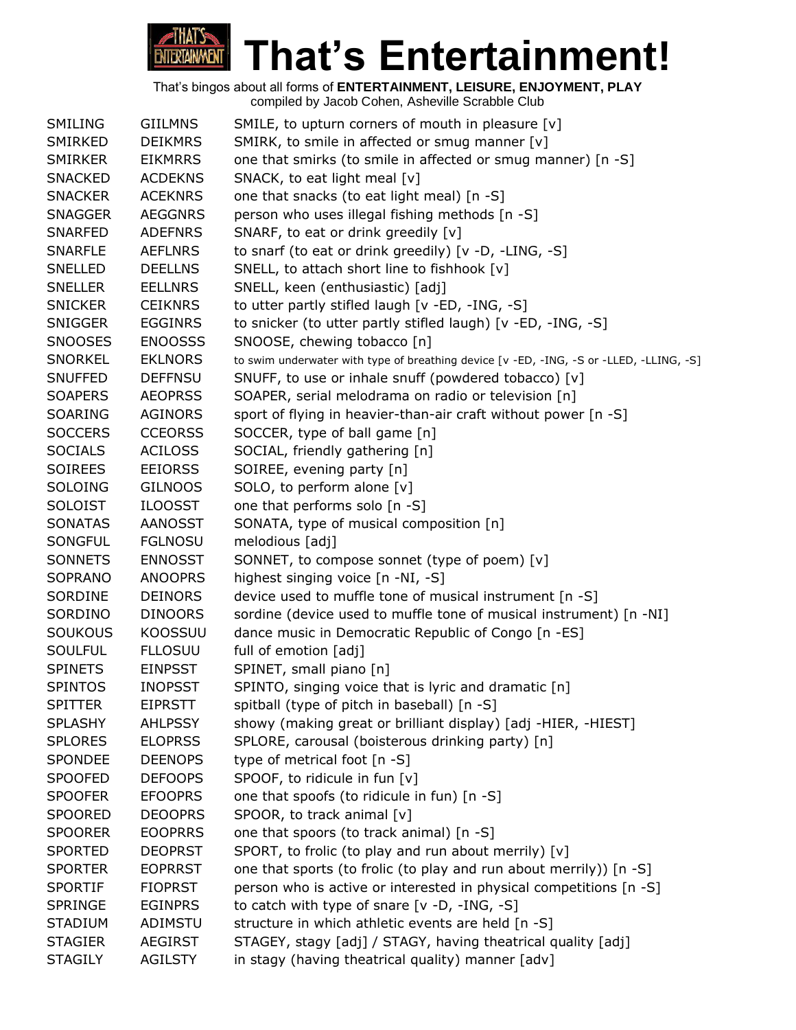# That's Entertainment!

That's bingos about all forms of **ENTERTAINMENT, LEISURE, ENJOYMENT, PLAY**
compiled by Jacob Cohen, Asheville Scrabble Club

| | | |
|---|---|---|
| SMILING | GIILMNS | SMILE, to upturn corners of mouth in pleasure [v] |
| SMIRKED | DEIKMRS | SMIRK, to smile in affected or smug manner [v] |
| SMIRKER | EIKMRRS | one that smirks (to smile in affected or smug manner) [n -S] |
| SNACKED | ACDEKNS | SNACK, to eat light meal [v] |
| SNACKER | ACEKNRS | one that snacks (to eat light meal) [n -S] |
| SNAGGER | AEGGNRS | person who uses illegal fishing methods [n -S] |
| SNARFED | ADEFNRS | SNARF, to eat or drink greedily [v] |
| SNARFLE | AEFLNRS | to snarf (to eat or drink greedily) [v -D, -LING, -S] |
| SNELLED | DEELLNS | SNELL, to attach short line to fishhook [v] |
| SNELLER | EELLNRS | SNELL, keen (enthusiastic) [adj] |
| SNICKER | CEIKNRS | to utter partly stifled laugh [v -ED, -ING, -S] |
| SNIGGER | EGGINRS | to snicker (to utter partly stifled laugh) [v -ED, -ING, -S] |
| SNOOSES | ENOOSSS | SNOOSE, chewing tobacco [n] |
| SNORKEL | EKLNORS | to swim underwater with type of breathing device [v -ED, -ING, -S or -LLED, -LLING, -S] |
| SNUFFED | DEFFNSU | SNUFF, to use or inhale snuff (powdered tobacco) [v] |
| SOAPERS | AEOPRSS | SOAPER, serial melodrama on radio or television [n] |
| SOARING | AGINORS | sport of flying in heavier-than-air craft without power [n -S] |
| SOCCERS | CCEORSS | SOCCER, type of ball game [n] |
| SOCIALS | ACILOSS | SOCIAL, friendly gathering [n] |
| SOIREES | EEIORSS | SOIREE, evening party [n] |
| SOLOING | GILNOOS | SOLO, to perform alone [v] |
| SOLOIST | ILOOSST | one that performs solo [n -S] |
| SONATAS | AANOSST | SONATA, type of musical composition [n] |
| SONGFUL | FGLNOSU | melodious [adj] |
| SONNETS | ENNOSST | SONNET, to compose sonnet (type of poem) [v] |
| SOPRANO | ANOOPRS | highest singing voice [n -NI, -S] |
| SORDINE | DEINORS | device used to muffle tone of musical instrument [n -S] |
| SORDINO | DINOORS | sordine (device used to muffle tone of musical instrument) [n -NI] |
| SOUKOUS | KOOSSUU | dance music in Democratic Republic of Congo [n -ES] |
| SOULFUL | FLLOSUU | full of emotion [adj] |
| SPINETS | EINPSST | SPINET, small piano [n] |
| SPINTOS | INOPSST | SPINTO, singing voice that is lyric and dramatic [n] |
| SPITTER | EIPRSTT | spitball (type of pitch in baseball) [n -S] |
| SPLASHY | AHLPSSY | showy (making great or brilliant display) [adj -HIER, -HIEST] |
| SPLORES | ELOPRSS | SPLORE, carousal (boisterous drinking party) [n] |
| SPONDEE | DEENOPS | type of metrical foot [n -S] |
| SPOOFED | DEFOOPS | SPOOF, to ridicule in fun [v] |
| SPOOFER | EFOOPRS | one that spoofs (to ridicule in fun) [n -S] |
| SPOORED | DEOOPRS | SPOOR, to track animal [v] |
| SPOORER | EOOPRRS | one that spoors (to track animal) [n -S] |
| SPORTED | DEOPRST | SPORT, to frolic (to play and run about merrily) [v] |
| SPORTER | EOPRRST | one that sports (to frolic (to play and run about merrily)) [n -S] |
| SPORTIF | FIOPRST | person who is active or interested in physical competitions [n -S] |
| SPRINGE | EGINPRS | to catch with type of snare [v -D, -ING, -S] |
| STADIUM | ADIMSTU | structure in which athletic events are held [n -S] |
| STAGIER | AEGIRST | STAGEY, stagy [adj] / STAGY, having theatrical quality [adj] |
| STAGILY | AGILSTY | in stagy (having theatrical quality) manner [adv] |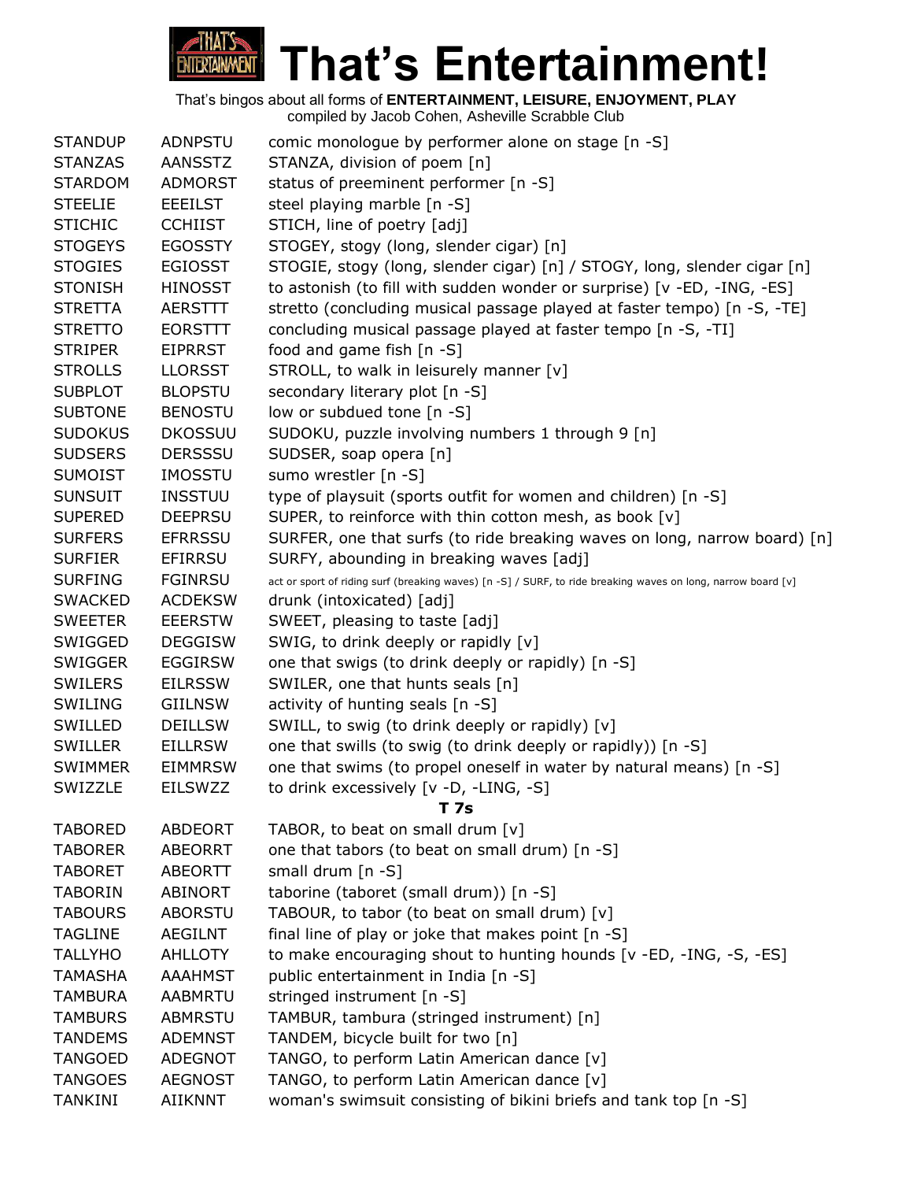# That's Entertainment!

That's bingos about all forms of **ENTERTAINMENT, LEISURE, ENJOYMENT, PLAY**
compiled by Jacob Cohen, Asheville Scrabble Club

| | | |
|---|---|---|
| STANDUP | ADNPSTU | comic monologue by performer alone on stage [n -S] |
| STANZAS | AANSSTZ | STANZA, division of poem [n] |
| STARDOM | ADMORST | status of preeminent performer [n -S] |
| STEELIE | EEEILST | steel playing marble [n -S] |
| STICHIC | CCHIIST | STICH, line of poetry [adj] |
| STOGEYS | EGOSSTY | STOGEY, stogy (long, slender cigar) [n] |
| STOGIES | EGIOSST | STOGIE, stogy (long, slender cigar) [n] / STOGY, long, slender cigar [n] |
| STONISH | HINOSST | to astonish (to fill with sudden wonder or surprise) [v -ED, -ING, -ES] |
| STRETTA | AERSTTT | stretto (concluding musical passage played at faster tempo) [n -S, -TE] |
| STRETTO | EORSTTT | concluding musical passage played at faster tempo [n -S, -TI] |
| STRIPER | EIPRRST | food and game fish [n -S] |
| STROLLS | LLORSST | STROLL, to walk in leisurely manner [v] |
| SUBPLOT | BLOPSTU | secondary literary plot [n -S] |
| SUBTONE | BENOSTU | low or subdued tone [n -S] |
| SUDOKUS | DKOSSUU | SUDOKU, puzzle involving numbers 1 through 9 [n] |
| SUDSERS | DERSSSU | SUDSER, soap opera [n] |
| SUMOIST | IMOSSTU | sumo wrestler [n -S] |
| SUNSUIT | INSSTUU | type of playsuit (sports outfit for women and children) [n -S] |
| SUPERED | DEEPRSU | SUPER, to reinforce with thin cotton mesh, as book [v] |
| SURFERS | EFRRSSU | SURFER, one that surfs (to ride breaking waves on long, narrow board) [n] |
| SURFIER | EFIRRSU | SURFY, abounding in breaking waves [adj] |
| SURFING | FGINRSU | act or sport of riding surf (breaking waves) [n -S] / SURF, to ride breaking waves on long, narrow board [v] |
| SWACKED | ACDEKSW | drunk (intoxicated) [adj] |
| SWEETER | EEERSTW | SWEET, pleasing to taste [adj] |
| SWIGGED | DEGGISW | SWIG, to drink deeply or rapidly [v] |
| SWIGGER | EGGIRSW | one that swigs (to drink deeply or rapidly) [n -S] |
| SWILERS | EILRSSW | SWILER, one that hunts seals [n] |
| SWILING | GIILNSW | activity of hunting seals [n -S] |
| SWILLED | DEILLSW | SWILL, to swig (to drink deeply or rapidly) [v] |
| SWILLER | EILLRSW | one that swills (to swig (to drink deeply or rapidly)) [n -S] |
| SWIMMER | EIMMRSW | one that swims (to propel oneself in water by natural means) [n -S] |
| SWIZZLE | EILSWZZ | to drink excessively [v -D, -LING, -S] |

**T 7s**

| | | |
|---|---|---|
| TABORED | ABDEORT | TABOR, to beat on small drum [v] |
| TABORER | ABEORRT | one that tabors (to beat on small drum) [n -S] |
| TABORET | ABEORTT | small drum [n -S] |
| TABORIN | ABINORT | taborine (taboret (small drum)) [n -S] |
| TABOURS | ABORSTU | TABOUR, to tabor (to beat on small drum) [v] |
| TAGLINE | AEGILNT | final line of play or joke that makes point [n -S] |
| TALLYHO | AHLLOTY | to make encouraging shout to hunting hounds [v -ED, -ING, -S, -ES] |
| TAMASHA | AAAHMST | public entertainment in India [n -S] |
| TAMBURA | AABMRTU | stringed instrument [n -S] |
| TAMBURS | ABMRSTU | TAMBUR, tambura (stringed instrument) [n] |
| TANDEMS | ADEMNST | TANDEM, bicycle built for two [n] |
| TANGOED | ADEGNOT | TANGO, to perform Latin American dance [v] |
| TANGOES | AEGNOST | TANGO, to perform Latin American dance [v] |
| TANKINI | AIIKNNT | woman's swimsuit consisting of bikini briefs and tank top [n -S] |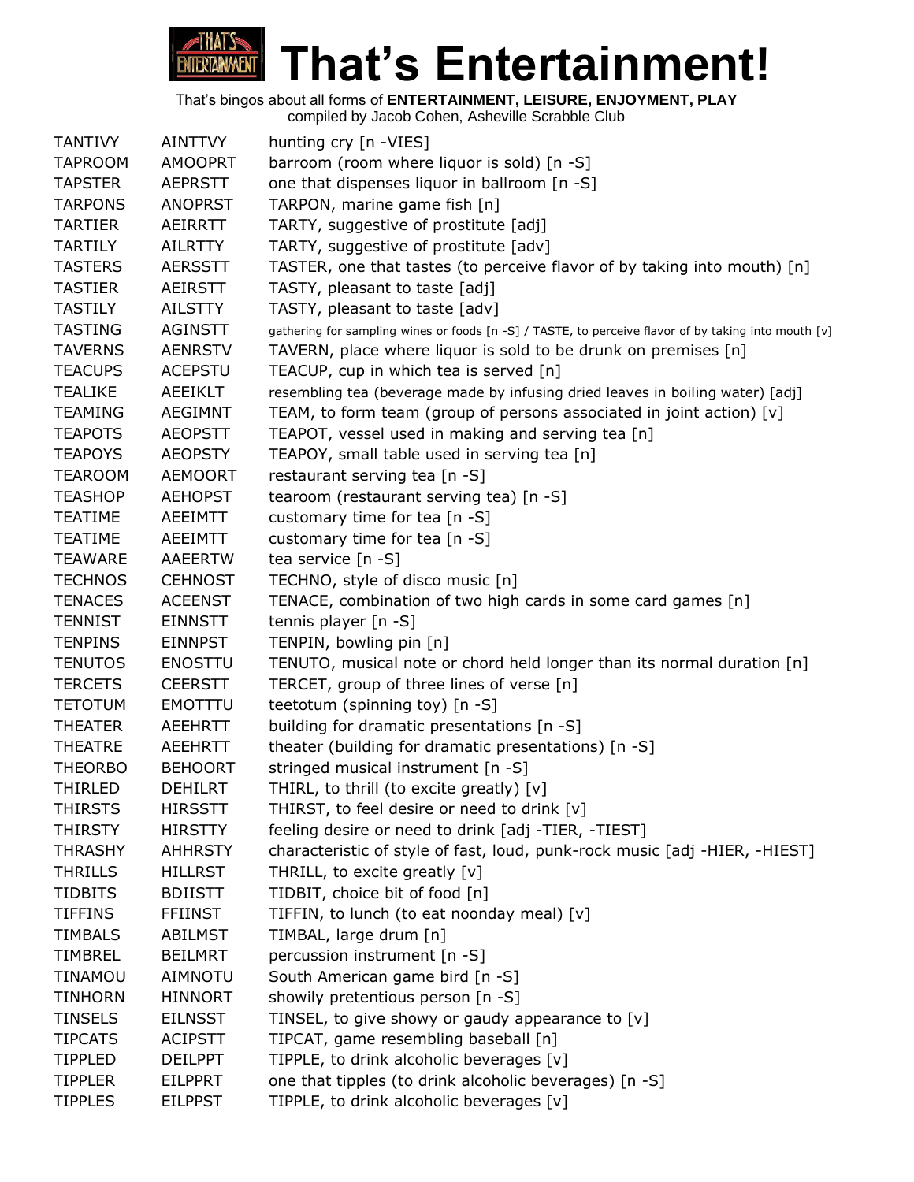# That's Entertainment!

That's bingos about all forms of **ENTERTAINMENT, LEISURE, ENJOYMENT, PLAY**
compiled by Jacob Cohen, Asheville Scrabble Club

| | | |
|---|---|---|
| TANTIVY | AINTTVY | hunting cry [n -VIES] |
| TAPROOM | AMOOPRT | barroom (room where liquor is sold) [n -S] |
| TAPSTER | AEPRSTT | one that dispenses liquor in ballroom [n -S] |
| TARPONS | ANOPRST | TARPON, marine game fish [n] |
| TARTIER | AEIRRTT | TARTY, suggestive of prostitute [adj] |
| TARTILY | AILRTTY | TARTY, suggestive of prostitute [adv] |
| TASTERS | AERSSTT | TASTER, one that tastes (to perceive flavor of by taking into mouth) [n] |
| TASTIER | AEIRSTT | TASTY, pleasant to taste [adj] |
| TASTILY | AILSTTY | TASTY, pleasant to taste [adv] |
| TASTING | AGINSTT | gathering for sampling wines or foods [n -S] / TASTE, to perceive flavor of by taking into mouth [v] |
| TAVERNS | AENRSTV | TAVERN, place where liquor is sold to be drunk on premises [n] |
| TEACUPS | ACEPSTU | TEACUP, cup in which tea is served [n] |
| TEALIKE | AEEIKLT | resembling tea (beverage made by infusing dried leaves in boiling water) [adj] |
| TEAMING | AEGIMNT | TEAM, to form team (group of persons associated in joint action) [v] |
| TEAPOTS | AEOPSTT | TEAPOT, vessel used in making and serving tea [n] |
| TEAPOYS | AEOPSTY | TEAPOY, small table used in serving tea [n] |
| TEAROOM | AEMOORT | restaurant serving tea [n -S] |
| TEASHOP | AEHOPST | tearoom (restaurant serving tea) [n -S] |
| TEATIME | AEEIMTT | customary time for tea [n -S] |
| TEATIME | AEEIMTT | customary time for tea [n -S] |
| TEAWARE | AAEERTW | tea service [n -S] |
| TECHNOS | CEHNOST | TECHNO, style of disco music [n] |
| TENACES | ACEENST | TENACE, combination of two high cards in some card games [n] |
| TENNIST | EINNSTT | tennis player [n -S] |
| TENPINS | EINNPST | TENPIN, bowling pin [n] |
| TENUTOS | ENOSTTU | TENUTO, musical note or chord held longer than its normal duration [n] |
| TERCETS | CEERSTT | TERCET, group of three lines of verse [n] |
| TETOTUM | EMOTTTU | teetotum (spinning toy) [n -S] |
| THEATER | AEEHRTT | building for dramatic presentations [n -S] |
| THEATRE | AEEHRTT | theater (building for dramatic presentations) [n -S] |
| THEORBO | BEHOORT | stringed musical instrument [n -S] |
| THIRLED | DEHILRT | THIRL, to thrill (to excite greatly) [v] |
| THIRSTS | HIRSSTT | THIRST, to feel desire or need to drink [v] |
| THIRSTY | HIRSTTY | feeling desire or need to drink [adj -TIER, -TIEST] |
| THRASHY | AHHRSTY | characteristic of style of fast, loud, punk-rock music [adj -HIER, -HIEST] |
| THRILLS | HILLRST | THRILL, to excite greatly [v] |
| TIDBITS | BDIISTT | TIDBIT, choice bit of food [n] |
| TIFFINS | FFIINST | TIFFIN, to lunch (to eat noonday meal) [v] |
| TIMBALS | ABILMST | TIMBAL, large drum [n] |
| TIMBREL | BEILMRT | percussion instrument [n -S] |
| TINAMOU | AIMNOTU | South American game bird [n -S] |
| TINHORN | HINNORT | showily pretentious person [n -S] |
| TINSELS | EILNSST | TINSEL, to give showy or gaudy appearance to [v] |
| TIPCATS | ACIPSTT | TIPCAT, game resembling baseball [n] |
| TIPPLED | DEILPPT | TIPPLE, to drink alcoholic beverages [v] |
| TIPPLER | EILPPRT | one that tipples (to drink alcoholic beverages) [n -S] |
| TIPPLES | EILPPST | TIPPLE, to drink alcoholic beverages [v] |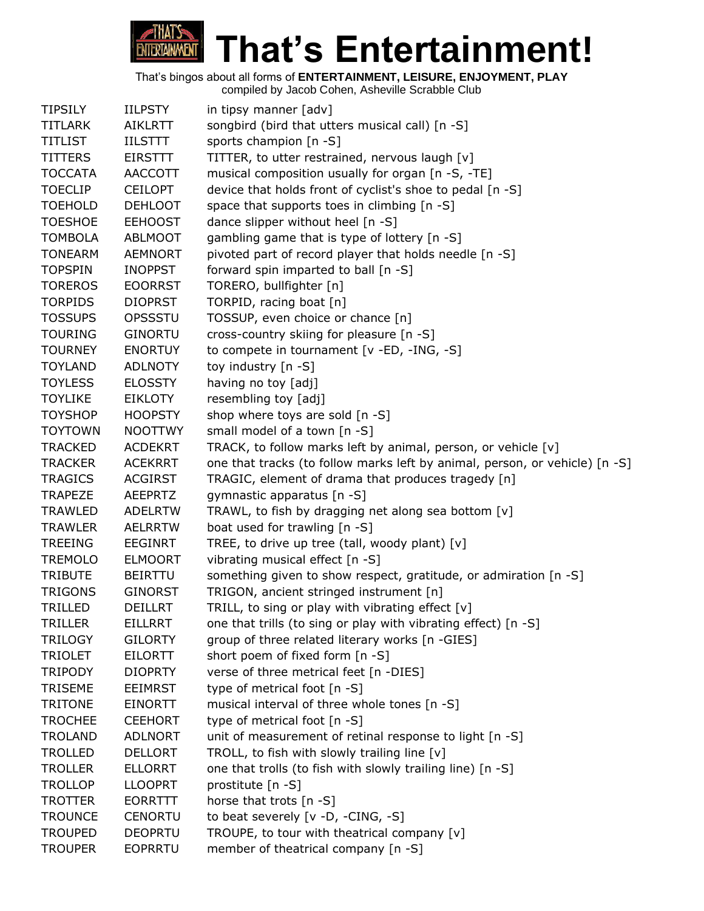# That's Entertainment!

That's bingos about all forms of **ENTERTAINMENT, LEISURE, ENJOYMENT, PLAY**
compiled by Jacob Cohen, Asheville Scrabble Club

| | | |
|---|---|---|
| TIPSILY | IILPSTY | in tipsy manner [adv] |
| TITLARK | AIKLRTT | songbird (bird that utters musical call) [n -S] |
| TITLIST | IILSTTT | sports champion [n -S] |
| TITTERS | EIRSTTT | TITTER, to utter restrained, nervous laugh [v] |
| TOCCATA | AACCOTT | musical composition usually for organ [n -S, -TE] |
| TOECLIP | CEILOPT | device that holds front of cyclist's shoe to pedal [n -S] |
| TOEHOLD | DEHLOOT | space that supports toes in climbing [n -S] |
| TOESHOE | EEHOOST | dance slipper without heel [n -S] |
| TOMBOLA | ABLMOOT | gambling game that is type of lottery [n -S] |
| TONEARM | AEMNORT | pivoted part of record player that holds needle [n -S] |
| TOPSPIN | INOPPST | forward spin imparted to ball [n -S] |
| TOREROS | EOORRST | TORERO, bullfighter [n] |
| TORPIDS | DIOPRST | TORPID, racing boat [n] |
| TOSSUPS | OPSSSTU | TOSSUP, even choice or chance [n] |
| TOURING | GINORTU | cross-country skiing for pleasure [n -S] |
| TOURNEY | ENORTUY | to compete in tournament [v -ED, -ING, -S] |
| TOYLAND | ADLNOTY | toy industry [n -S] |
| TOYLESS | ELOSSTY | having no toy [adj] |
| TOYLIKE | EIKLOTY | resembling toy [adj] |
| TOYSHOP | HOOPSTY | shop where toys are sold [n -S] |
| TOYTOWN | NOOTTWY | small model of a town [n -S] |
| TRACKED | ACDEKRT | TRACK, to follow marks left by animal, person, or vehicle [v] |
| TRACKER | ACEKRRT | one that tracks (to follow marks left by animal, person, or vehicle) [n -S] |
| TRAGICS | ACGIRST | TRAGIC, element of drama that produces tragedy [n] |
| TRAPEZE | AEEPRTZ | gymnastic apparatus [n -S] |
| TRAWLED | ADELRTW | TRAWL, to fish by dragging net along sea bottom [v] |
| TRAWLER | AELRRTW | boat used for trawling [n -S] |
| TREEING | EEGINRT | TREE, to drive up tree (tall, woody plant) [v] |
| TREMOLO | ELMOORT | vibrating musical effect [n -S] |
| TRIBUTE | BEIRTTU | something given to show respect, gratitude, or admiration [n -S] |
| TRIGONS | GINORST | TRIGON, ancient stringed instrument [n] |
| TRILLED | DEILLRT | TRILL, to sing or play with vibrating effect [v] |
| TRILLER | EILLRRT | one that trills (to sing or play with vibrating effect) [n -S] |
| TRILOGY | GILORTY | group of three related literary works [n -GIES] |
| TRIOLET | EILORTT | short poem of fixed form [n -S] |
| TRIPODY | DIOPRTY | verse of three metrical feet [n -DIES] |
| TRISEME | EEIMRST | type of metrical foot [n -S] |
| TRITONE | EINORTT | musical interval of three whole tones [n -S] |
| TROCHEE | CEEHORT | type of metrical foot [n -S] |
| TROLAND | ADLNORT | unit of measurement of retinal response to light [n -S] |
| TROLLED | DELLORT | TROLL, to fish with slowly trailing line [v] |
| TROLLER | ELLORRT | one that trolls (to fish with slowly trailing line) [n -S] |
| TROLLOP | LLOOPRT | prostitute [n -S] |
| TROTTER | EORRTTT | horse that trots [n -S] |
| TROUNCE | CENORTU | to beat severely [v -D, -CING, -S] |
| TROUPED | DEOPRTU | TROUPE, to tour with theatrical company [v] |
| TROUPER | EOPRRTU | member of theatrical company [n -S] |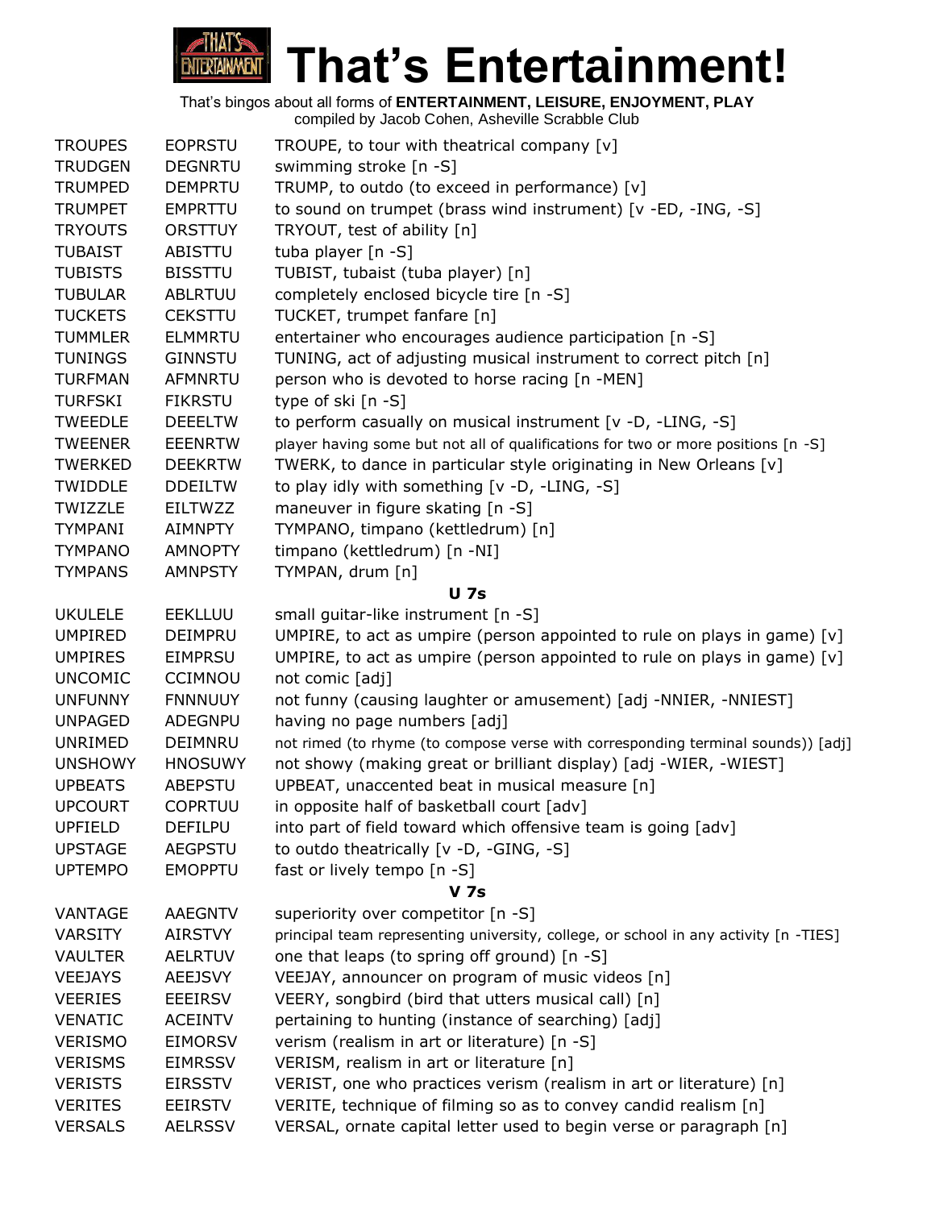# That's Entertainment!

That's bingos about all forms of **ENTERTAINMENT, LEISURE, ENJOYMENT, PLAY**
compiled by Jacob Cohen, Asheville Scrabble Club

| | | |
|---|---|---|
| TROUPES | EOPRSTU | TROUPE, to tour with theatrical company [v] |
| TRUDGEN | DEGNRTU | swimming stroke [n -S] |
| TRUMPED | DEMPRTU | TRUMP, to outdo (to exceed in performance) [v] |
| TRUMPET | EMPRTTU | to sound on trumpet (brass wind instrument) [v -ED, -ING, -S] |
| TRYOUTS | ORSTTUY | TRYOUT, test of ability [n] |
| TUBAIST | ABISTTU | tuba player [n -S] |
| TUBISTS | BISSTTU | TUBIST, tubaist (tuba player) [n] |
| TUBULAR | ABLRTUU | completely enclosed bicycle tire [n -S] |
| TUCKETS | CEKSTTU | TUCKET, trumpet fanfare [n] |
| TUMMLER | ELMMRTU | entertainer who encourages audience participation [n -S] |
| TUNINGS | GINNSTU | TUNING, act of adjusting musical instrument to correct pitch [n] |
| TURFMAN | AFMNRTU | person who is devoted to horse racing [n -MEN] |
| TURFSKI | FIKRSTU | type of ski [n -S] |
| TWEEDLE | DEEELTW | to perform casually on musical instrument [v -D, -LING, -S] |
| TWEENER | EEENRTW | player having some but not all of qualifications for two or more positions [n -S] |
| TWERKED | DEEKRTW | TWERK, to dance in particular style originating in New Orleans [v] |
| TWIDDLE | DDEILTW | to play idly with something [v -D, -LING, -S] |
| TWIZZLE | EILTWZZ | maneuver in figure skating [n -S] |
| TYMPANI | AIMNPTY | TYMPANO, timpano (kettledrum) [n] |
| TYMPANO | AMNOPTY | timpano (kettledrum) [n -NI] |
| TYMPANS | AMNPSTY | TYMPAN, drum [n] |

**U 7s**

| | | |
|---|---|---|
| UKULELE | EEKLLUU | small guitar-like instrument [n -S] |
| UMPIRED | DEIMPRU | UMPIRE, to act as umpire (person appointed to rule on plays in game) [v] |
| UMPIRES | EIMPRSU | UMPIRE, to act as umpire (person appointed to rule on plays in game) [v] |
| UNCOMIC | CCIMNOU | not comic [adj] |
| UNFUNNY | FNNNUUY | not funny (causing laughter or amusement) [adj -NNIER, -NNIEST] |
| UNPAGED | ADEGNPU | having no page numbers [adj] |
| UNRIMED | DEIMNRU | not rimed (to rhyme (to compose verse with corresponding terminal sounds)) [adj] |
| UNSHOWY | HNOSUWY | not showy (making great or brilliant display) [adj -WIER, -WIEST] |
| UPBEATS | ABEPSTU | UPBEAT, unaccented beat in musical measure [n] |
| UPCOURT | COPRTUU | in opposite half of basketball court [adv] |
| UPFIELD | DEFILPU | into part of field toward which offensive team is going [adv] |
| UPSTAGE | AEGPSTU | to outdo theatrically [v -D, -GING, -S] |
| UPTEMPO | EMOPPTU | fast or lively tempo [n -S] |

**V 7s**

| | | |
|---|---|---|
| VANTAGE | AAEGNTV | superiority over competitor [n -S] |
| VARSITY | AIRSTVY | principal team representing university, college, or school in any activity [n -TIES] |
| VAULTER | AELRTUV | one that leaps (to spring off ground) [n -S] |
| VEEJAYS | AEEJSVY | VEEJAY, announcer on program of music videos [n] |
| VEERIES | EEEIRSV | VEERY, songbird (bird that utters musical call) [n] |
| VENATIC | ACEINTV | pertaining to hunting (instance of searching) [adj] |
| VERISMO | EIMORSV | verism (realism in art or literature) [n -S] |
| VERISMS | EIMRSSV | VERISM, realism in art or literature [n] |
| VERISTS | EIRSSTV | VERIST, one who practices verism (realism in art or literature) [n] |
| VERITES | EEIRSTV | VERITE, technique of filming so as to convey candid realism [n] |
| VERSALS | AELRSSV | VERSAL, ornate capital letter used to begin verse or paragraph [n] |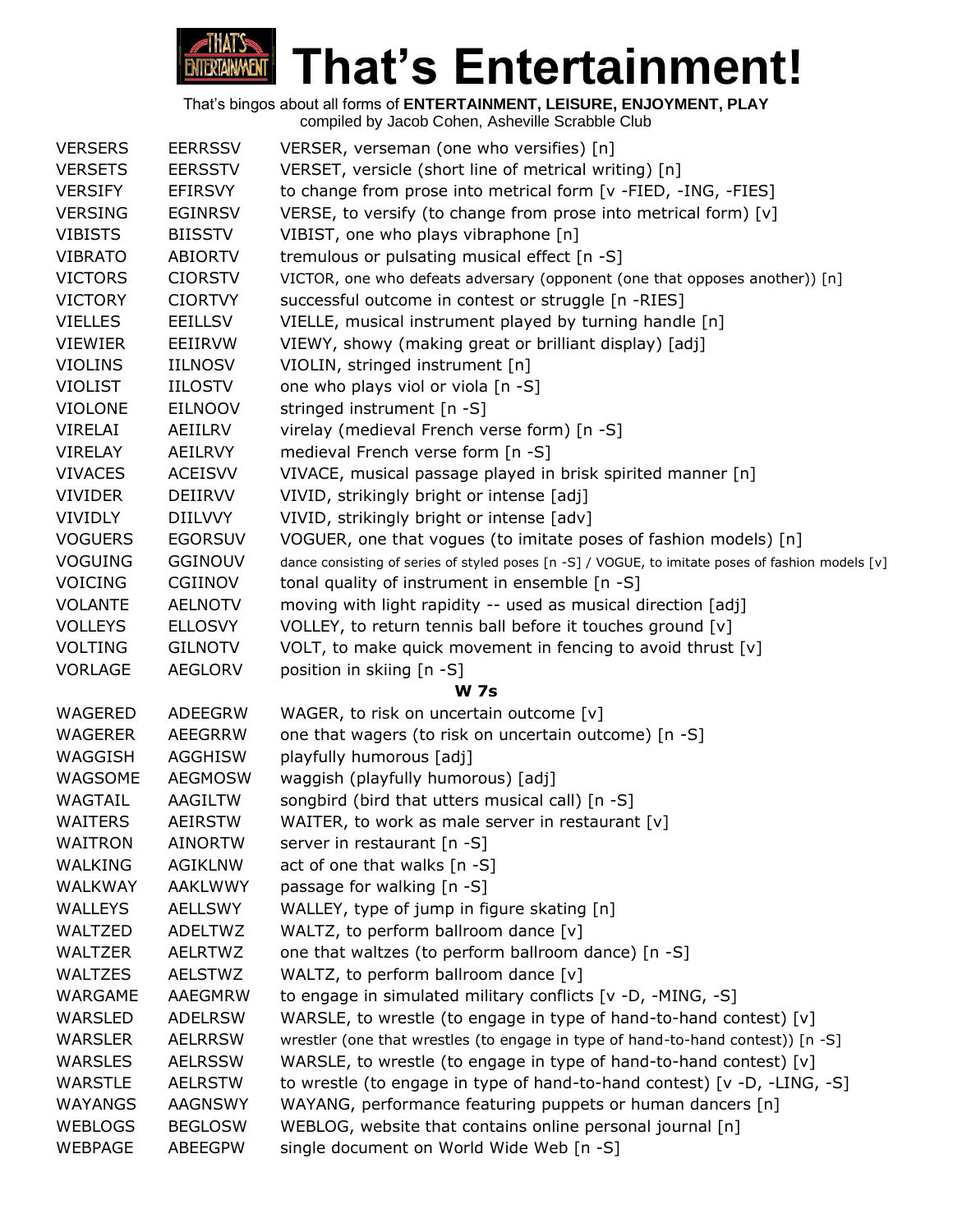# That's Entertainment!

That's bingos about all forms of **ENTERTAINMENT, LEISURE, ENJOYMENT, PLAY**
compiled by Jacob Cohen, Asheville Scrabble Club

| | | |
|---|---|---|
| VERSERS | EERRSSV | VERSER, verseman (one who versifies) [n] |
| VERSETS | EERSSTV | VERSET, versicle (short line of metrical writing) [n] |
| VERSIFY | EFIRSVY | to change from prose into metrical form [v -FIED, -ING, -FIES] |
| VERSING | EGINRSV | VERSE, to versify (to change from prose into metrical form) [v] |
| VIBISTS | BIISSTV | VIBIST, one who plays vibraphone [n] |
| VIBRATO | ABIORTV | tremulous or pulsating musical effect [n -S] |
| VICTORS | CIORSTV | VICTOR, one who defeats adversary (opponent (one that opposes another)) [n] |
| VICTORY | CIORTVY | successful outcome in contest or struggle [n -RIES] |
| VIELLES | EEILLSV | VIELLE, musical instrument played by turning handle [n] |
| VIEWIER | EEIIRVW | VIEWY, showy (making great or brilliant display) [adj] |
| VIOLINS | IILNOSV | VIOLIN, stringed instrument [n] |
| VIOLIST | IILOSTV | one who plays viol or viola [n -S] |
| VIOLONE | EILNOOV | stringed instrument [n -S] |
| VIRELAI | AEIILRV | virelay (medieval French verse form) [n -S] |
| VIRELAY | AEILRVY | medieval French verse form [n -S] |
| VIVACES | ACEISVV | VIVACE, musical passage played in brisk spirited manner [n] |
| VIVIDER | DEIIRVV | VIVID, strikingly bright or intense [adj] |
| VIVIDLY | DIILVVY | VIVID, strikingly bright or intense [adv] |
| VOGUERS | EGORSUV | VOGUER, one that vogues (to imitate poses of fashion models) [n] |
| VOGUING | GGINOUV | dance consisting of series of styled poses [n -S] / VOGUE, to imitate poses of fashion models [v] |
| VOICING | CGIINOV | tonal quality of instrument in ensemble [n -S] |
| VOLANTE | AELNOTV | moving with light rapidity -- used as musical direction [adj] |
| VOLLEYS | ELLOSVY | VOLLEY, to return tennis ball before it touches ground [v] |
| VOLTING | GILNOTV | VOLT, to make quick movement in fencing to avoid thrust [v] |
| VORLAGE | AEGLORV | position in skiing [n -S] |

### W 7s

| | | |
|---|---|---|
| WAGERED | ADEEGRW | WAGER, to risk on uncertain outcome [v] |
| WAGERER | AEEGRRW | one that wagers (to risk on uncertain outcome) [n -S] |
| WAGGISH | AGGHISW | playfully humorous [adj] |
| WAGSOME | AEGMOSW | waggish (playfully humorous) [adj] |
| WAGTAIL | AAGILTW | songbird (bird that utters musical call) [n -S] |
| WAITERS | AEIRSTW | WAITER, to work as male server in restaurant [v] |
| WAITRON | AINORTW | server in restaurant [n -S] |
| WALKING | AGIKLNW | act of one that walks [n -S] |
| WALKWAY | AAKLWWY | passage for walking [n -S] |
| WALLEYS | AELLSWY | WALLEY, type of jump in figure skating [n] |
| WALTZED | ADELTWZ | WALTZ, to perform ballroom dance [v] |
| WALTZER | AELRTWZ | one that waltzes (to perform ballroom dance) [n -S] |
| WALTZES | AELSTWZ | WALTZ, to perform ballroom dance [v] |
| WARGAME | AAEGMRW | to engage in simulated military conflicts [v -D, -MING, -S] |
| WARSLED | ADELRSW | WARSLE, to wrestle (to engage in type of hand-to-hand contest) [v] |
| WARSLER | AELRRSW | wrestler (one that wrestles (to engage in type of hand-to-hand contest)) [n -S] |
| WARSLES | AELRSSW | WARSLE, to wrestle (to engage in type of hand-to-hand contest) [v] |
| WARSTLE | AELRSTW | to wrestle (to engage in type of hand-to-hand contest) [v -D, -LING, -S] |
| WAYANGS | AAGNSWY | WAYANG, performance featuring puppets or human dancers [n] |
| WEBLOGS | BEGLOSW | WEBLOG, website that contains online personal journal [n] |
| WEBPAGE | ABEEGPW | single document on World Wide Web [n -S] |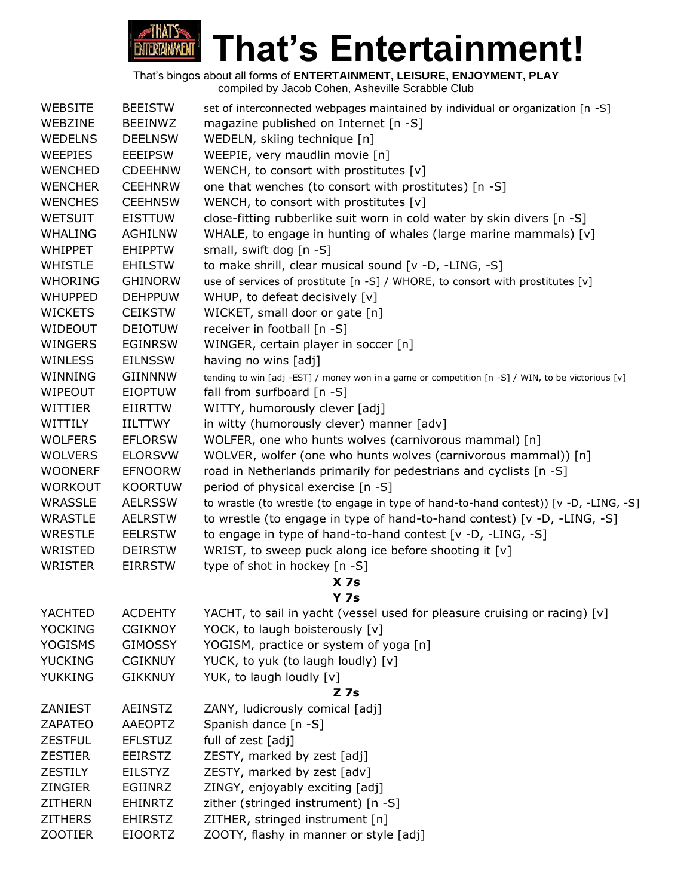# That's Entertainment!

That's bingos about all forms of **ENTERTAINMENT, LEISURE, ENJOYMENT, PLAY**
compiled by Jacob Cohen, Asheville Scrabble Club

| | | |
|---|---|---|
| WEBSITE | BEEISTW | set of interconnected webpages maintained by individual or organization [n -S] |
| WEBZINE | BEEINWZ | magazine published on Internet [n -S] |
| WEDELNS | DEELNSW | WEDELN, skiing technique [n] |
| WEEPIES | EEEIPSW | WEEPIE, very maudlin movie [n] |
| WENCHED | CDEEHNW | WENCH, to consort with prostitutes [v] |
| WENCHER | CEEHNRW | one that wenches (to consort with prostitutes) [n -S] |
| WENCHES | CEEHNSW | WENCH, to consort with prostitutes [v] |
| WETSUIT | EISTTUW | close-fitting rubberlike suit worn in cold water by skin divers [n -S] |
| WHALING | AGHILNW | WHALE, to engage in hunting of whales (large marine mammals) [v] |
| WHIPPET | EHIPPTW | small, swift dog [n -S] |
| WHISTLE | EHILSTW | to make shrill, clear musical sound [v -D, -LING, -S] |
| WHORING | GHINORW | use of services of prostitute [n -S] / WHORE, to consort with prostitutes [v] |
| WHUPPED | DEHPPUW | WHUP, to defeat decisively [v] |
| WICKETS | CEIKSTW | WICKET, small door or gate [n] |
| WIDEOUT | DEIOTUW | receiver in football [n -S] |
| WINGERS | EGINRSW | WINGER, certain player in soccer [n] |
| WINLESS | EILNSSW | having no wins [adj] |
| WINNING | GIINNNW | tending to win [adj -EST] / money won in a game or competition [n -S] / WIN, to be victorious [v] |
| WIPEOUT | EIOPTUW | fall from surfboard [n -S] |
| WITTIER | EIIRTTW | WITTY, humorously clever [adj] |
| WITTILY | IILTTWY | in witty (humorously clever) manner [adv] |
| WOLFERS | EFLORSW | WOLFER, one who hunts wolves (carnivorous mammal) [n] |
| WOLVERS | ELORSVW | WOLVER, wolfer (one who hunts wolves (carnivorous mammal)) [n] |
| WOONERF | EFNOORW | road in Netherlands primarily for pedestrians and cyclists [n -S] |
| WORKOUT | KOORTUW | period of physical exercise [n -S] |
| WRASSLE | AELRSSW | to wrastle (to wrestle (to engage in type of hand-to-hand contest)) [v -D, -LING, -S] |
| WRASTLE | AELRSTW | to wrestle (to engage in type of hand-to-hand contest) [v -D, -LING, -S] |
| WRESTLE | EELRSTW | to engage in type of hand-to-hand contest [v -D, -LING, -S] |
| WRISTED | DEIRSTW | WRIST, to sweep puck along ice before shooting it [v] |
| WRISTER | EIRRSTW | type of shot in hockey [n -S] |

### X 7s

### Y 7s

| | | |
|---|---|---|
| YACHTED | ACDEHTY | YACHT, to sail in yacht (vessel used for pleasure cruising or racing) [v] |
| YOCKING | CGIKNOY | YOCK, to laugh boisterously [v] |
| YOGISMS | GIMOSSY | YOGISM, practice or system of yoga [n] |
| YUCKING | CGIKNUY | YUCK, to yuk (to laugh loudly) [v] |
| YUKKING | GIKKNUY | YUK, to laugh loudly [v] |

### Z 7s

| | | |
|---|---|---|
| ZANIEST | AEINSTZ | ZANY, ludicrously comical [adj] |
| ZAPATEO | AAEOPTZ | Spanish dance [n -S] |
| ZESTFUL | EFLSTUZ | full of zest [adj] |
| ZESTIER | EEIRSTZ | ZESTY, marked by zest [adj] |
| ZESTILY | EILSTYZ | ZESTY, marked by zest [adv] |
| ZINGIER | EGIINRZ | ZINGY, enjoyably exciting [adj] |
| ZITHERN | EHINRTZ | zither (stringed instrument) [n -S] |
| ZITHERS | EHIRSTZ | ZITHER, stringed instrument [n] |
| ZOOTIER | EIOORTZ | ZOOTY, flashy in manner or style [adj] |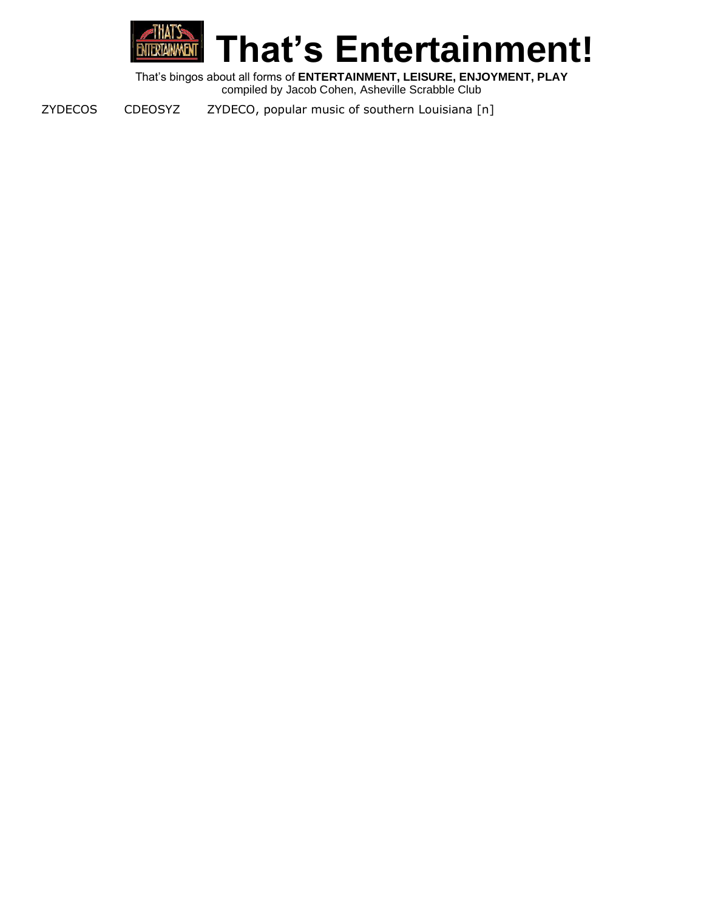# That's Entertainment!

That's bingos about all forms of **ENTERTAINMENT, LEISURE, ENJOYMENT, PLAY**
compiled by Jacob Cohen, Asheville Scrabble Club

| | | |
|---|---|---|
| ZYDECOS | CDEOSYZ | ZYDECO, popular music of southern Louisiana [n] |